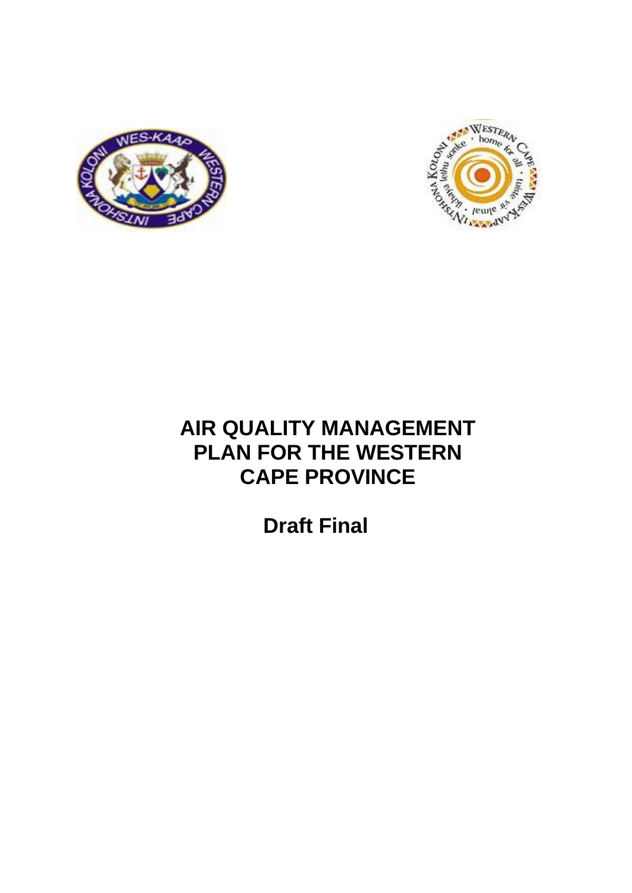# AIR QUALITY MANAGEMENT PLAN FOR THE WESTERN CAPE PROVINCE

## Draft Final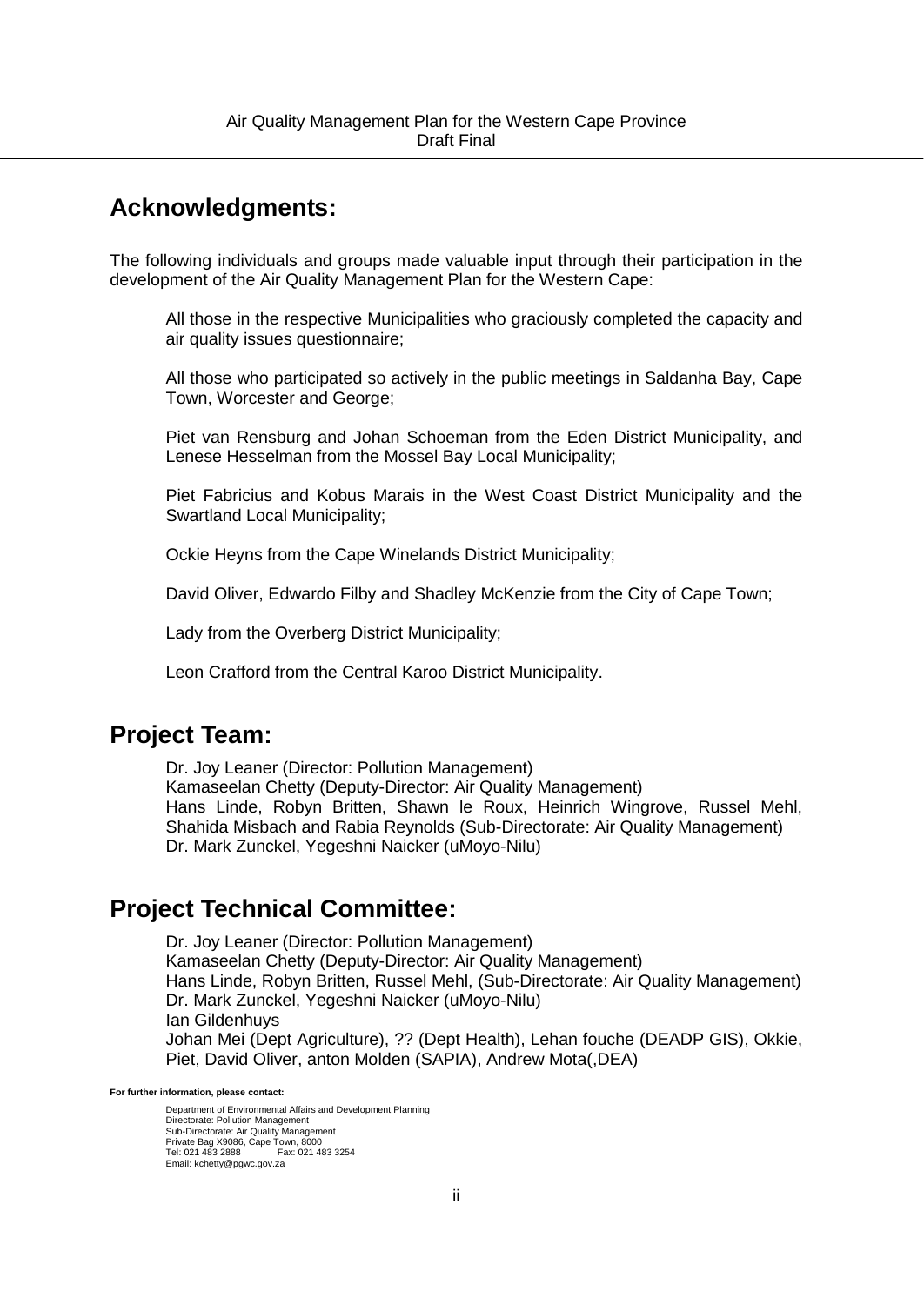## Acknowledgments:

The following individuals and groups made valuable input through their participation in the development of the Air Quality Management Plan for the Western Cape:

All those in the respective Municipalities who graciously completed the capacity and air quality issues questionnaire;

All those who participated so actively in the public meetings in Saldanha Bay, Cape Town, Worcester and George;

Piet van Rensburg and Johan Schoeman from the Eden District Municipality, and Lenese Hesselman from the Mossel Bay Local Municipality;

Piet Fabricius and Kobus Marais in the West Coast District Municipality and the Swartland Local Municipality;

Ockie Heyns from the Cape Winelands District Municipality;

David Oliver, Edwardo Filby and Shadley McKenzie from the City of Cape Town;

Lady from the Overberg District Municipality;

Leon Crafford from the Central Karoo District Municipality.

## Project Team:

Dr. Joy Leaner (Director: Pollution Management)
Kamaseelan Chetty (Deputy-Director: Air Quality Management)
Hans Linde, Robyn Britten, Shawn le Roux, Heinrich Wingrove, Russel Mehl, Shahida Misbach and Rabia Reynolds (Sub-Directorate: Air Quality Management)
Dr. Mark Zunckel, Yegeshni Naicker (uMoyo-Nilu)

## Project Technical Committee:

Dr. Joy Leaner (Director: Pollution Management)
Kamaseelan Chetty (Deputy-Director: Air Quality Management)
Hans Linde, Robyn Britten, Russel Mehl, (Sub-Directorate: Air Quality Management)
Dr. Mark Zunckel, Yegeshni Naicker (uMoyo-Nilu)
Ian Gildenhuys
Johan Mei (Dept Agriculture), ?? (Dept Health), Lehan fouche (DEADP GIS), Okkie, Piet, David Oliver, anton Molden (SAPIA), Andrew Mota(,DEA)

**For further information, please contact:**

Department of Environmental Affairs and Development Planning
Directorate: Pollution Management
Sub-Directorate: Air Quality Management
Private Bag X9086, Cape Town, 8000
Tel: 021 483 2888 Fax: 021 483 3254
Email: kchetty@pgwc.gov.za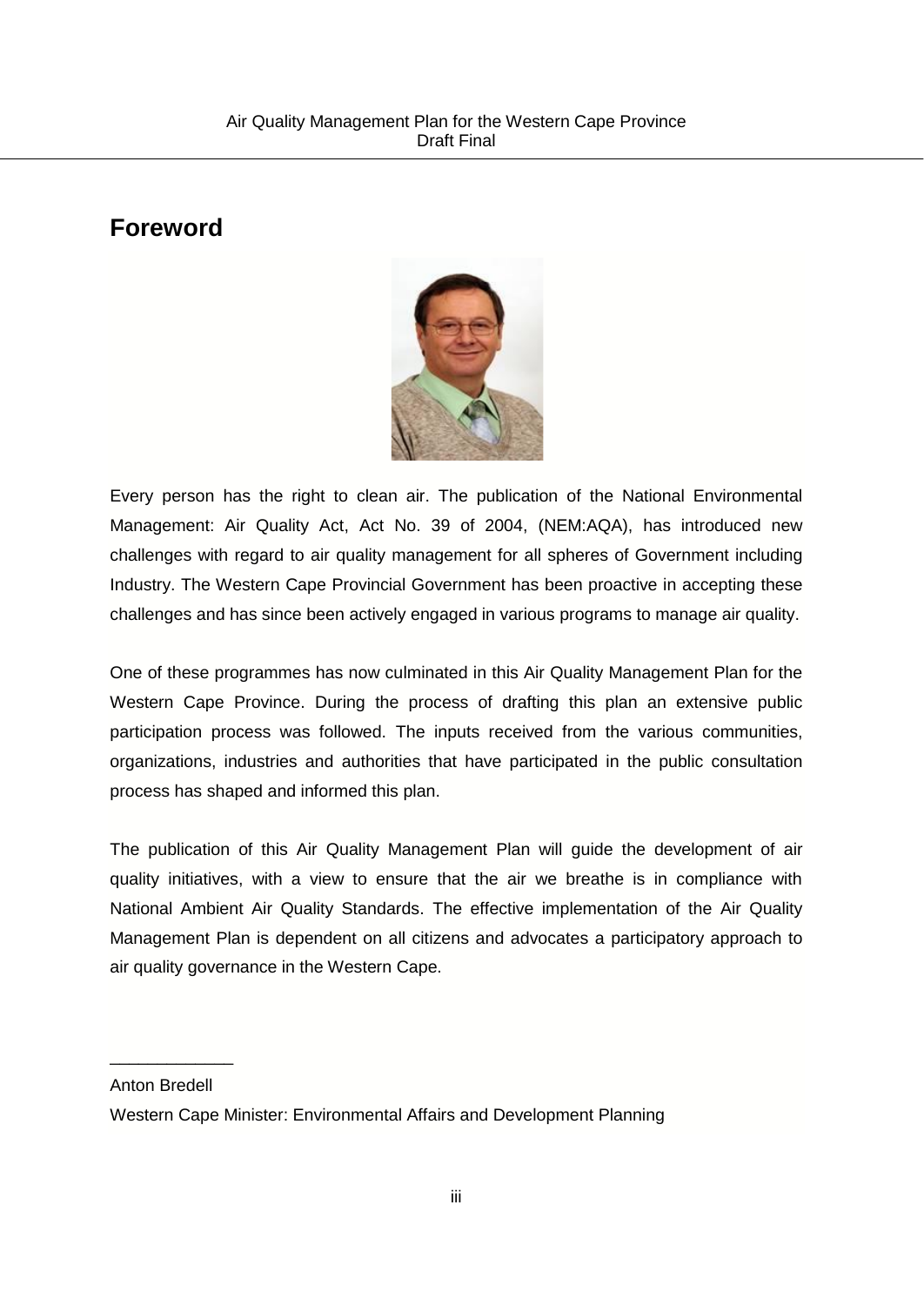# Foreword

Every person has the right to clean air. The publication of the National Environmental Management: Air Quality Act, Act No. 39 of 2004, (NEM:AQA), has introduced new challenges with regard to air quality management for all spheres of Government including Industry. The Western Cape Provincial Government has been proactive in accepting these challenges and has since been actively engaged in various programs to manage air quality.

One of these programmes has now culminated in this Air Quality Management Plan for the Western Cape Province. During the process of drafting this plan an extensive public participation process was followed. The inputs received from the various communities, organizations, industries and authorities that have participated in the public consultation process has shaped and informed this plan.

The publication of this Air Quality Management Plan will guide the development of air quality initiatives, with a view to ensure that the air we breathe is in compliance with National Ambient Air Quality Standards. The effective implementation of the Air Quality Management Plan is dependent on all citizens and advocates a participatory approach to air quality governance in the Western Cape.

\_\_\_\_\_\_\_\_\_\_\_\_\_

Anton Bredell

Western Cape Minister: Environmental Affairs and Development Planning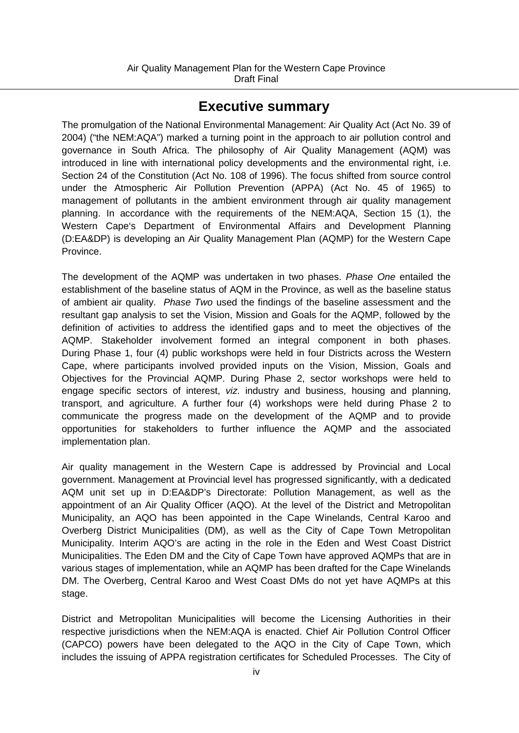# Executive summary

The promulgation of the National Environmental Management: Air Quality Act (Act No. 39 of 2004) ("the NEM:AQA") marked a turning point in the approach to air pollution control and governance in South Africa. The philosophy of Air Quality Management (AQM) was introduced in line with international policy developments and the environmental right, i.e. Section 24 of the Constitution (Act No. 108 of 1996). The focus shifted from source control under the Atmospheric Air Pollution Prevention (APPA) (Act No. 45 of 1965) to management of pollutants in the ambient environment through air quality management planning. In accordance with the requirements of the NEM:AQA, Section 15 (1), the Western Cape's Department of Environmental Affairs and Development Planning (D:EA&DP) is developing an Air Quality Management Plan (AQMP) for the Western Cape Province.

The development of the AQMP was undertaken in two phases. *Phase One* entailed the establishment of the baseline status of AQM in the Province, as well as the baseline status of ambient air quality. *Phase Two* used the findings of the baseline assessment and the resultant gap analysis to set the Vision, Mission and Goals for the AQMP, followed by the definition of activities to address the identified gaps and to meet the objectives of the AQMP. Stakeholder involvement formed an integral component in both phases. During Phase 1, four (4) public workshops were held in four Districts across the Western Cape, where participants involved provided inputs on the Vision, Mission, Goals and Objectives for the Provincial AQMP. During Phase 2, sector workshops were held to engage specific sectors of interest, *viz.* industry and business, housing and planning, transport, and agriculture. A further four (4) workshops were held during Phase 2 to communicate the progress made on the development of the AQMP and to provide opportunities for stakeholders to further influence the AQMP and the associated implementation plan.

Air quality management in the Western Cape is addressed by Provincial and Local government. Management at Provincial level has progressed significantly, with a dedicated AQM unit set up in D:EA&DP's Directorate: Pollution Management, as well as the appointment of an Air Quality Officer (AQO). At the level of the District and Metropolitan Municipality, an AQO has been appointed in the Cape Winelands, Central Karoo and Overberg District Municipalities (DM), as well as the City of Cape Town Metropolitan Municipality. Interim AQO's are acting in the role in the Eden and West Coast District Municipalities. The Eden DM and the City of Cape Town have approved AQMPs that are in various stages of implementation, while an AQMP has been drafted for the Cape Winelands DM. The Overberg, Central Karoo and West Coast DMs do not yet have AQMPs at this stage.

District and Metropolitan Municipalities will become the Licensing Authorities in their respective jurisdictions when the NEM:AQA is enacted. Chief Air Pollution Control Officer (CAPCO) powers have been delegated to the AQO in the City of Cape Town, which includes the issuing of APPA registration certificates for Scheduled Processes. The City of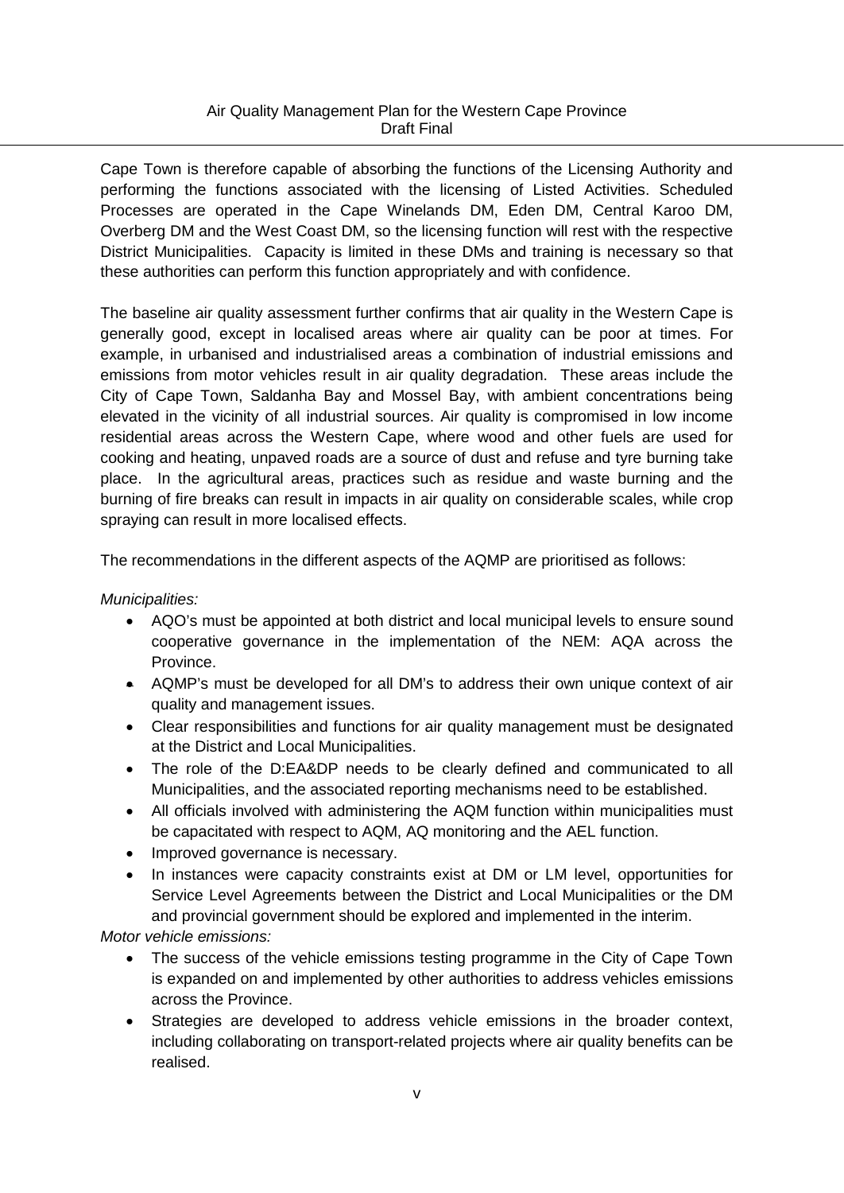Cape Town is therefore capable of absorbing the functions of the Licensing Authority and performing the functions associated with the licensing of Listed Activities. Scheduled Processes are operated in the Cape Winelands DM, Eden DM, Central Karoo DM, Overberg DM and the West Coast DM, so the licensing function will rest with the respective District Municipalities. Capacity is limited in these DMs and training is necessary so that these authorities can perform this function appropriately and with confidence.

The baseline air quality assessment further confirms that air quality in the Western Cape is generally good, except in localised areas where air quality can be poor at times. For example, in urbanised and industrialised areas a combination of industrial emissions and emissions from motor vehicles result in air quality degradation. These areas include the City of Cape Town, Saldanha Bay and Mossel Bay, with ambient concentrations being elevated in the vicinity of all industrial sources. Air quality is compromised in low income residential areas across the Western Cape, where wood and other fuels are used for cooking and heating, unpaved roads are a source of dust and refuse and tyre burning take place. In the agricultural areas, practices such as residue and waste burning and the burning of fire breaks can result in impacts in air quality on considerable scales, while crop spraying can result in more localised effects.

The recommendations in the different aspects of the AQMP are prioritised as follows:

*Municipalities:*

- AQO's must be appointed at both district and local municipal levels to ensure sound cooperative governance in the implementation of the NEM: AQA across the Province.
- AQMP's must be developed for all DM's to address their own unique context of air quality and management issues.
- Clear responsibilities and functions for air quality management must be designated at the District and Local Municipalities.
- The role of the D:EA&DP needs to be clearly defined and communicated to all Municipalities, and the associated reporting mechanisms need to be established.
- All officials involved with administering the AQM function within municipalities must be capacitated with respect to AQM, AQ monitoring and the AEL function.
- Improved governance is necessary.
- In instances were capacity constraints exist at DM or LM level, opportunities for Service Level Agreements between the District and Local Municipalities or the DM and provincial government should be explored and implemented in the interim.

*Motor vehicle emissions:*

- The success of the vehicle emissions testing programme in the City of Cape Town is expanded on and implemented by other authorities to address vehicles emissions across the Province.
- Strategies are developed to address vehicle emissions in the broader context, including collaborating on transport-related projects where air quality benefits can be realised.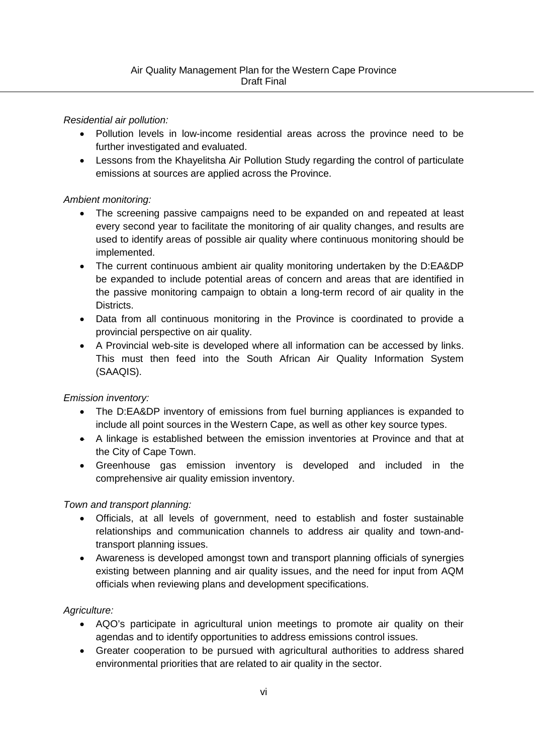*Residential air pollution:*

- Pollution levels in low-income residential areas across the province need to be further investigated and evaluated.
- Lessons from the Khayelitsha Air Pollution Study regarding the control of particulate emissions at sources are applied across the Province.

*Ambient monitoring:*

- The screening passive campaigns need to be expanded on and repeated at least every second year to facilitate the monitoring of air quality changes, and results are used to identify areas of possible air quality where continuous monitoring should be implemented.
- The current continuous ambient air quality monitoring undertaken by the D:EA&DP be expanded to include potential areas of concern and areas that are identified in the passive monitoring campaign to obtain a long-term record of air quality in the Districts.
- Data from all continuous monitoring in the Province is coordinated to provide a provincial perspective on air quality.
- A Provincial web-site is developed where all information can be accessed by links. This must then feed into the South African Air Quality Information System (SAAQIS).

*Emission inventory:*

- The D:EA&DP inventory of emissions from fuel burning appliances is expanded to include all point sources in the Western Cape, as well as other key source types.
- A linkage is established between the emission inventories at Province and that at the City of Cape Town.
- Greenhouse gas emission inventory is developed and included in the comprehensive air quality emission inventory.

*Town and transport planning:*

- Officials, at all levels of government, need to establish and foster sustainable relationships and communication channels to address air quality and town-and-transport planning issues.
- Awareness is developed amongst town and transport planning officials of synergies existing between planning and air quality issues, and the need for input from AQM officials when reviewing plans and development specifications.

*Agriculture:*

- AQO's participate in agricultural union meetings to promote air quality on their agendas and to identify opportunities to address emissions control issues.
- Greater cooperation to be pursued with agricultural authorities to address shared environmental priorities that are related to air quality in the sector.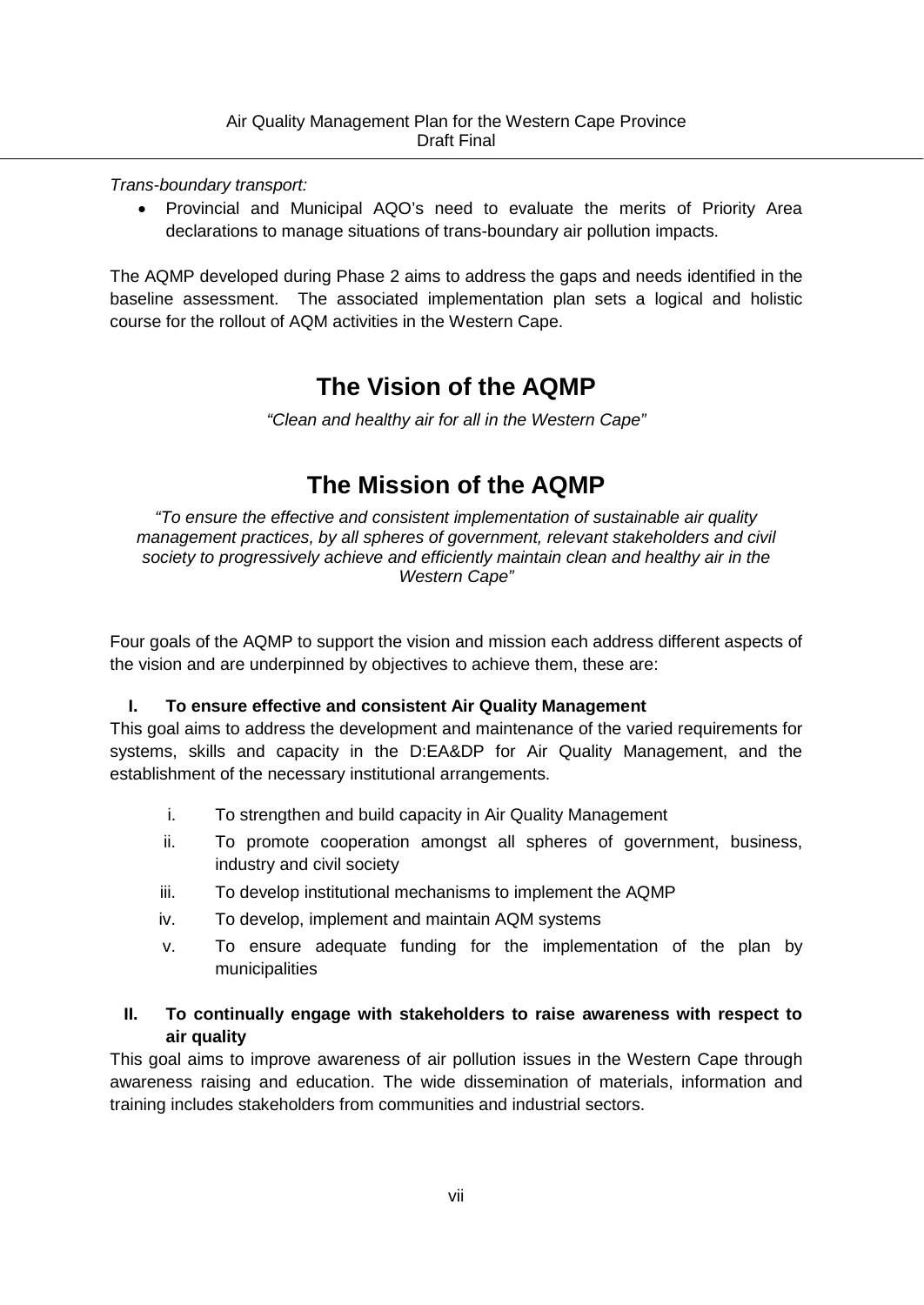*Trans-boundary transport:*

- Provincial and Municipal AQO's need to evaluate the merits of Priority Area declarations to manage situations of trans-boundary air pollution impacts.

The AQMP developed during Phase 2 aims to address the gaps and needs identified in the baseline assessment. The associated implementation plan sets a logical and holistic course for the rollout of AQM activities in the Western Cape.

# The Vision of the AQMP

*"Clean and healthy air for all in the Western Cape"*

# The Mission of the AQMP

*"To ensure the effective and consistent implementation of sustainable air quality management practices, by all spheres of government, relevant stakeholders and civil society to progressively achieve and efficiently maintain clean and healthy air in the Western Cape"*

Four goals of the AQMP to support the vision and mission each address different aspects of the vision and are underpinned by objectives to achieve them, these are:

**I. To ensure effective and consistent Air Quality Management**

This goal aims to address the development and maintenance of the varied requirements for systems, skills and capacity in the D:EA&DP for Air Quality Management, and the establishment of the necessary institutional arrangements.

i. To strengthen and build capacity in Air Quality Management

ii. To promote cooperation amongst all spheres of government, business, industry and civil society

iii. To develop institutional mechanisms to implement the AQMP

iv. To develop, implement and maintain AQM systems

v. To ensure adequate funding for the implementation of the plan by municipalities

**II. To continually engage with stakeholders to raise awareness with respect to air quality**

This goal aims to improve awareness of air pollution issues in the Western Cape through awareness raising and education. The wide dissemination of materials, information and training includes stakeholders from communities and industrial sectors.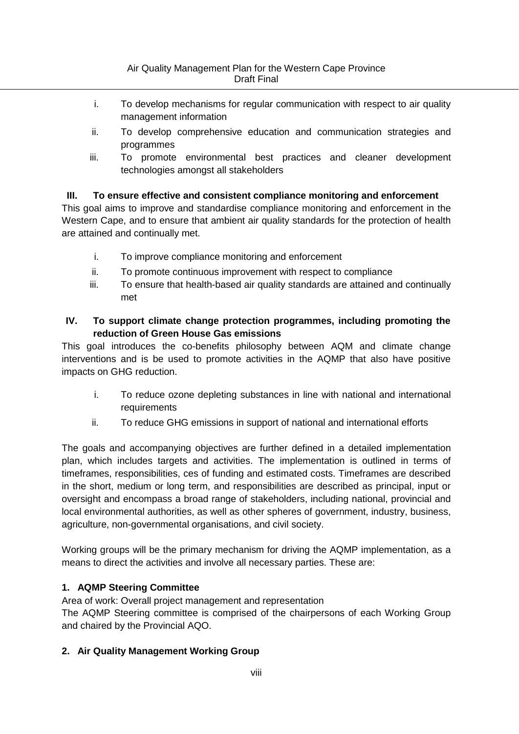i. To develop mechanisms for regular communication with respect to air quality management information
ii. To develop comprehensive education and communication strategies and programmes
iii. To promote environmental best practices and cleaner development technologies amongst all stakeholders

**III. To ensure effective and consistent compliance monitoring and enforcement**

This goal aims to improve and standardise compliance monitoring and enforcement in the Western Cape, and to ensure that ambient air quality standards for the protection of health are attained and continually met.

i. To improve compliance monitoring and enforcement
ii. To promote continuous improvement with respect to compliance
iii. To ensure that health-based air quality standards are attained and continually met

**IV. To support climate change protection programmes, including promoting the reduction of Green House Gas emissions**

This goal introduces the co-benefits philosophy between AQM and climate change interventions and is be used to promote activities in the AQMP that also have positive impacts on GHG reduction.

i. To reduce ozone depleting substances in line with national and international requirements
ii. To reduce GHG emissions in support of national and international efforts

The goals and accompanying objectives are further defined in a detailed implementation plan, which includes targets and activities. The implementation is outlined in terms of timeframes, responsibilities, ces of funding and estimated costs. Timeframes are described in the short, medium or long term, and responsibilities are described as principal, input or oversight and encompass a broad range of stakeholders, including national, provincial and local environmental authorities, as well as other spheres of government, industry, business, agriculture, non-governmental organisations, and civil society.

Working groups will be the primary mechanism for driving the AQMP implementation, as a means to direct the activities and involve all necessary parties. These are:

**1. AQMP Steering Committee**

Area of work: Overall project management and representation

The AQMP Steering committee is comprised of the chairpersons of each Working Group and chaired by the Provincial AQO.

**2. Air Quality Management Working Group**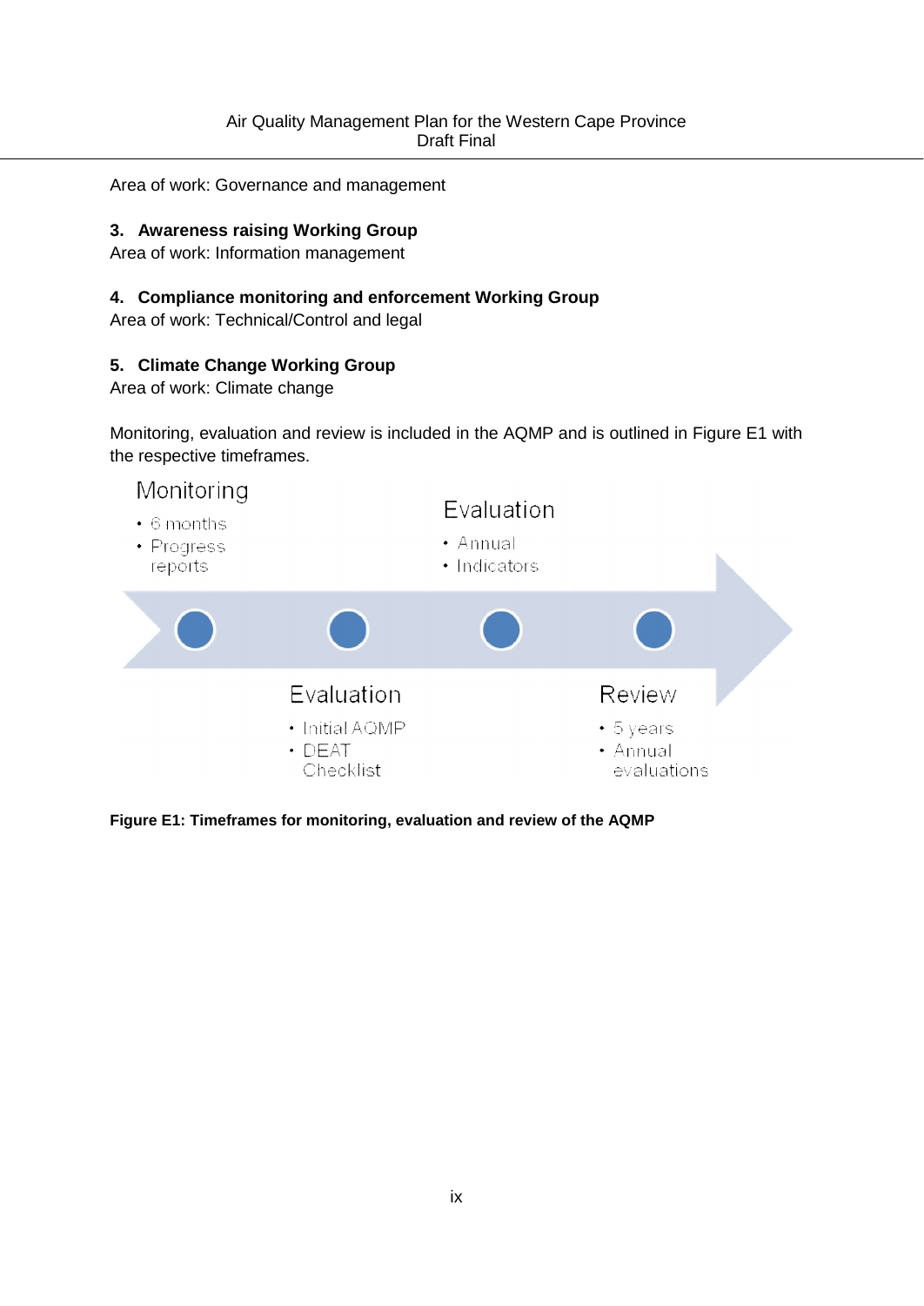Area of work: Governance and management

**3. Awareness raising Working Group**
Area of work: Information management

**4. Compliance monitoring and enforcement Working Group**
Area of work: Technical/Control and legal

**5. Climate Change Working Group**
Area of work: Climate change

Monitoring, evaluation and review is included in the AQMP and is outlined in Figure E1 with the respective timeframes.

Monitoring
- 6 months
- Progress reports

Evaluation
- Annual
- Indicators

Evaluation
- Initial AQMP
- DEAT Checklist

Review
- 5 years
- Annual evaluations

**Figure E1: Timeframes for monitoring, evaluation and review of the AQMP**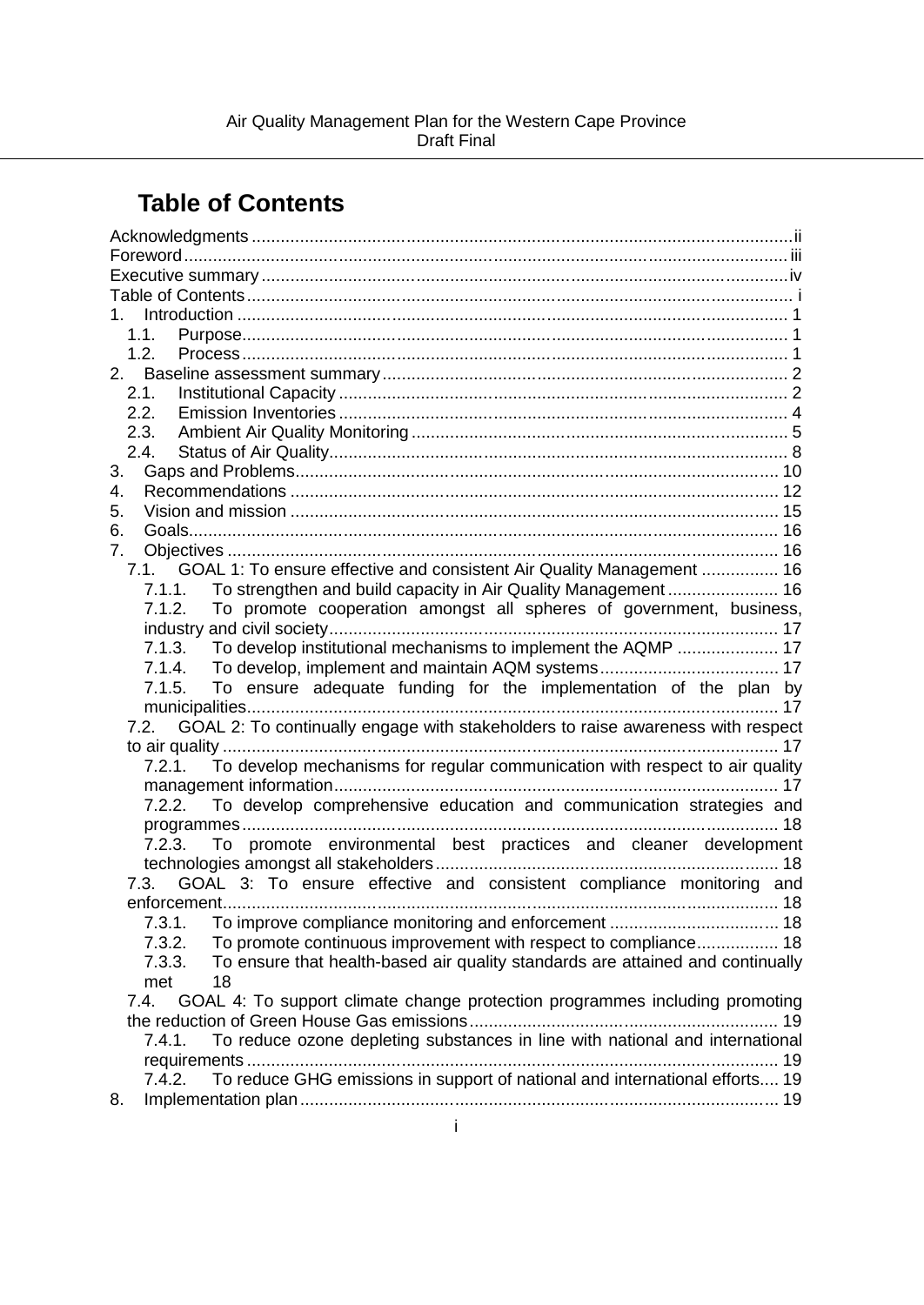# Table of Contents

Acknowledgments ........................................................................................................ii
Foreword........................................................................................................ iii
Executive summary ........................................................................................................iv
Table of Contents ........................................................................................................ i
1. Introduction ........................................................................................................ 1
   1.1. Purpose........................................................................................................ 1
   1.2. Process........................................................................................................ 1
2. Baseline assessment summary ........................................................................................................ 2
   2.1. Institutional Capacity ........................................................................................................ 2
   2.2. Emission Inventories ........................................................................................................ 4
   2.3. Ambient Air Quality Monitoring ........................................................................................................ 5
   2.4. Status of Air Quality........................................................................................................ 8
3. Gaps and Problems........................................................................................................ 10
4. Recommendations ........................................................................................................ 12
5. Vision and mission ........................................................................................................ 15
6. Goals........................................................................................................ 16
7. Objectives ........................................................................................................ 16
   7.1. GOAL 1: To ensure effective and consistent Air Quality Management ................ 16
      7.1.1. To strengthen and build capacity in Air Quality Management ....................... 16
      7.1.2. To promote cooperation amongst all spheres of government, business, industry and civil society........................................................................................................ 17
      7.1.3. To develop institutional mechanisms to implement the AQMP ..................... 17
      7.1.4. To develop, implement and maintain AQM systems........................................ 17
      7.1.5. To ensure adequate funding for the implementation of the plan by municipalities........................................................................................................ 17
   7.2. GOAL 2: To continually engage with stakeholders to raise awareness with respect to air quality ........................................................................................................ 17
      7.2.1. To develop mechanisms for regular communication with respect to air quality management information........................................................................................................ 17
      7.2.2. To develop comprehensive education and communication strategies and programmes........................................................................................................ 18
      7.2.3. To promote environmental best practices and cleaner development technologies amongst all stakeholders........................................................................................................ 18
   7.3. GOAL 3: To ensure effective and consistent compliance monitoring and enforcement........................................................................................................ 18
      7.3.1. To improve compliance monitoring and enforcement ................................... 18
      7.3.2. To promote continuous improvement with respect to compliance................. 18
      7.3.3. To ensure that health-based air quality standards are attained and continually met 18
   7.4. GOAL 4: To support climate change protection programmes including promoting the reduction of Green House Gas emissions........................................................................................................ 19
      7.4.1. To reduce ozone depleting substances in line with national and international requirements........................................................................................................ 19
      7.4.2. To reduce GHG emissions in support of national and international efforts.... 19
8. Implementation plan........................................................................................................ 19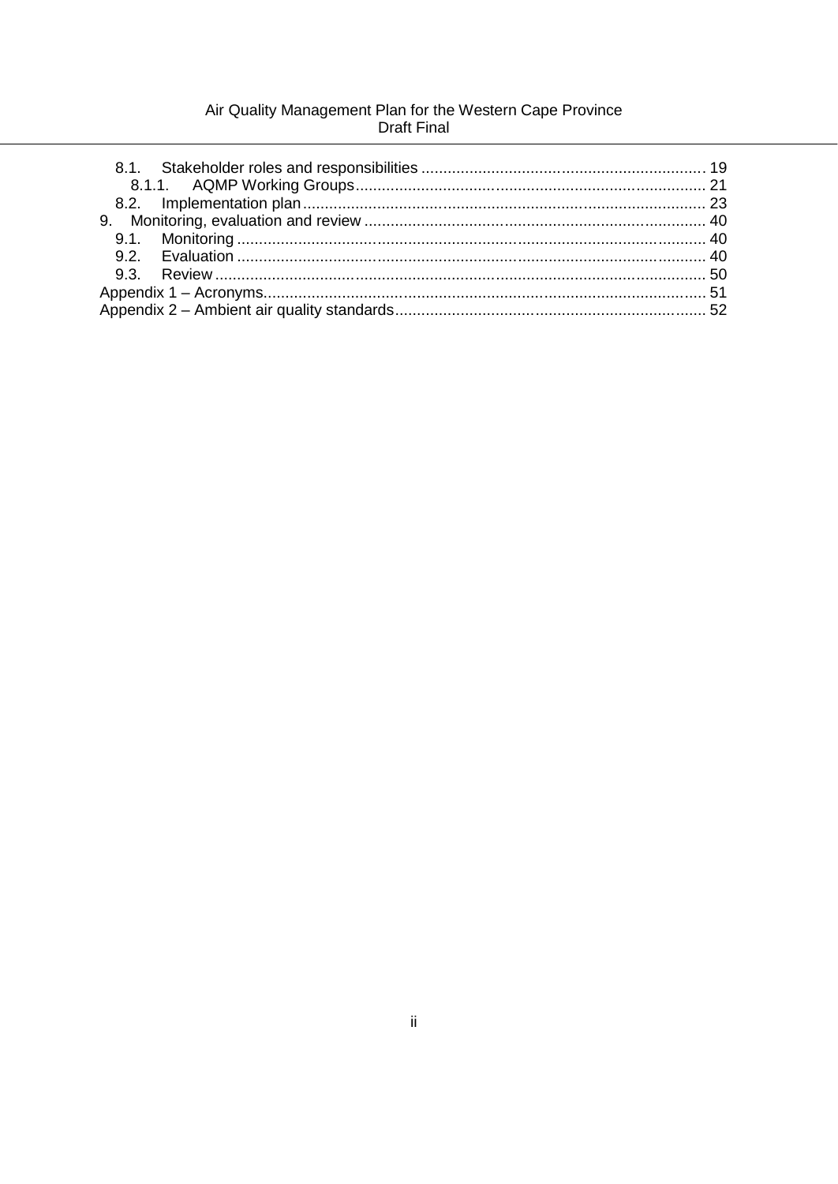8.1. Stakeholder roles and responsibilities ................................................................ 19
8.1.1. AQMP Working Groups ............................................................................... 21
8.2. Implementation plan ........................................................................................... 23
9. Monitoring, evaluation and review ............................................................................. 40
9.1. Monitoring .......................................................................................................... 40
9.2. Evaluation .......................................................................................................... 40
9.3. Review ............................................................................................................... 50
Appendix 1 – Acronyms .................................................................................................... 51
Appendix 2 – Ambient air quality standards ....................................................................... 52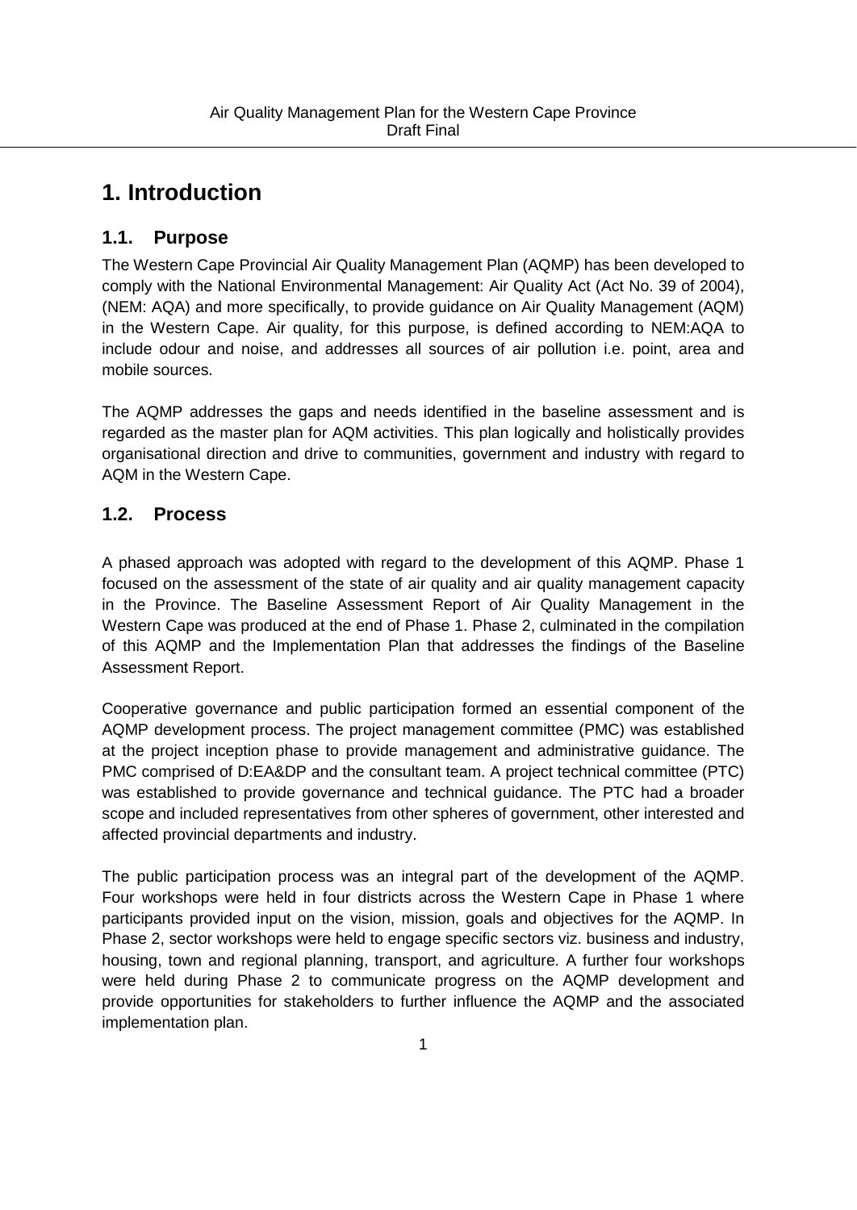# 1. Introduction

## 1.1. Purpose

The Western Cape Provincial Air Quality Management Plan (AQMP) has been developed to comply with the National Environmental Management: Air Quality Act (Act No. 39 of 2004), (NEM: AQA) and more specifically, to provide guidance on Air Quality Management (AQM) in the Western Cape. Air quality, for this purpose, is defined according to NEM:AQA to include odour and noise, and addresses all sources of air pollution i.e. point, area and mobile sources.

The AQMP addresses the gaps and needs identified in the baseline assessment and is regarded as the master plan for AQM activities. This plan logically and holistically provides organisational direction and drive to communities, government and industry with regard to AQM in the Western Cape.

## 1.2. Process

A phased approach was adopted with regard to the development of this AQMP. Phase 1 focused on the assessment of the state of air quality and air quality management capacity in the Province. The Baseline Assessment Report of Air Quality Management in the Western Cape was produced at the end of Phase 1. Phase 2, culminated in the compilation of this AQMP and the Implementation Plan that addresses the findings of the Baseline Assessment Report.

Cooperative governance and public participation formed an essential component of the AQMP development process. The project management committee (PMC) was established at the project inception phase to provide management and administrative guidance. The PMC comprised of D:EA&DP and the consultant team. A project technical committee (PTC) was established to provide governance and technical guidance. The PTC had a broader scope and included representatives from other spheres of government, other interested and affected provincial departments and industry.

The public participation process was an integral part of the development of the AQMP. Four workshops were held in four districts across the Western Cape in Phase 1 where participants provided input on the vision, mission, goals and objectives for the AQMP. In Phase 2, sector workshops were held to engage specific sectors viz. business and industry, housing, town and regional planning, transport, and agriculture. A further four workshops were held during Phase 2 to communicate progress on the AQMP development and provide opportunities for stakeholders to further influence the AQMP and the associated implementation plan.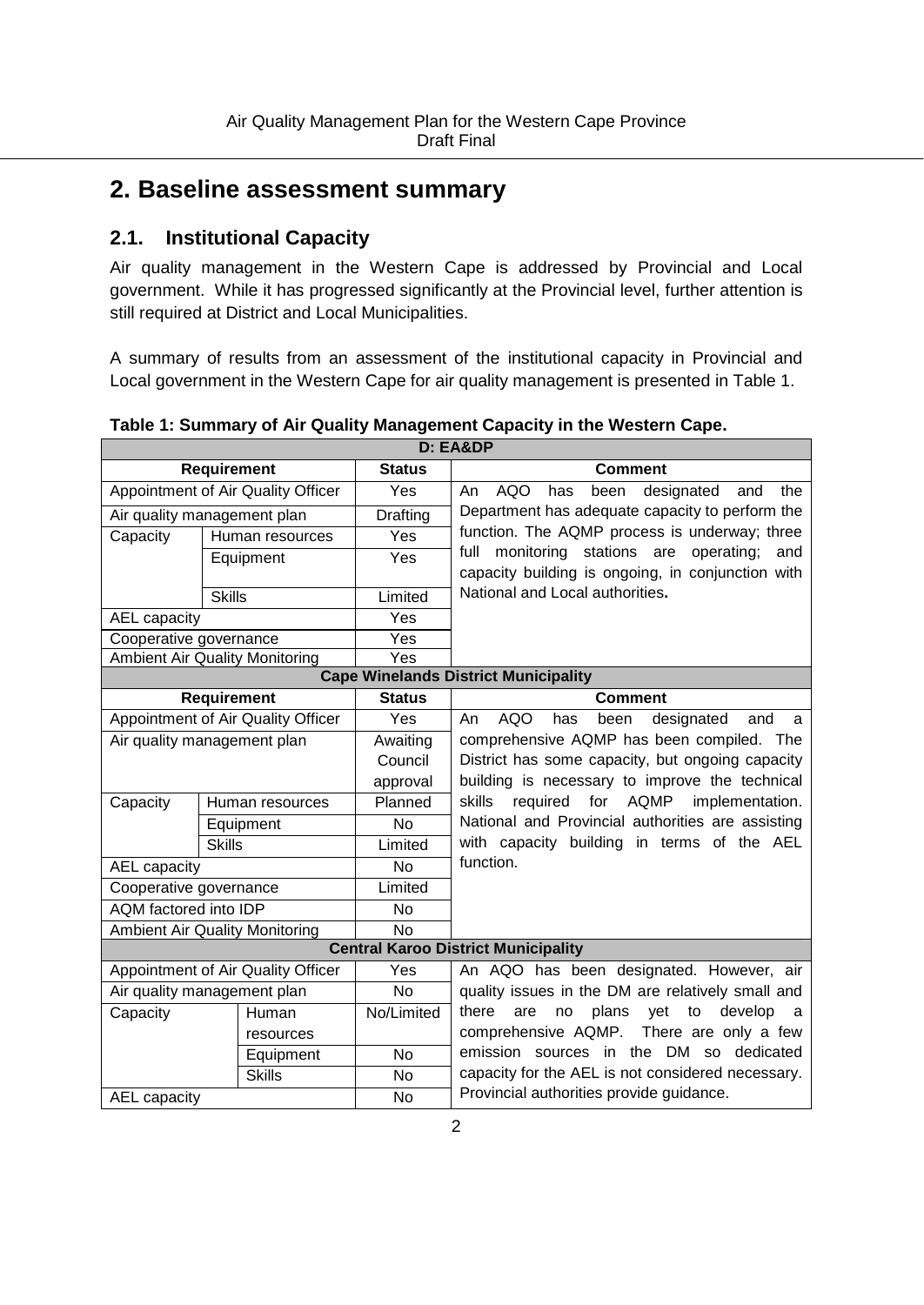# 2. Baseline assessment summary

## 2.1. Institutional Capacity

Air quality management in the Western Cape is addressed by Provincial and Local government. While it has progressed significantly at the Provincial level, further attention is still required at District and Local Municipalities.

A summary of results from an assessment of the institutional capacity in Provincial and Local government in the Western Cape for air quality management is presented in Table 1.

**Table 1: Summary of Air Quality Management Capacity in the Western Cape.**

| **D: EA&DP** | | | |
|---|---|---|---|
| **Requirement** | | **Status** | **Comment** |
| Appointment of Air Quality Officer | | Yes | An AQO has been designated and the Department has adequate capacity to perform the function. The AQMP process is underway; three full monitoring stations are operating; and capacity building is ongoing, in conjunction with National and Local authorities. |
| Air quality management plan | | Drafting | |
| Capacity | Human resources | Yes | |
| | Equipment | Yes | |
| | Skills | Limited | |
| AEL capacity | | Yes | |
| Cooperative governance | | Yes | |
| Ambient Air Quality Monitoring | | Yes | |
| **Cape Winelands District Municipality** | | | |
| **Requirement** | | **Status** | **Comment** |
| Appointment of Air Quality Officer | | Yes | An AQO has been designated and a comprehensive AQMP has been compiled. The District has some capacity, but ongoing capacity building is necessary to improve the technical skills required for AQMP implementation. National and Provincial authorities are assisting with capacity building in terms of the AEL function. |
| Air quality management plan | | Awaiting Council approval | |
| Capacity | Human resources | Planned | |
| | Equipment | No | |
| | Skills | Limited | |
| AEL capacity | | No | |
| Cooperative governance | | Limited | |
| AQM factored into IDP | | No | |
| Ambient Air Quality Monitoring | | No | |
| **Central Karoo District Municipality** | | | |
| Appointment of Air Quality Officer | | Yes | An AQO has been designated. However, air quality issues in the DM are relatively small and there are no plans yet to develop a comprehensive AQMP. There are only a few emission sources in the DM so dedicated capacity for the AEL is not considered necessary. Provincial authorities provide guidance. |
| Air quality management plan | | No | |
| Capacity | Human resources | No/Limited | |
| | Equipment | No | |
| | Skills | No | |
| AEL capacity | | No | |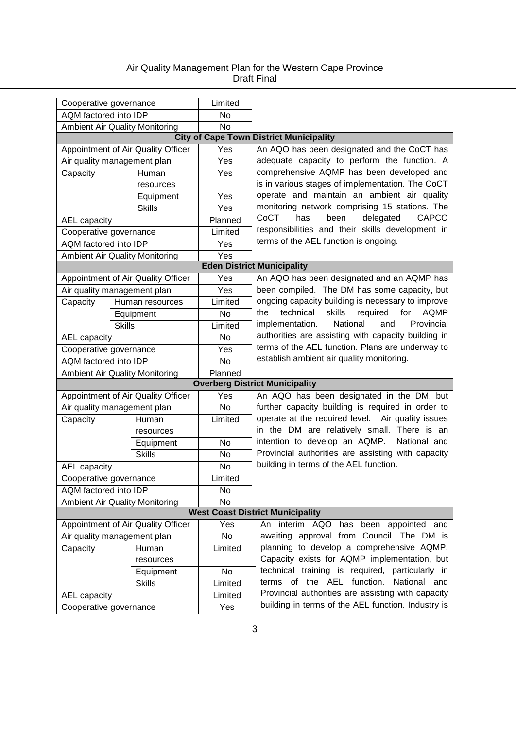| | | | |
|---|---|---|---|
| Cooperative governance | | Limited | |
| AQM factored into IDP | | No | |
| Ambient Air Quality Monitoring | | No | |
| **City of Cape Town District Municipality** | | | |
| Appointment of Air Quality Officer | | Yes | An AQO has been designated and the CoCT has adequate capacity to perform the function. A comprehensive AQMP has been developed and is in various stages of implementation. The CoCT operate and maintain an ambient air quality monitoring network comprising 15 stations. The CoCT has been delegated CAPCO responsibilities and their skills development in terms of the AEL function is ongoing. |
| Air quality management plan | | Yes | |
| Capacity | Human resources | Yes | |
| | Equipment | Yes | |
| | Skills | Yes | |
| AEL capacity | | Planned | |
| Cooperative governance | | Limited | |
| AQM factored into IDP | | Yes | |
| Ambient Air Quality Monitoring | | Yes | |
| **Eden District Municipality** | | | |
| Appointment of Air Quality Officer | | Yes | An AQO has been designated and an AQMP has been compiled. The DM has some capacity, but ongoing capacity building is necessary to improve the technical skills required for AQMP implementation. National and Provincial authorities are assisting with capacity building in terms of the AEL function. Plans are underway to establish ambient air quality monitoring. |
| Air quality management plan | | Yes | |
| Capacity | Human resources | Limited | |
| | Equipment | No | |
| | Skills | Limited | |
| AEL capacity | | No | |
| Cooperative governance | | Yes | |
| AQM factored into IDP | | No | |
| Ambient Air Quality Monitoring | | Planned | |
| **Overberg District Municipality** | | | |
| Appointment of Air Quality Officer | | Yes | An AQO has been designated in the DM, but further capacity building is required in order to operate at the required level. Air quality issues in the DM are relatively small. There is an intention to develop an AQMP. National and Provincial authorities are assisting with capacity building in terms of the AEL function. |
| Air quality management plan | | No | |
| Capacity | Human resources | Limited | |
| | Equipment | No | |
| | Skills | No | |
| AEL capacity | | No | |
| Cooperative governance | | Limited | |
| AQM factored into IDP | | No | |
| Ambient Air Quality Monitoring | | No | |
| **West Coast District Municipality** | | | |
| Appointment of Air Quality Officer | | Yes | An interim AQO has been appointed and awaiting approval from Council. The DM is planning to develop a comprehensive AQMP. Capacity exists for AQMP implementation, but technical training is required, particularly in terms of the AEL function. National and Provincial authorities are assisting with capacity building in terms of the AEL function. Industry is |
| Air quality management plan | | No | |
| Capacity | Human resources | Limited | |
| | Equipment | No | |
| | Skills | Limited | |
| AEL capacity | | Limited | |
| Cooperative governance | | Yes | |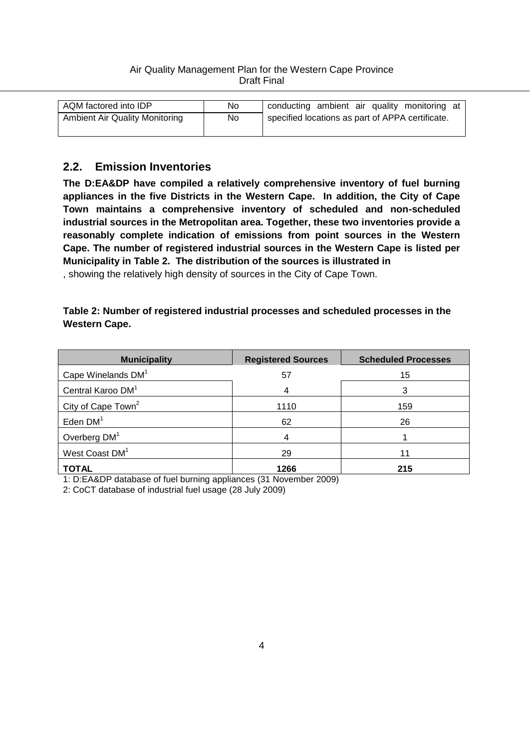| | | |
|---|---|---|
| AQM factored into IDP | No | conducting ambient air quality monitoring at specified locations as part of APPA certificate. |
| Ambient Air Quality Monitoring | No | |

## 2.2. Emission Inventories

**The D:EA&DP have compiled a relatively comprehensive inventory of fuel burning appliances in the five Districts in the Western Cape. In addition, the City of Cape Town maintains a comprehensive inventory of scheduled and non-scheduled industrial sources in the Metropolitan area. Together, these two inventories provide a reasonably complete indication of emissions from point sources in the Western Cape. The number of registered industrial sources in the Western Cape is listed per Municipality in Table 2. The distribution of the sources is illustrated in**
, showing the relatively high density of sources in the City of Cape Town.

**Table 2: Number of registered industrial processes and scheduled processes in the Western Cape.**

| Municipality | Registered Sources | Scheduled Processes |
|---|---|---|
| Cape Winelands DM[1] | 57 | 15 |
| Central Karoo DM[1] | 4 | 3 |
| City of Cape Town[2] | 1110 | 159 |
| Eden DM[1] | 62 | 26 |
| Overberg DM[1] | 4 | 1 |
| West Coast DM[1] | 29 | 11 |
| **TOTAL** | **1266** | **215** |

1: D:EA&DP database of fuel burning appliances (31 November 2009)

2: CoCT database of industrial fuel usage (28 July 2009)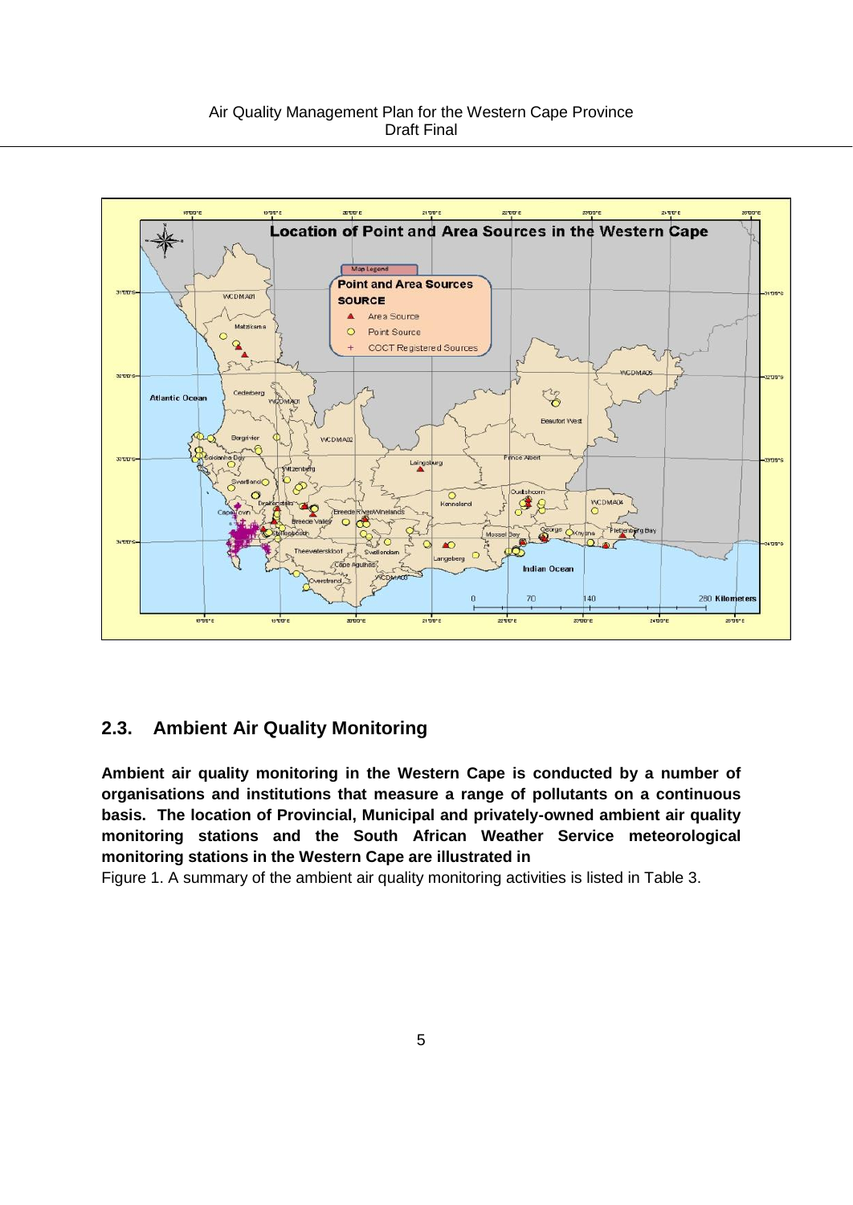Location of Point and Area Sources in the Western Cape

Map Legend

Point and Area Sources

SOURCE

Area Source

Point Source

COCT Registered Sources

Atlantic Ocean

Indian Ocean

WCDMA01

Matzikama

Cederberg

Bergrivier

Saldanha Bay

Swartland

Drakenstein

Cape Town

Stellenbosch

Breede Valley

Breede River/Winelands

Theewaterskloof

Overstrand

Cape Agulhas

Swellendam

WCDMA03

Langeberg

Witzenberg

WCDMA02

Laingsburg

Kannaland

Prince Albert

Beaufort West

WCDMA05

Oudtshoorn

WCDMA04

Mossel Bay

George

Knysna

Plettenberg Bay

0 70 140 280 Kilometers

## 2.3. Ambient Air Quality Monitoring

**Ambient air quality monitoring in the Western Cape is conducted by a number of organisations and institutions that measure a range of pollutants on a continuous basis. The location of Provincial, Municipal and privately-owned ambient air quality monitoring stations and the South African Weather Service meteorological monitoring stations in the Western Cape are illustrated in**

Figure 1. A summary of the ambient air quality monitoring activities is listed in Table 3.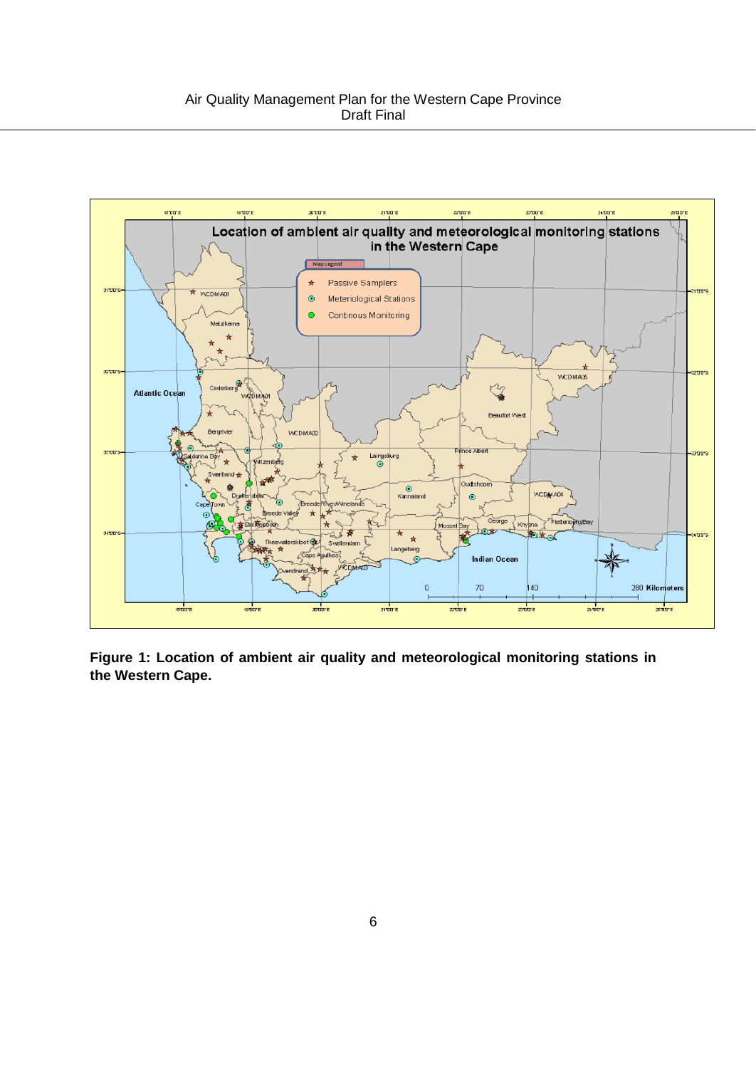Location of ambient air quality and meteorological monitoring stations in the Western Cape

Map Legend

Passive Samplers

Meteriological Stations

Continous Monitoring

Atlantic Ocean

Indian Ocean

WCDMA01

Matzikama

Cederberg

Bergrivier

Saldanha Bay

Swartland

Witzenberg

WCDMA02

Laingsburg

Prince Albert

Beaufort West

WCDMA05

Oudtshoorn

WCDMA04

Kannaland

Cape Town

Drakenstein

Breede Valley

Breede River/Winelands

Stellenbosch

Theewaterskloof

Swellendam

Langeberg

Cape Agulhas

Overstrand

WCDMA03

Mossel Bay

George

Knysna

Plettenberg Bay

0 70 140 280 Kilometers

**Figure 1: Location of ambient air quality and meteorological monitoring stations in the Western Cape.**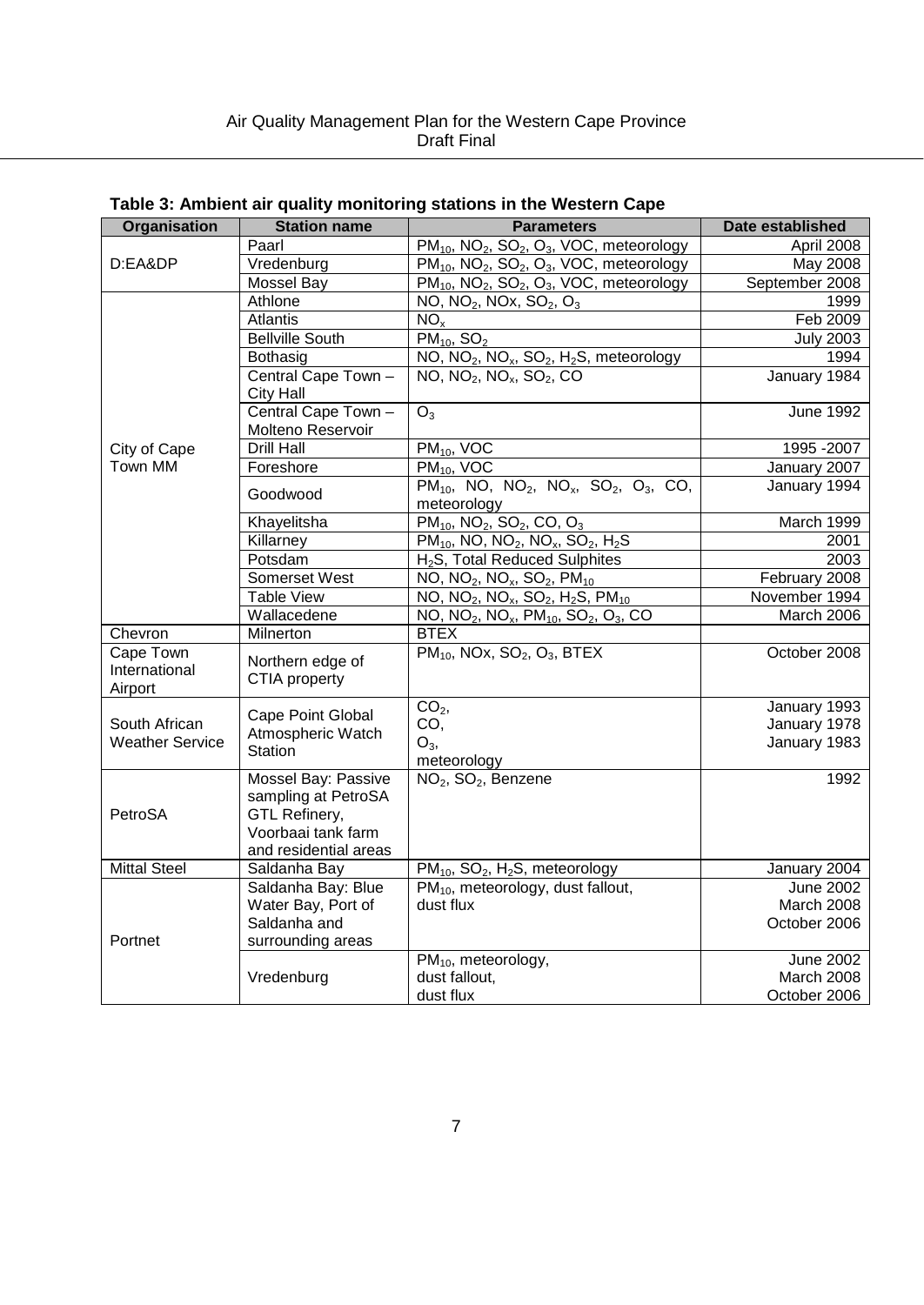**Table 3: Ambient air quality monitoring stations in the Western Cape**

| Organisation | Station name | Parameters | Date established |
|---|---|---|---|
| D:EA&DP | Paarl | $PM_{10}$, $NO_2$, $SO_2$, $O_3$, VOC, meteorology | April 2008 |
| | Vredenburg | $PM_{10}$, $NO_2$, $SO_2$, $O_3$, VOC, meteorology | May 2008 |
| | Mossel Bay | $PM_{10}$, $NO_2$, $SO_2$, $O_3$, VOC, meteorology | September 2008 |
| City of Cape Town MM | Athlone | NO, $NO_2$, NOx, $SO_2$, $O_3$ | 1999 |
| | Atlantis | $NO_x$ | Feb 2009 |
| | Bellville South | $PM_{10}$, $SO_2$ | July 2003 |
| | Bothasig | NO, $NO_2$, $NO_x$, $SO_2$, $H_2S$, meteorology | 1994 |
| | Central Cape Town – City Hall | NO, $NO_2$, $NO_x$, $SO_2$, CO | January 1984 |
| | Central Cape Town – Molteno Reservoir | $O_3$ | June 1992 |
| | Drill Hall | $PM_{10}$, VOC | 1995 -2007 |
| | Foreshore | $PM_{10}$, VOC | January 2007 |
| | Goodwood | $PM_{10}$, NO, $NO_2$, $NO_x$, $SO_2$, $O_3$, CO, meteorology | January 1994 |
| | Khayelitsha | $PM_{10}$, $NO_2$, $SO_2$, CO, $O_3$ | March 1999 |
| | Killarney | $PM_{10}$, NO, $NO_2$, $NO_x$, $SO_2$, $H_2S$ | 2001 |
| | Potsdam | $H_2S$, Total Reduced Sulphites | 2003 |
| | Somerset West | NO, $NO_2$, $NO_x$, $SO_2$, $PM_{10}$ | February 2008 |
| | Table View | NO, $NO_2$, $NO_x$, $SO_2$, $H_2S$, $PM_{10}$ | November 1994 |
| | Wallacedene | NO, $NO_2$, $NO_x$, $PM_{10}$, $SO_2$, $O_3$, CO | March 2006 |
| Chevron | Milnerton | BTEX | |
| Cape Town International Airport | Northern edge of CTIA property | $PM_{10}$, NOx, $SO_2$, $O_3$, BTEX | October 2008 |
| South African Weather Service | Cape Point Global Atmospheric Watch Station | $CO_2$,<br>CO,<br>$O_3$,<br>meteorology | January 1993<br>January 1978<br>January 1983 |
| PetroSA | Mossel Bay: Passive sampling at PetroSA GTL Refinery, Voorbaai tank farm and residential areas | $NO_2$, $SO_2$, Benzene | 1992 |
| Mittal Steel | Saldanha Bay | $PM_{10}$, $SO_2$, $H_2S$, meteorology | January 2004 |
| Portnet | Saldanha Bay: Blue Water Bay, Port of Saldanha and surrounding areas | $PM_{10}$, meteorology, dust fallout, dust flux | June 2002<br>March 2008<br>October 2006 |
| | Vredenburg | $PM_{10}$, meteorology,<br>dust fallout,<br>dust flux | June 2002<br>March 2008<br>October 2006 |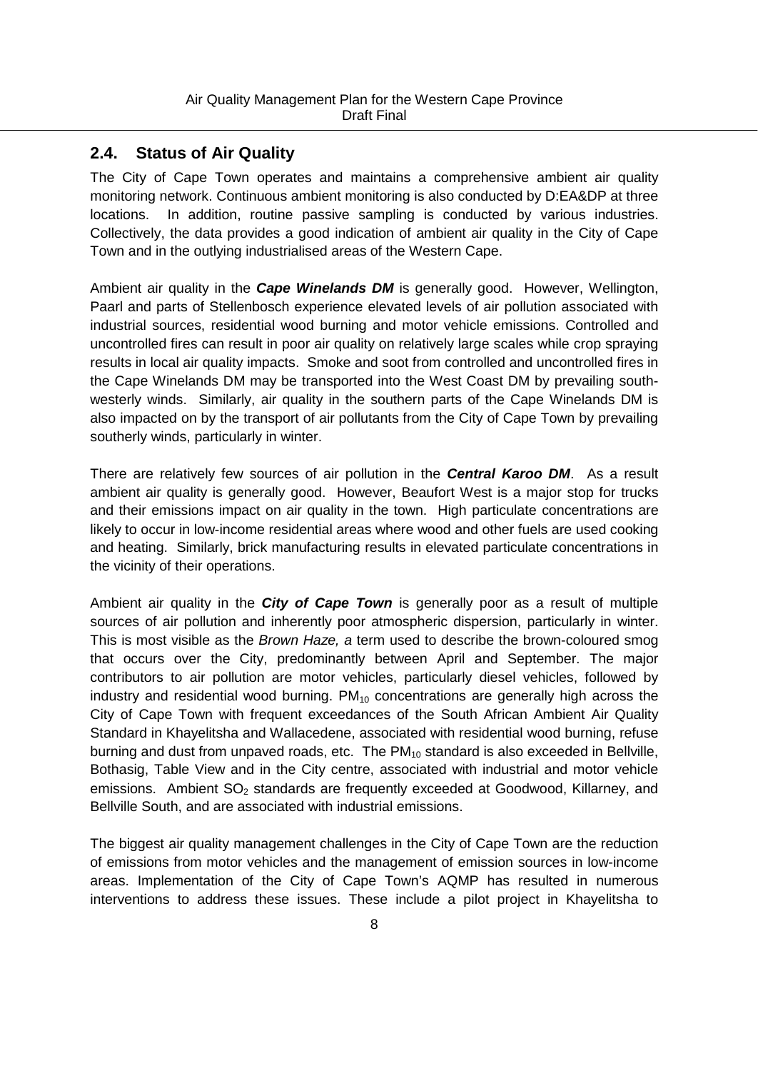## 2.4. Status of Air Quality

The City of Cape Town operates and maintains a comprehensive ambient air quality monitoring network. Continuous ambient monitoring is also conducted by D:EA&DP at three locations. In addition, routine passive sampling is conducted by various industries. Collectively, the data provides a good indication of ambient air quality in the City of Cape Town and in the outlying industrialised areas of the Western Cape.

Ambient air quality in the ***Cape Winelands DM*** is generally good. However, Wellington, Paarl and parts of Stellenbosch experience elevated levels of air pollution associated with industrial sources, residential wood burning and motor vehicle emissions. Controlled and uncontrolled fires can result in poor air quality on relatively large scales while crop spraying results in local air quality impacts. Smoke and soot from controlled and uncontrolled fires in the Cape Winelands DM may be transported into the West Coast DM by prevailing south-westerly winds. Similarly, air quality in the southern parts of the Cape Winelands DM is also impacted on by the transport of air pollutants from the City of Cape Town by prevailing southerly winds, particularly in winter.

There are relatively few sources of air pollution in the ***Central Karoo DM***. As a result ambient air quality is generally good. However, Beaufort West is a major stop for trucks and their emissions impact on air quality in the town. High particulate concentrations are likely to occur in low-income residential areas where wood and other fuels are used cooking and heating. Similarly, brick manufacturing results in elevated particulate concentrations in the vicinity of their operations.

Ambient air quality in the ***City of Cape Town*** is generally poor as a result of multiple sources of air pollution and inherently poor atmospheric dispersion, particularly in winter. This is most visible as the *Brown Haze, a* term used to describe the brown-coloured smog that occurs over the City, predominantly between April and September. The major contributors to air pollution are motor vehicles, particularly diesel vehicles, followed by industry and residential wood burning. $PM_{10}$ concentrations are generally high across the City of Cape Town with frequent exceedances of the South African Ambient Air Quality Standard in Khayelitsha and Wallacedene, associated with residential wood burning, refuse burning and dust from unpaved roads, etc. The $PM_{10}$ standard is also exceeded in Bellville, Bothasig, Table View and in the City centre, associated with industrial and motor vehicle emissions. Ambient $SO_2$ standards are frequently exceeded at Goodwood, Killarney, and Bellville South, and are associated with industrial emissions.

The biggest air quality management challenges in the City of Cape Town are the reduction of emissions from motor vehicles and the management of emission sources in low-income areas. Implementation of the City of Cape Town's AQMP has resulted in numerous interventions to address these issues. These include a pilot project in Khayelitsha to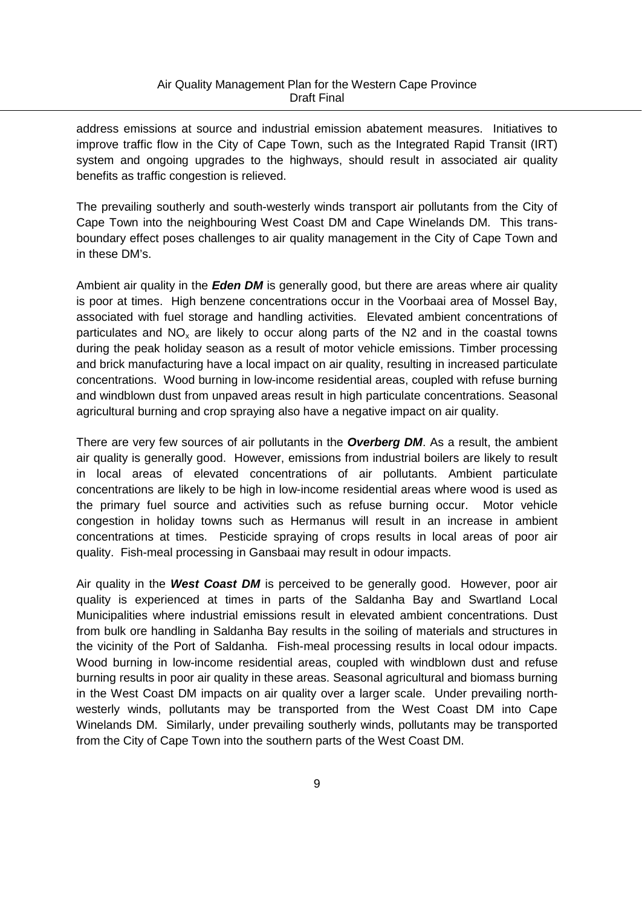address emissions at source and industrial emission abatement measures. Initiatives to improve traffic flow in the City of Cape Town, such as the Integrated Rapid Transit (IRT) system and ongoing upgrades to the highways, should result in associated air quality benefits as traffic congestion is relieved.

The prevailing southerly and south-westerly winds transport air pollutants from the City of Cape Town into the neighbouring West Coast DM and Cape Winelands DM. This trans-boundary effect poses challenges to air quality management in the City of Cape Town and in these DM's.

Ambient air quality in the ***Eden DM*** is generally good, but there are areas where air quality is poor at times. High benzene concentrations occur in the Voorbaai area of Mossel Bay, associated with fuel storage and handling activities. Elevated ambient concentrations of particulates and $NO_x$ are likely to occur along parts of the N2 and in the coastal towns during the peak holiday season as a result of motor vehicle emissions. Timber processing and brick manufacturing have a local impact on air quality, resulting in increased particulate concentrations. Wood burning in low-income residential areas, coupled with refuse burning and windblown dust from unpaved areas result in high particulate concentrations. Seasonal agricultural burning and crop spraying also have a negative impact on air quality.

There are very few sources of air pollutants in the ***Overberg DM***. As a result, the ambient air quality is generally good. However, emissions from industrial boilers are likely to result in local areas of elevated concentrations of air pollutants. Ambient particulate concentrations are likely to be high in low-income residential areas where wood is used as the primary fuel source and activities such as refuse burning occur. Motor vehicle congestion in holiday towns such as Hermanus will result in an increase in ambient concentrations at times. Pesticide spraying of crops results in local areas of poor air quality. Fish-meal processing in Gansbaai may result in odour impacts.

Air quality in the ***West Coast DM*** is perceived to be generally good. However, poor air quality is experienced at times in parts of the Saldanha Bay and Swartland Local Municipalities where industrial emissions result in elevated ambient concentrations. Dust from bulk ore handling in Saldanha Bay results in the soiling of materials and structures in the vicinity of the Port of Saldanha. Fish-meal processing results in local odour impacts. Wood burning in low-income residential areas, coupled with windblown dust and refuse burning results in poor air quality in these areas. Seasonal agricultural and biomass burning in the West Coast DM impacts on air quality over a larger scale. Under prevailing north-westerly winds, pollutants may be transported from the West Coast DM into Cape Winelands DM. Similarly, under prevailing southerly winds, pollutants may be transported from the City of Cape Town into the southern parts of the West Coast DM.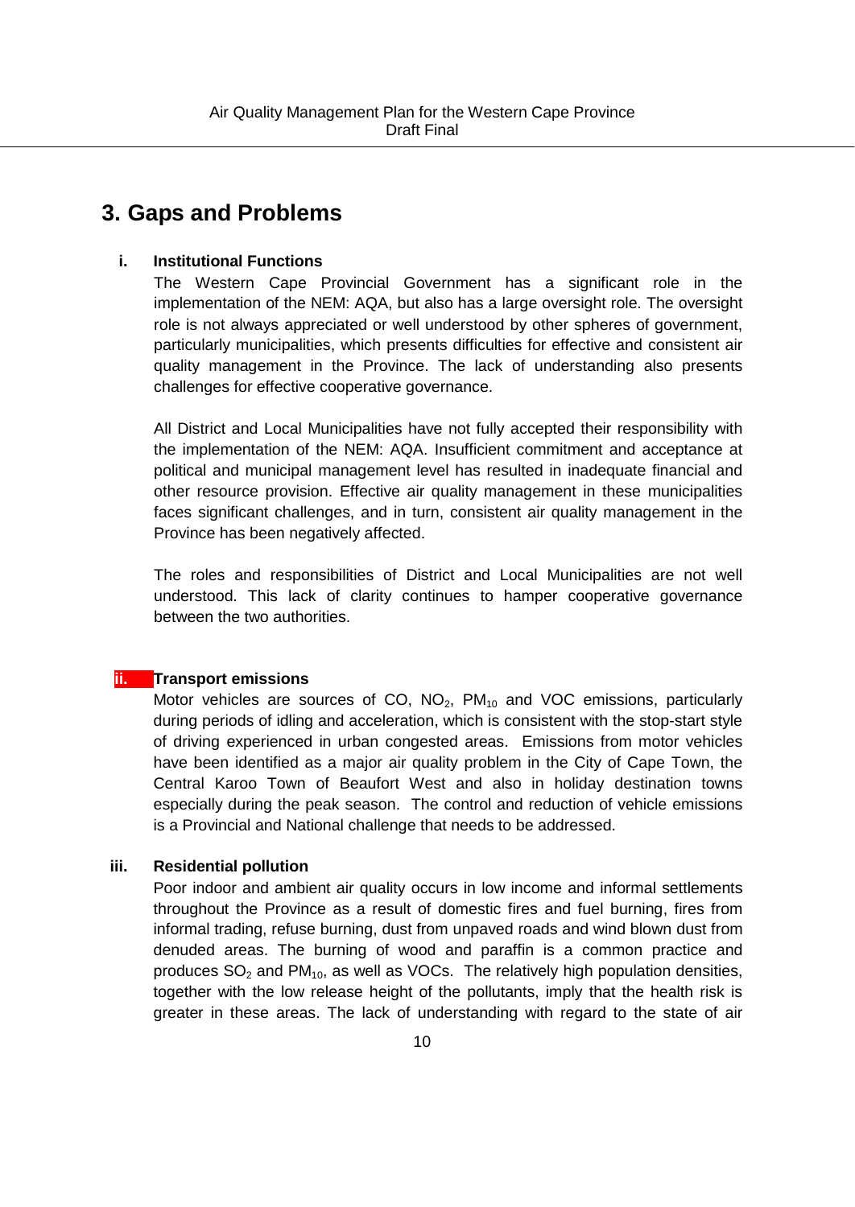# 3. Gaps and Problems

**i. Institutional Functions**

The Western Cape Provincial Government has a significant role in the implementation of the NEM: AQA, but also has a large oversight role. The oversight role is not always appreciated or well understood by other spheres of government, particularly municipalities, which presents difficulties for effective and consistent air quality management in the Province. The lack of understanding also presents challenges for effective cooperative governance.

All District and Local Municipalities have not fully accepted their responsibility with the implementation of the NEM: AQA. Insufficient commitment and acceptance at political and municipal management level has resulted in inadequate financial and other resource provision. Effective air quality management in these municipalities faces significant challenges, and in turn, consistent air quality management in the Province has been negatively affected.

The roles and responsibilities of District and Local Municipalities are not well understood. This lack of clarity continues to hamper cooperative governance between the two authorities.

**ii. Transport emissions**

Motor vehicles are sources of CO, $NO_2$, $PM_{10}$ and VOC emissions, particularly during periods of idling and acceleration, which is consistent with the stop-start style of driving experienced in urban congested areas. Emissions from motor vehicles have been identified as a major air quality problem in the City of Cape Town, the Central Karoo Town of Beaufort West and also in holiday destination towns especially during the peak season. The control and reduction of vehicle emissions is a Provincial and National challenge that needs to be addressed.

**iii. Residential pollution**

Poor indoor and ambient air quality occurs in low income and informal settlements throughout the Province as a result of domestic fires and fuel burning, fires from informal trading, refuse burning, dust from unpaved roads and wind blown dust from denuded areas. The burning of wood and paraffin is a common practice and produces $SO_2$ and $PM_{10}$, as well as VOCs. The relatively high population densities, together with the low release height of the pollutants, imply that the health risk is greater in these areas. The lack of understanding with regard to the state of air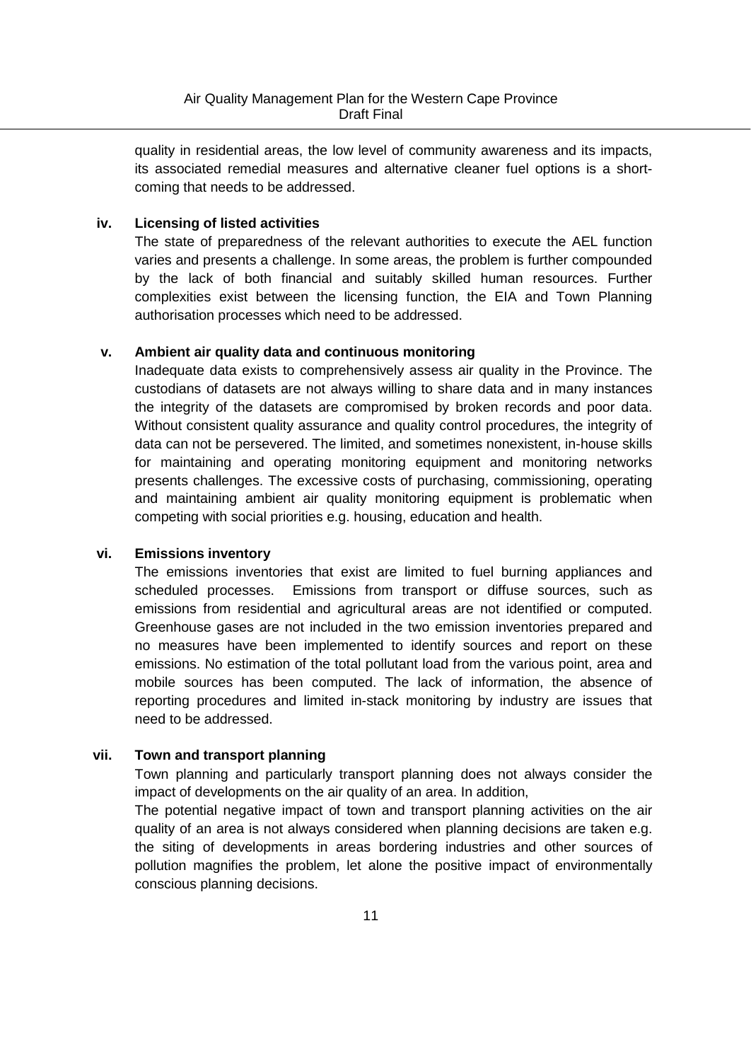quality in residential areas, the low level of community awareness and its impacts, its associated remedial measures and alternative cleaner fuel options is a short-coming that needs to be addressed.

**iv. Licensing of listed activities**

The state of preparedness of the relevant authorities to execute the AEL function varies and presents a challenge. In some areas, the problem is further compounded by the lack of both financial and suitably skilled human resources. Further complexities exist between the licensing function, the EIA and Town Planning authorisation processes which need to be addressed.

**v. Ambient air quality data and continuous monitoring**

Inadequate data exists to comprehensively assess air quality in the Province. The custodians of datasets are not always willing to share data and in many instances the integrity of the datasets are compromised by broken records and poor data. Without consistent quality assurance and quality control procedures, the integrity of data can not be persevered. The limited, and sometimes nonexistent, in-house skills for maintaining and operating monitoring equipment and monitoring networks presents challenges. The excessive costs of purchasing, commissioning, operating and maintaining ambient air quality monitoring equipment is problematic when competing with social priorities e.g. housing, education and health.

**vi. Emissions inventory**

The emissions inventories that exist are limited to fuel burning appliances and scheduled processes. Emissions from transport or diffuse sources, such as emissions from residential and agricultural areas are not identified or computed. Greenhouse gases are not included in the two emission inventories prepared and no measures have been implemented to identify sources and report on these emissions. No estimation of the total pollutant load from the various point, area and mobile sources has been computed. The lack of information, the absence of reporting procedures and limited in-stack monitoring by industry are issues that need to be addressed.

**vii. Town and transport planning**

Town planning and particularly transport planning does not always consider the impact of developments on the air quality of an area. In addition,

The potential negative impact of town and transport planning activities on the air quality of an area is not always considered when planning decisions are taken e.g. the siting of developments in areas bordering industries and other sources of pollution magnifies the problem, let alone the positive impact of environmentally conscious planning decisions.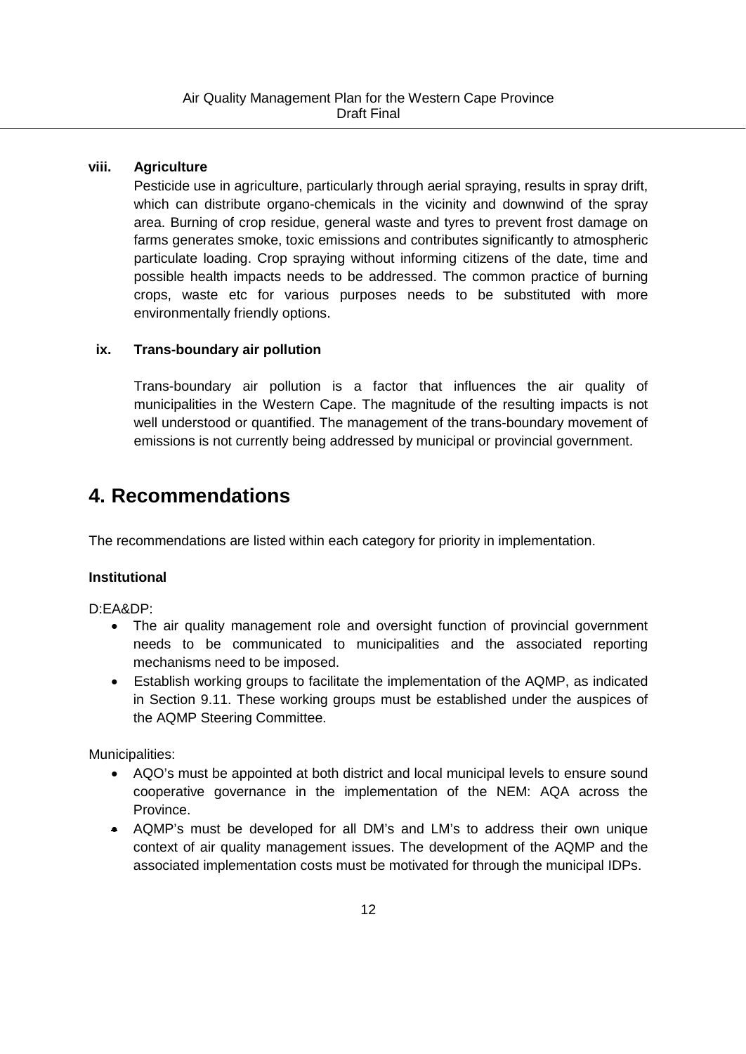**viii. Agriculture**

Pesticide use in agriculture, particularly through aerial spraying, results in spray drift, which can distribute organo-chemicals in the vicinity and downwind of the spray area. Burning of crop residue, general waste and tyres to prevent frost damage on farms generates smoke, toxic emissions and contributes significantly to atmospheric particulate loading. Crop spraying without informing citizens of the date, time and possible health impacts needs to be addressed. The common practice of burning crops, waste etc for various purposes needs to be substituted with more environmentally friendly options.

**ix. Trans-boundary air pollution**

Trans-boundary air pollution is a factor that influences the air quality of municipalities in the Western Cape. The magnitude of the resulting impacts is not well understood or quantified. The management of the trans-boundary movement of emissions is not currently being addressed by municipal or provincial government.

# 4. Recommendations

The recommendations are listed within each category for priority in implementation.

**Institutional**

D:EA&DP:

- The air quality management role and oversight function of provincial government needs to be communicated to municipalities and the associated reporting mechanisms need to be imposed.
- Establish working groups to facilitate the implementation of the AQMP, as indicated in Section 9.11. These working groups must be established under the auspices of the AQMP Steering Committee.

Municipalities:

- AQO's must be appointed at both district and local municipal levels to ensure sound cooperative governance in the implementation of the NEM: AQA across the Province.
- AQMP's must be developed for all DM's and LM's to address their own unique context of air quality management issues. The development of the AQMP and the associated implementation costs must be motivated for through the municipal IDPs.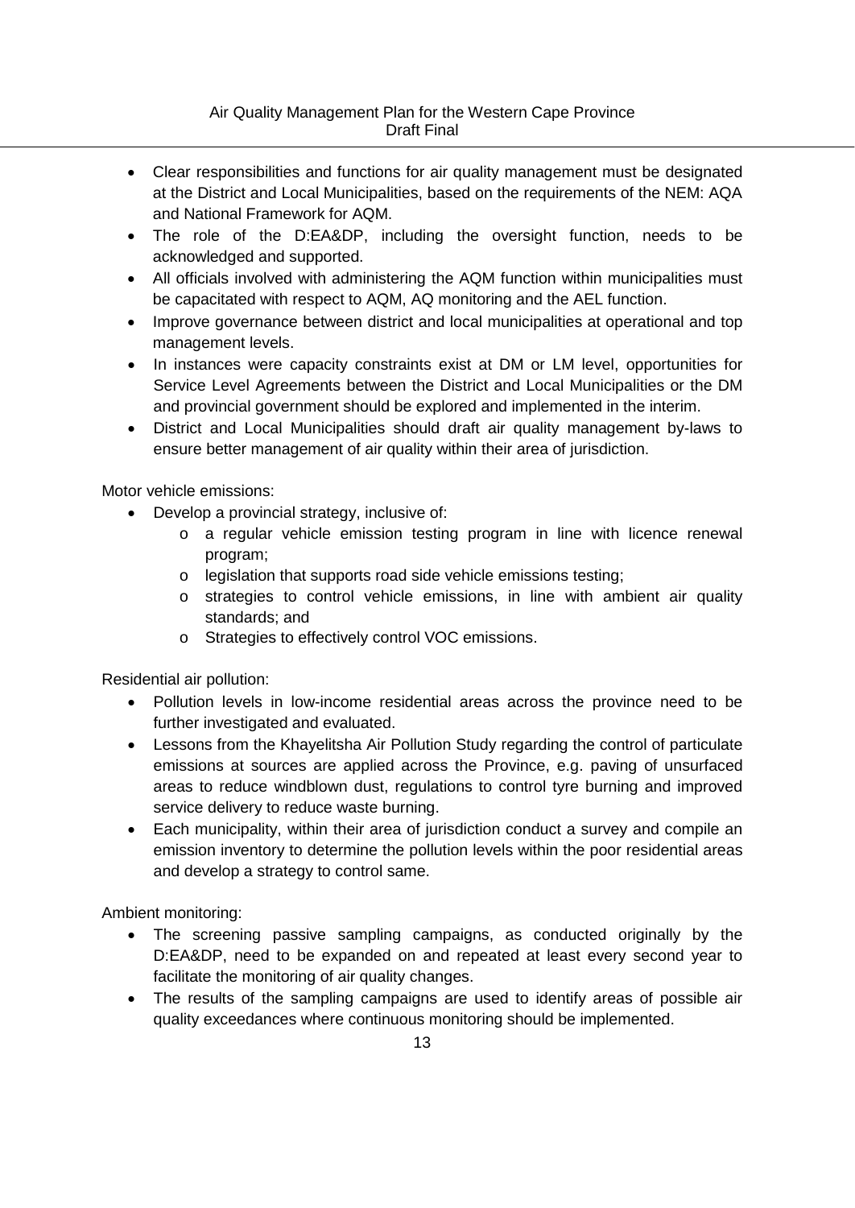- Clear responsibilities and functions for air quality management must be designated at the District and Local Municipalities, based on the requirements of the NEM: AQA and National Framework for AQM.
- The role of the D:EA&DP, including the oversight function, needs to be acknowledged and supported.
- All officials involved with administering the AQM function within municipalities must be capacitated with respect to AQM, AQ monitoring and the AEL function.
- Improve governance between district and local municipalities at operational and top management levels.
- In instances were capacity constraints exist at DM or LM level, opportunities for Service Level Agreements between the District and Local Municipalities or the DM and provincial government should be explored and implemented in the interim.
- District and Local Municipalities should draft air quality management by-laws to ensure better management of air quality within their area of jurisdiction.

Motor vehicle emissions:

- Develop a provincial strategy, inclusive of:
  - a regular vehicle emission testing program in line with licence renewal program;
  - legislation that supports road side vehicle emissions testing;
  - strategies to control vehicle emissions, in line with ambient air quality standards; and
  - Strategies to effectively control VOC emissions.

Residential air pollution:

- Pollution levels in low-income residential areas across the province need to be further investigated and evaluated.
- Lessons from the Khayelitsha Air Pollution Study regarding the control of particulate emissions at sources are applied across the Province, e.g. paving of unsurfaced areas to reduce windblown dust, regulations to control tyre burning and improved service delivery to reduce waste burning.
- Each municipality, within their area of jurisdiction conduct a survey and compile an emission inventory to determine the pollution levels within the poor residential areas and develop a strategy to control same.

Ambient monitoring:

- The screening passive sampling campaigns, as conducted originally by the D:EA&DP, need to be expanded on and repeated at least every second year to facilitate the monitoring of air quality changes.
- The results of the sampling campaigns are used to identify areas of possible air quality exceedances where continuous monitoring should be implemented.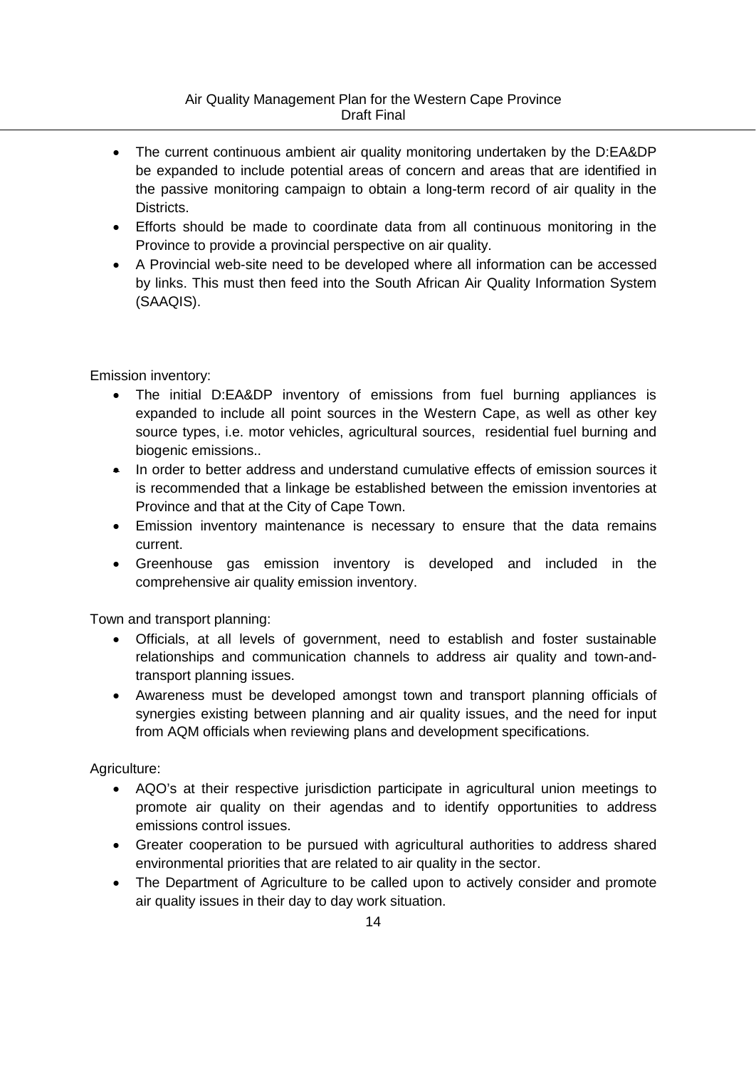- The current continuous ambient air quality monitoring undertaken by the D:EA&DP be expanded to include potential areas of concern and areas that are identified in the passive monitoring campaign to obtain a long-term record of air quality in the Districts.
- Efforts should be made to coordinate data from all continuous monitoring in the Province to provide a provincial perspective on air quality.
- A Provincial web-site need to be developed where all information can be accessed by links. This must then feed into the South African Air Quality Information System (SAAQIS).

Emission inventory:

- The initial D:EA&DP inventory of emissions from fuel burning appliances is expanded to include all point sources in the Western Cape, as well as other key source types, i.e. motor vehicles, agricultural sources, residential fuel burning and biogenic emissions..
- In order to better address and understand cumulative effects of emission sources it is recommended that a linkage be established between the emission inventories at Province and that at the City of Cape Town.
- Emission inventory maintenance is necessary to ensure that the data remains current.
- Greenhouse gas emission inventory is developed and included in the comprehensive air quality emission inventory.

Town and transport planning:

- Officials, at all levels of government, need to establish and foster sustainable relationships and communication channels to address air quality and town-and-transport planning issues.
- Awareness must be developed amongst town and transport planning officials of synergies existing between planning and air quality issues, and the need for input from AQM officials when reviewing plans and development specifications.

Agriculture:

- AQO's at their respective jurisdiction participate in agricultural union meetings to promote air quality on their agendas and to identify opportunities to address emissions control issues.
- Greater cooperation to be pursued with agricultural authorities to address shared environmental priorities that are related to air quality in the sector.
- The Department of Agriculture to be called upon to actively consider and promote air quality issues in their day to day work situation.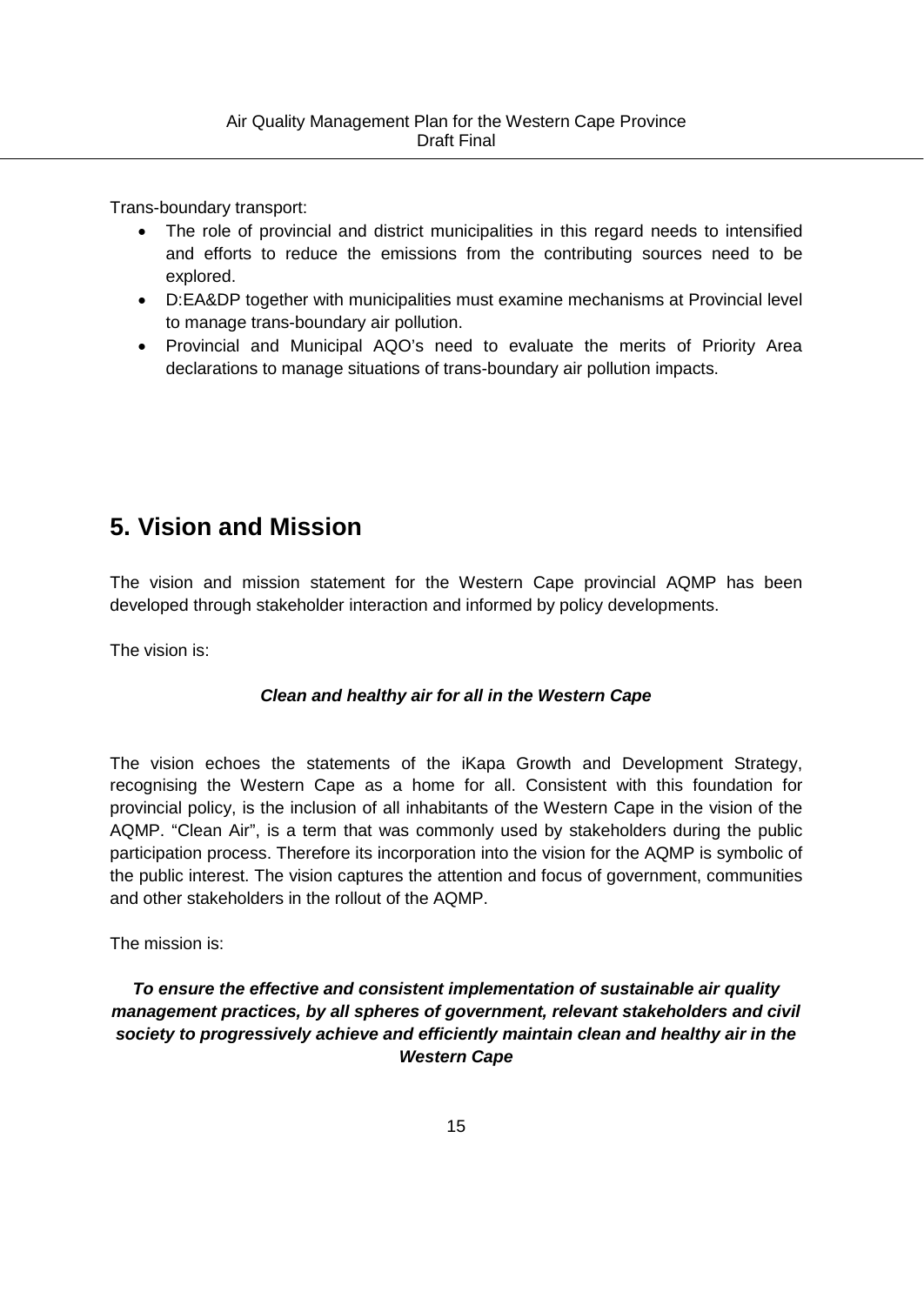Trans-boundary transport:

- The role of provincial and district municipalities in this regard needs to intensified and efforts to reduce the emissions from the contributing sources need to be explored.
- D:EA&DP together with municipalities must examine mechanisms at Provincial level to manage trans-boundary air pollution.
- Provincial and Municipal AQO's need to evaluate the merits of Priority Area declarations to manage situations of trans-boundary air pollution impacts.

# 5. Vision and Mission

The vision and mission statement for the Western Cape provincial AQMP has been developed through stakeholder interaction and informed by policy developments.

The vision is:

***Clean and healthy air for all in the Western Cape***

The vision echoes the statements of the iKapa Growth and Development Strategy, recognising the Western Cape as a home for all. Consistent with this foundation for provincial policy, is the inclusion of all inhabitants of the Western Cape in the vision of the AQMP. "Clean Air", is a term that was commonly used by stakeholders during the public participation process. Therefore its incorporation into the vision for the AQMP is symbolic of the public interest. The vision captures the attention and focus of government, communities and other stakeholders in the rollout of the AQMP.

The mission is:

***To ensure the effective and consistent implementation of sustainable air quality management practices, by all spheres of government, relevant stakeholders and civil society to progressively achieve and efficiently maintain clean and healthy air in the Western Cape***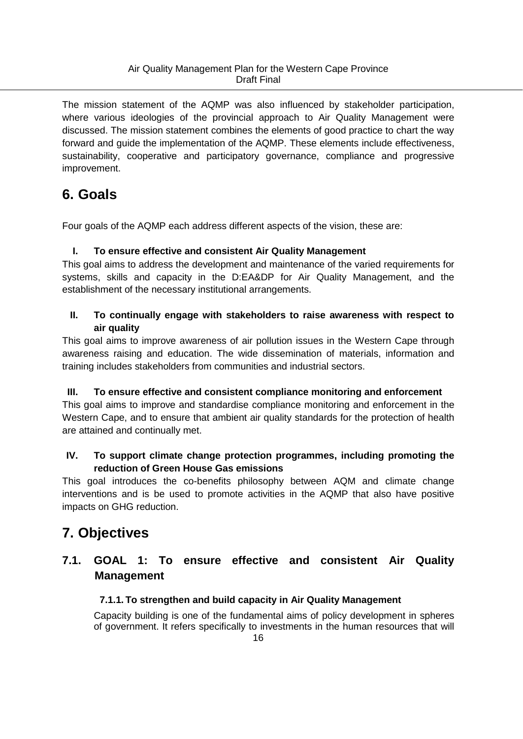The mission statement of the AQMP was also influenced by stakeholder participation, where various ideologies of the provincial approach to Air Quality Management were discussed. The mission statement combines the elements of good practice to chart the way forward and guide the implementation of the AQMP. These elements include effectiveness, sustainability, cooperative and participatory governance, compliance and progressive improvement.

# 6. Goals

Four goals of the AQMP each address different aspects of the vision, these are:

**I. To ensure effective and consistent Air Quality Management**

This goal aims to address the development and maintenance of the varied requirements for systems, skills and capacity in the D:EA&DP for Air Quality Management, and the establishment of the necessary institutional arrangements.

**II. To continually engage with stakeholders to raise awareness with respect to air quality**

This goal aims to improve awareness of air pollution issues in the Western Cape through awareness raising and education. The wide dissemination of materials, information and training includes stakeholders from communities and industrial sectors.

**III. To ensure effective and consistent compliance monitoring and enforcement**

This goal aims to improve and standardise compliance monitoring and enforcement in the Western Cape, and to ensure that ambient air quality standards for the protection of health are attained and continually met.

**IV. To support climate change protection programmes, including promoting the reduction of Green House Gas emissions**

This goal introduces the co-benefits philosophy between AQM and climate change interventions and is be used to promote activities in the AQMP that also have positive impacts on GHG reduction.

# 7. Objectives

## 7.1. GOAL 1: To ensure effective and consistent Air Quality Management

### 7.1.1. To strengthen and build capacity in Air Quality Management

Capacity building is one of the fundamental aims of policy development in spheres of government. It refers specifically to investments in the human resources that will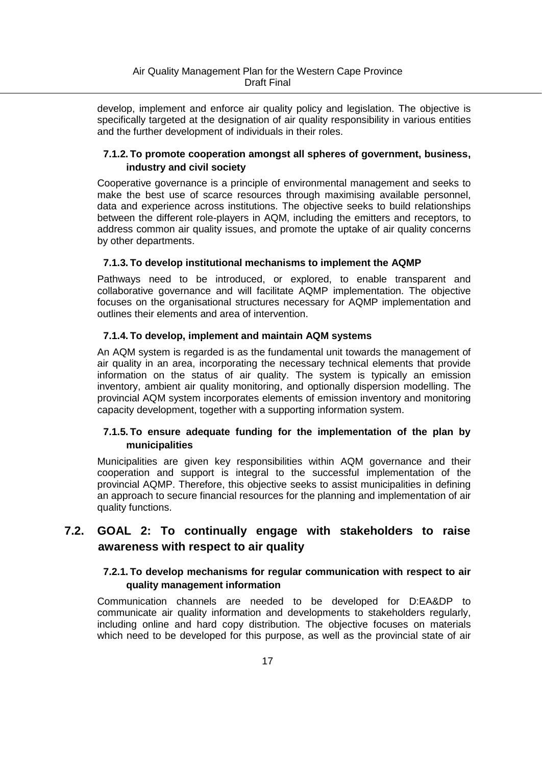develop, implement and enforce air quality policy and legislation. The objective is specifically targeted at the designation of air quality responsibility in various entities and the further development of individuals in their roles.

### 7.1.2. To promote cooperation amongst all spheres of government, business, industry and civil society

Cooperative governance is a principle of environmental management and seeks to make the best use of scarce resources through maximising available personnel, data and experience across institutions. The objective seeks to build relationships between the different role-players in AQM, including the emitters and receptors, to address common air quality issues, and promote the uptake of air quality concerns by other departments.

### 7.1.3. To develop institutional mechanisms to implement the AQMP

Pathways need to be introduced, or explored, to enable transparent and collaborative governance and will facilitate AQMP implementation. The objective focuses on the organisational structures necessary for AQMP implementation and outlines their elements and area of intervention.

### 7.1.4. To develop, implement and maintain AQM systems

An AQM system is regarded is as the fundamental unit towards the management of air quality in an area, incorporating the necessary technical elements that provide information on the status of air quality. The system is typically an emission inventory, ambient air quality monitoring, and optionally dispersion modelling. The provincial AQM system incorporates elements of emission inventory and monitoring capacity development, together with a supporting information system.

### 7.1.5. To ensure adequate funding for the implementation of the plan by municipalities

Municipalities are given key responsibilities within AQM governance and their cooperation and support is integral to the successful implementation of the provincial AQMP. Therefore, this objective seeks to assist municipalities in defining an approach to secure financial resources for the planning and implementation of air quality functions.

## 7.2. GOAL 2: To continually engage with stakeholders to raise awareness with respect to air quality

### 7.2.1. To develop mechanisms for regular communication with respect to air quality management information

Communication channels are needed to be developed for D:EA&DP to communicate air quality information and developments to stakeholders regularly, including online and hard copy distribution. The objective focuses on materials which need to be developed for this purpose, as well as the provincial state of air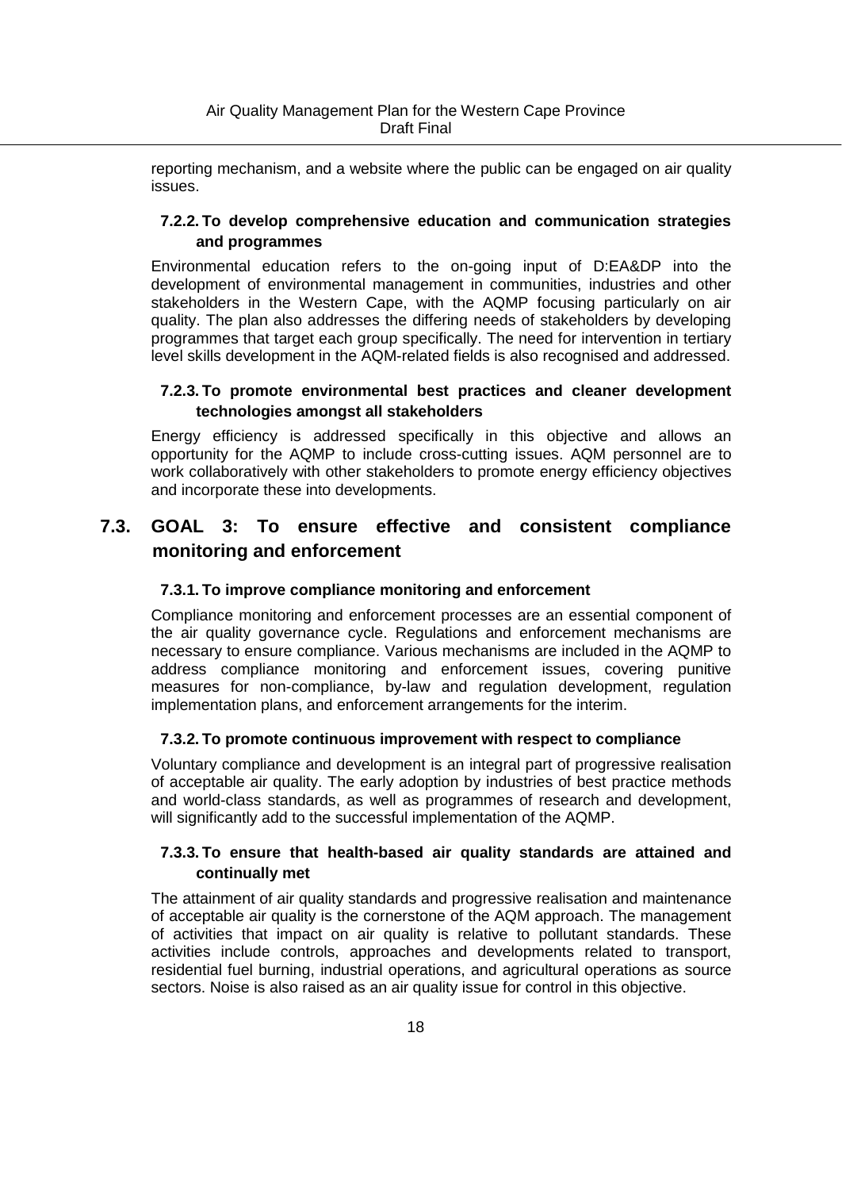reporting mechanism, and a website where the public can be engaged on air quality issues.

### 7.2.2. To develop comprehensive education and communication strategies and programmes

Environmental education refers to the on-going input of D:EA&DP into the development of environmental management in communities, industries and other stakeholders in the Western Cape, with the AQMP focusing particularly on air quality. The plan also addresses the differing needs of stakeholders by developing programmes that target each group specifically. The need for intervention in tertiary level skills development in the AQM-related fields is also recognised and addressed.

### 7.2.3. To promote environmental best practices and cleaner development technologies amongst all stakeholders

Energy efficiency is addressed specifically in this objective and allows an opportunity for the AQMP to include cross-cutting issues. AQM personnel are to work collaboratively with other stakeholders to promote energy efficiency objectives and incorporate these into developments.

## 7.3. GOAL 3: To ensure effective and consistent compliance monitoring and enforcement

### 7.3.1. To improve compliance monitoring and enforcement

Compliance monitoring and enforcement processes are an essential component of the air quality governance cycle. Regulations and enforcement mechanisms are necessary to ensure compliance. Various mechanisms are included in the AQMP to address compliance monitoring and enforcement issues, covering punitive measures for non-compliance, by-law and regulation development, regulation implementation plans, and enforcement arrangements for the interim.

### 7.3.2. To promote continuous improvement with respect to compliance

Voluntary compliance and development is an integral part of progressive realisation of acceptable air quality. The early adoption by industries of best practice methods and world-class standards, as well as programmes of research and development, will significantly add to the successful implementation of the AQMP.

### 7.3.3. To ensure that health-based air quality standards are attained and continually met

The attainment of air quality standards and progressive realisation and maintenance of acceptable air quality is the cornerstone of the AQM approach. The management of activities that impact on air quality is relative to pollutant standards. These activities include controls, approaches and developments related to transport, residential fuel burning, industrial operations, and agricultural operations as source sectors. Noise is also raised as an air quality issue for control in this objective.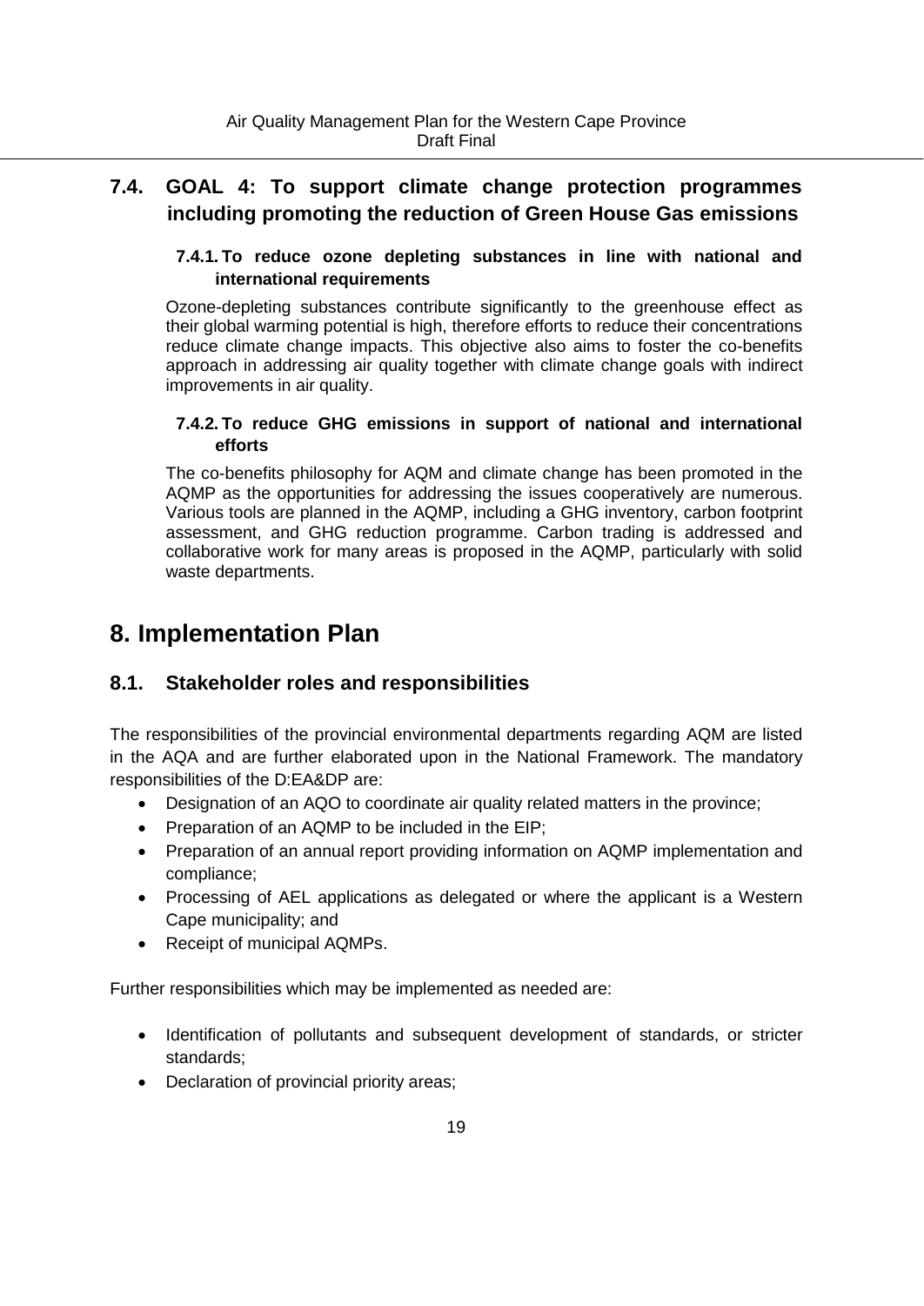## 7.4. GOAL 4: To support climate change protection programmes including promoting the reduction of Green House Gas emissions

### 7.4.1. To reduce ozone depleting substances in line with national and international requirements

Ozone-depleting substances contribute significantly to the greenhouse effect as their global warming potential is high, therefore efforts to reduce their concentrations reduce climate change impacts. This objective also aims to foster the co-benefits approach in addressing air quality together with climate change goals with indirect improvements in air quality.

### 7.4.2. To reduce GHG emissions in support of national and international efforts

The co-benefits philosophy for AQM and climate change has been promoted in the AQMP as the opportunities for addressing the issues cooperatively are numerous. Various tools are planned in the AQMP, including a GHG inventory, carbon footprint assessment, and GHG reduction programme. Carbon trading is addressed and collaborative work for many areas is proposed in the AQMP, particularly with solid waste departments.

# 8. Implementation Plan

## 8.1. Stakeholder roles and responsibilities

The responsibilities of the provincial environmental departments regarding AQM are listed in the AQA and are further elaborated upon in the National Framework. The mandatory responsibilities of the D:EA&DP are:

- Designation of an AQO to coordinate air quality related matters in the province;
- Preparation of an AQMP to be included in the EIP;
- Preparation of an annual report providing information on AQMP implementation and compliance;
- Processing of AEL applications as delegated or where the applicant is a Western Cape municipality; and
- Receipt of municipal AQMPs.

Further responsibilities which may be implemented as needed are:

- Identification of pollutants and subsequent development of standards, or stricter standards;
- Declaration of provincial priority areas;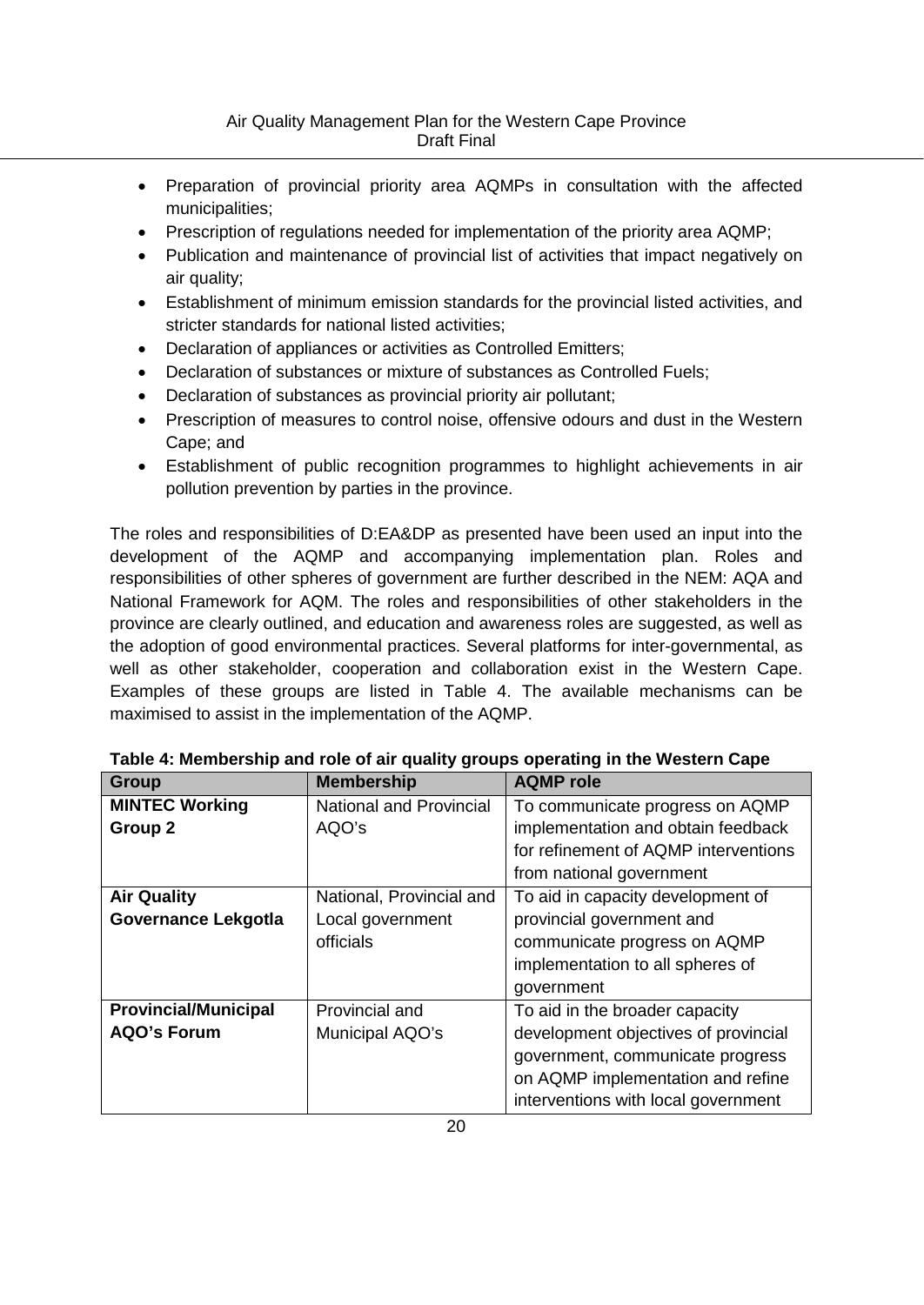- Preparation of provincial priority area AQMPs in consultation with the affected municipalities;
- Prescription of regulations needed for implementation of the priority area AQMP;
- Publication and maintenance of provincial list of activities that impact negatively on air quality;
- Establishment of minimum emission standards for the provincial listed activities, and stricter standards for national listed activities;
- Declaration of appliances or activities as Controlled Emitters;
- Declaration of substances or mixture of substances as Controlled Fuels;
- Declaration of substances as provincial priority air pollutant;
- Prescription of measures to control noise, offensive odours and dust in the Western Cape; and
- Establishment of public recognition programmes to highlight achievements in air pollution prevention by parties in the province.

The roles and responsibilities of D:EA&DP as presented have been used an input into the development of the AQMP and accompanying implementation plan. Roles and responsibilities of other spheres of government are further described in the NEM: AQA and National Framework for AQM. The roles and responsibilities of other stakeholders in the province are clearly outlined, and education and awareness roles are suggested, as well as the adoption of good environmental practices. Several platforms for inter-governmental, as well as other stakeholder, cooperation and collaboration exist in the Western Cape. Examples of these groups are listed in Table 4. The available mechanisms can be maximised to assist in the implementation of the AQMP.

**Table 4: Membership and role of air quality groups operating in the Western Cape**

| Group | Membership | AQMP role |
|---|---|---|
| **MINTEC Working Group 2** | National and Provincial AQO's | To communicate progress on AQMP implementation and obtain feedback for refinement of AQMP interventions from national government |
| **Air Quality Governance Lekgotla** | National, Provincial and Local government officials | To aid in capacity development of provincial government and communicate progress on AQMP implementation to all spheres of government |
| **Provincial/Municipal AQO's Forum** | Provincial and Municipal AQO's | To aid in the broader capacity development objectives of provincial government, communicate progress on AQMP implementation and refine interventions with local government |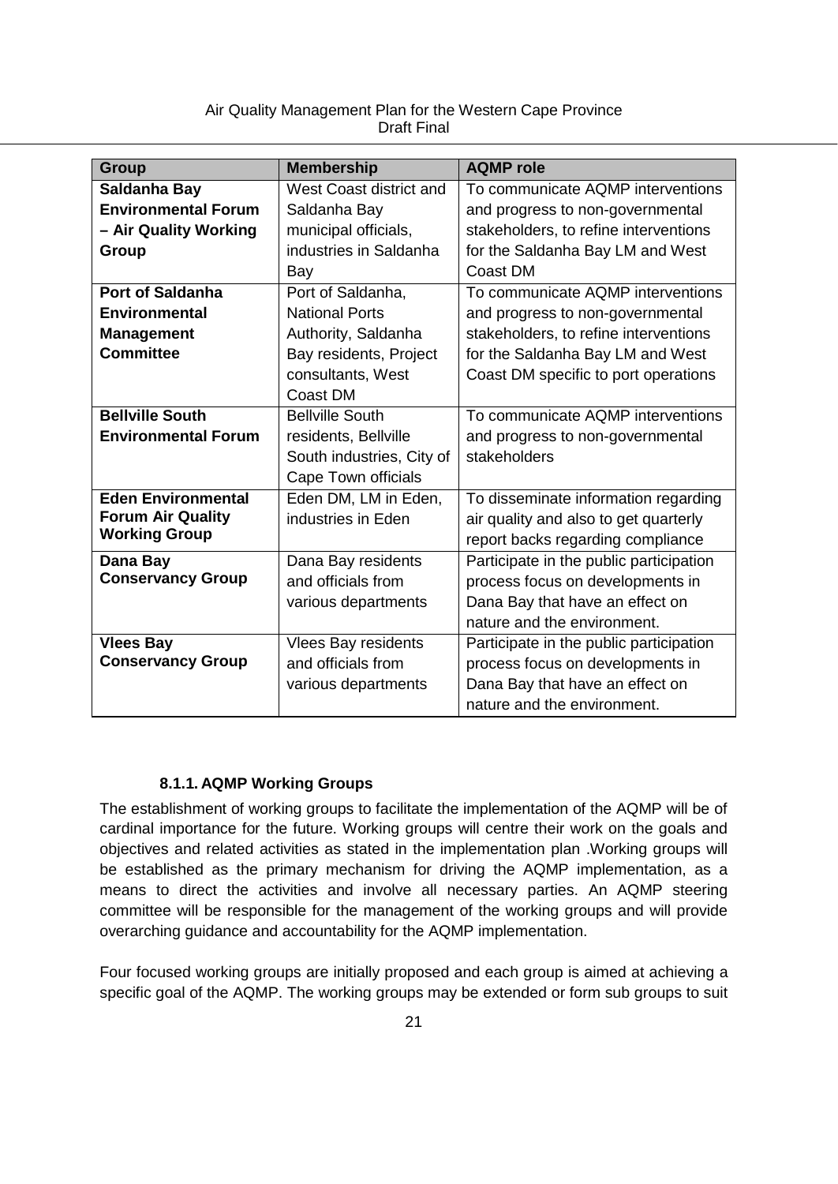| Group | Membership | AQMP role |
| --- | --- | --- |
| **Saldanha Bay Environmental Forum – Air Quality Working Group** | West Coast district and Saldanha Bay municipal officials, industries in Saldanha Bay | To communicate AQMP interventions and progress to non-governmental stakeholders, to refine interventions for the Saldanha Bay LM and West Coast DM |
| **Port of Saldanha Environmental Management Committee** | Port of Saldanha, National Ports Authority, Saldanha Bay residents, Project consultants, West Coast DM | To communicate AQMP interventions and progress to non-governmental stakeholders, to refine interventions for the Saldanha Bay LM and West Coast DM specific to port operations |
| **Bellville South Environmental Forum** | Bellville South residents, Bellville South industries, City of Cape Town officials | To communicate AQMP interventions and progress to non-governmental stakeholders |
| **Eden Environmental Forum Air Quality Working Group** | Eden DM, LM in Eden, industries in Eden | To disseminate information regarding air quality and also to get quarterly report backs regarding compliance |
| **Dana Bay Conservancy Group** | Dana Bay residents and officials from various departments | Participate in the public participation process focus on developments in Dana Bay that have an effect on nature and the environment. |
| **Vlees Bay Conservancy Group** | Vlees Bay residents and officials from various departments | Participate in the public participation process focus on developments in Dana Bay that have an effect on nature and the environment. |

#### 8.1.1. AQMP Working Groups

The establishment of working groups to facilitate the implementation of the AQMP will be of cardinal importance for the future. Working groups will centre their work on the goals and objectives and related activities as stated in the implementation plan .Working groups will be established as the primary mechanism for driving the AQMP implementation, as a means to direct the activities and involve all necessary parties. An AQMP steering committee will be responsible for the management of the working groups and will provide overarching guidance and accountability for the AQMP implementation.

Four focused working groups are initially proposed and each group is aimed at achieving a specific goal of the AQMP. The working groups may be extended or form sub groups to suit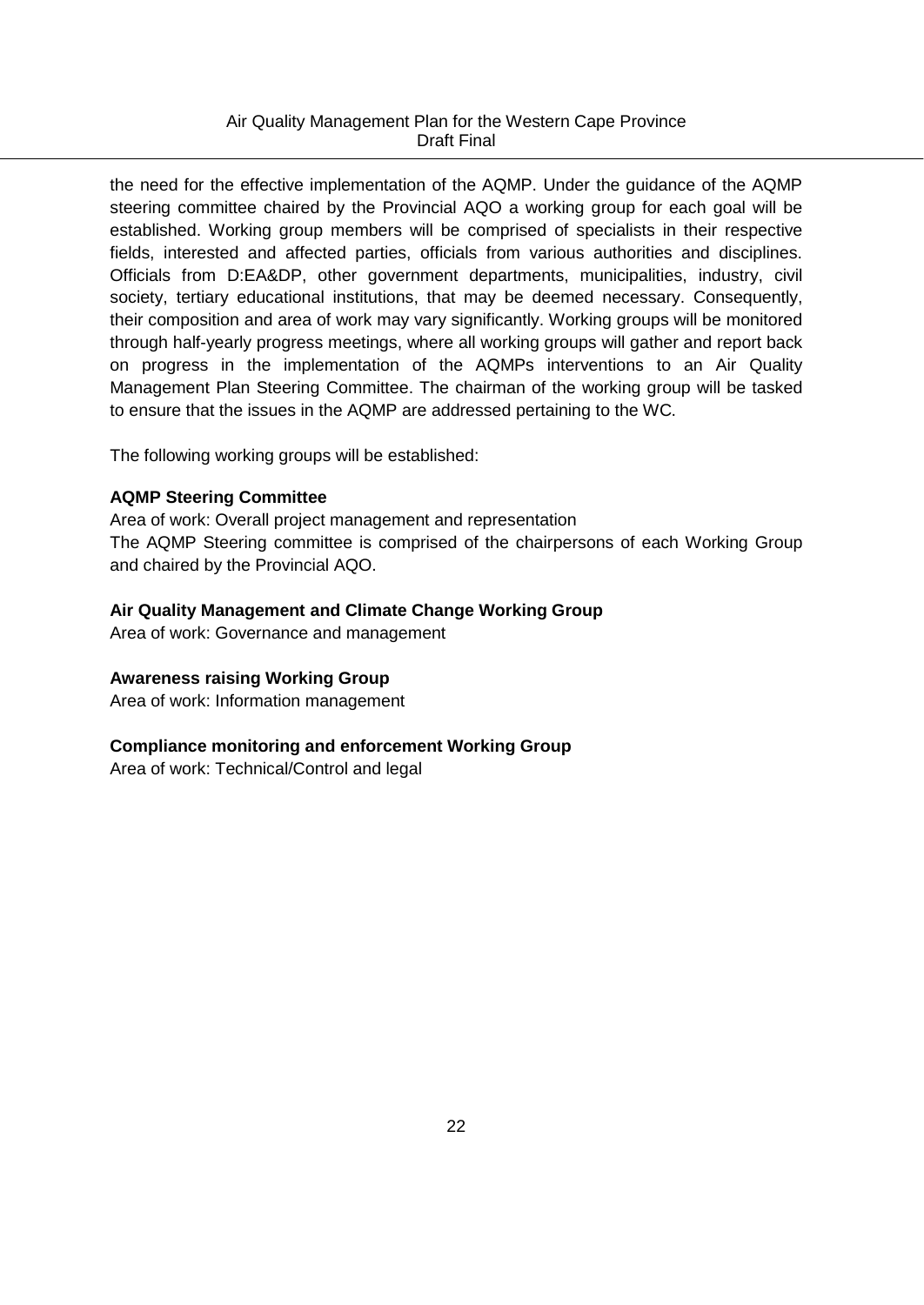the need for the effective implementation of the AQMP. Under the guidance of the AQMP steering committee chaired by the Provincial AQO a working group for each goal will be established. Working group members will be comprised of specialists in their respective fields, interested and affected parties, officials from various authorities and disciplines. Officials from D:EA&DP, other government departments, municipalities, industry, civil society, tertiary educational institutions, that may be deemed necessary. Consequently, their composition and area of work may vary significantly. Working groups will be monitored through half-yearly progress meetings, where all working groups will gather and report back on progress in the implementation of the AQMPs interventions to an Air Quality Management Plan Steering Committee. The chairman of the working group will be tasked to ensure that the issues in the AQMP are addressed pertaining to the WC.

The following working groups will be established:

**AQMP Steering Committee**
Area of work: Overall project management and representation
The AQMP Steering committee is comprised of the chairpersons of each Working Group and chaired by the Provincial AQO.

**Air Quality Management and Climate Change Working Group**
Area of work: Governance and management

**Awareness raising Working Group**
Area of work: Information management

**Compliance monitoring and enforcement Working Group**
Area of work: Technical/Control and legal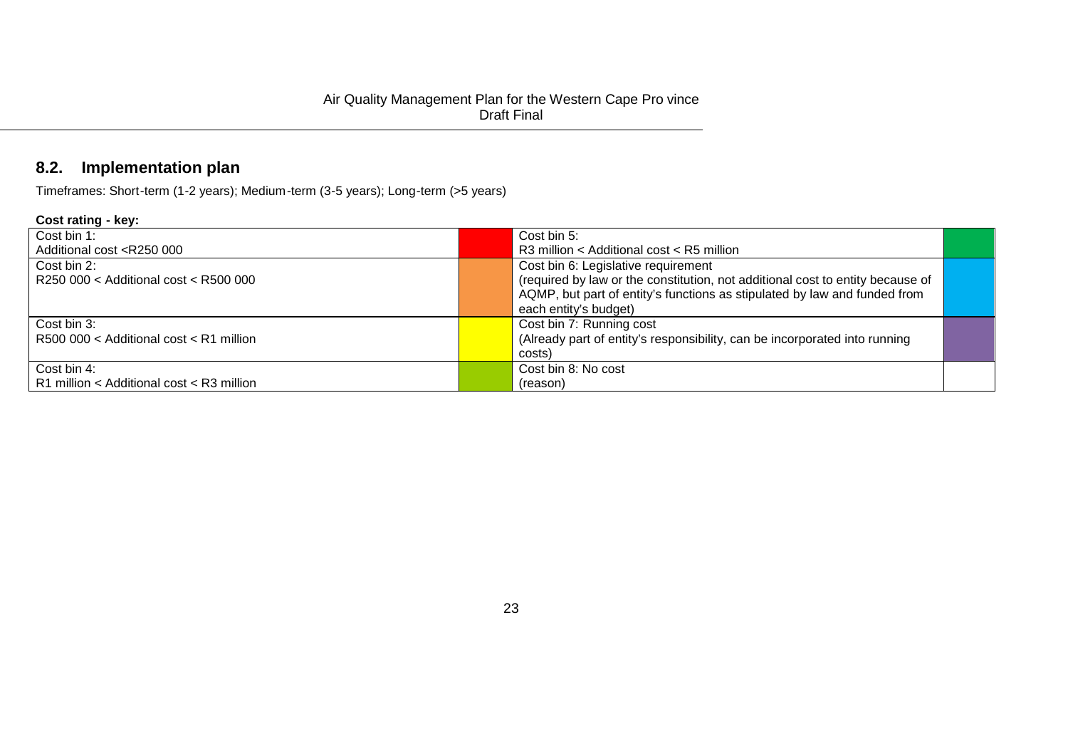## 8.2. Implementation plan

Timeframes: Short-term (1-2 years); Medium-term (3-5 years); Long-term (>5 years)

**Cost rating - key:**

| | | | |
|---|---|---|---|
| Cost bin 1: Additional cost <R250 000 | | Cost bin 5: R3 million < Additional cost < R5 million | |
| Cost bin 2: R250 000 < Additional cost < R500 000 | | Cost bin 6: Legislative requirement (required by law or the constitution, not additional cost to entity because of AQMP, but part of entity's functions as stipulated by law and funded from each entity's budget) | |
| Cost bin 3: R500 000 < Additional cost < R1 million | | Cost bin 7: Running cost (Already part of entity's responsibility, can be incorporated into running costs) | |
| Cost bin 4: R1 million < Additional cost < R3 million | | Cost bin 8: No cost (reason) | |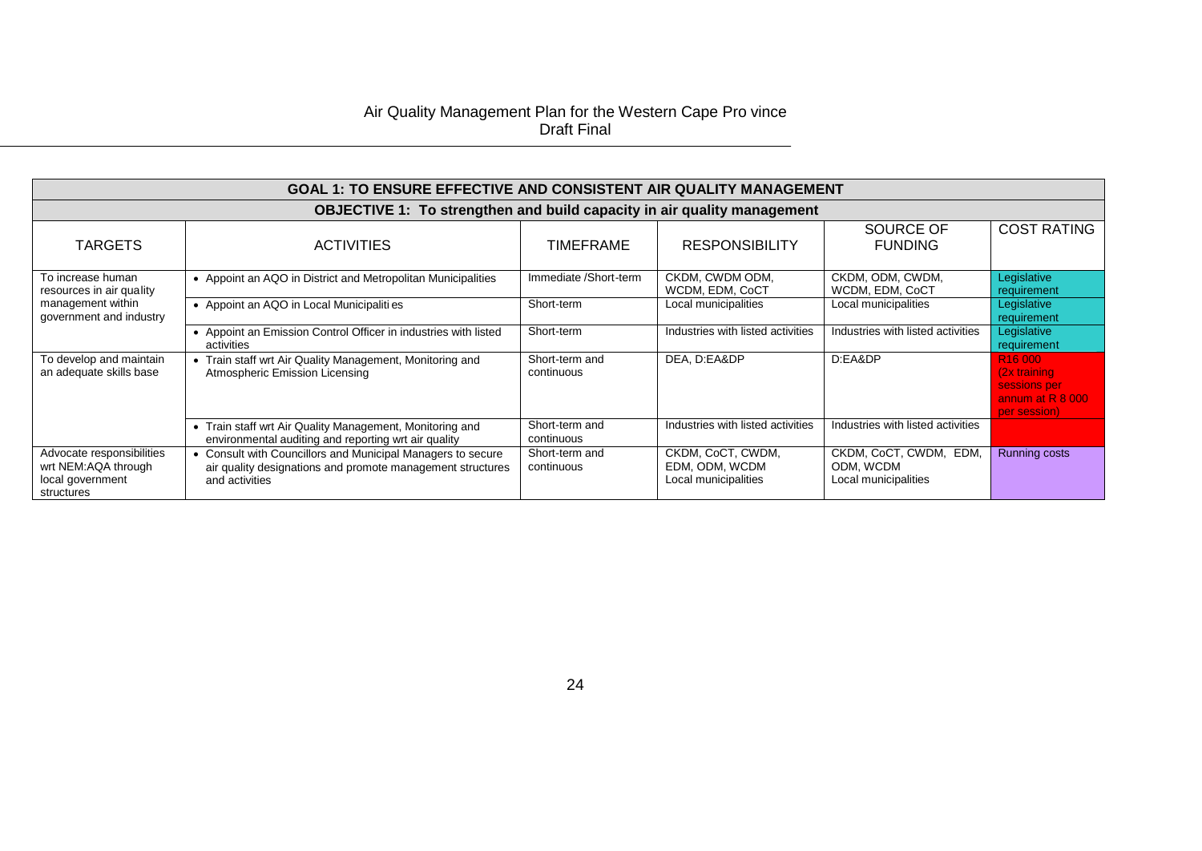| GOAL 1: TO ENSURE EFFECTIVE AND CONSISTENT AIR QUALITY MANAGEMENT | | | | | |
|---|---|---|---|---|---|
| **OBJECTIVE 1: To strengthen and build capacity in air quality management** | | | | | |
| TARGETS | ACTIVITIES | TIMEFRAME | RESPONSIBILITY | SOURCE OF FUNDING | COST RATING |
| To increase human resources in air quality management within government and industry | • Appoint an AQO in District and Metropolitan Municipalities | Immediate /Short-term | CKDM, CWDM ODM, WCDM, EDM, CoCT | CKDM, ODM, CWDM, WCDM, EDM, CoCT | Legislative requirement |
| | • Appoint an AQO in Local Municipaliti es | Short-term | Local municipalities | Local municipalities | Legislative requirement |
| | • Appoint an Emission Control Officer in industries with listed activities | Short-term | Industries with listed activities | Industries with listed activities | Legislative requirement |
| To develop and maintain an adequate skills base | • Train staff wrt Air Quality Management, Monitoring and Atmospheric Emission Licensing | Short-term and continuous | DEA, D:EA&DP | D:EA&DP | R16 000 (2x training sessions per annum at R 8 000 per session) |
| | • Train staff wrt Air Quality Management, Monitoring and environmental auditing and reporting wrt air quality | Short-term and continuous | Industries with listed activities | Industries with listed activities | |
| Advocate responsibilities wrt NEM:AQA through local government structures | • Consult with Councillors and Municipal Managers to secure air quality designations and promote management structures and activities | Short-term and continuous | CKDM, CoCT, CWDM, EDM, ODM, WCDM Local municipalities | CKDM, CoCT, CWDM, EDM, ODM, WCDM Local municipalities | Running costs |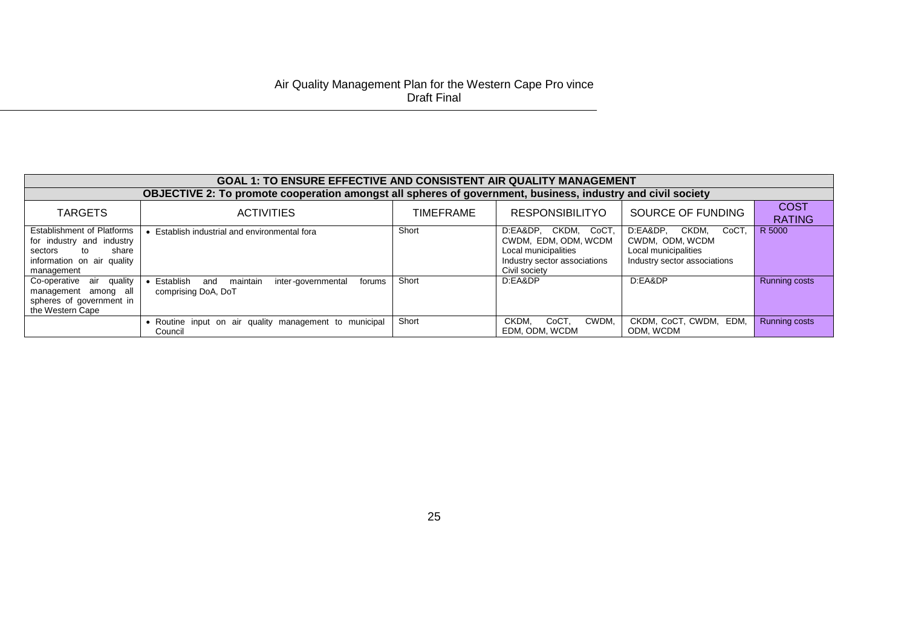| GOAL 1: TO ENSURE EFFECTIVE AND CONSISTENT AIR QUALITY MANAGEMENT | | | | | |
|---|---|---|---|---|---|
| **OBJECTIVE 2: To promote cooperation amongst all spheres of government, business, industry and civil society** | | | | | |
| TARGETS | ACTIVITIES | TIMEFRAME | RESPONSIBILITYO | SOURCE OF FUNDING | COST RATING |
| Establishment of Platforms for industry and industry sectors to share information on air quality management | • Establish industrial and environmental fora | Short | D:EA&DP, CKDM, CoCT, CWDM, EDM, ODM, WCDM Local municipalities Industry sector associations Civil society | D:EA&DP, CKDM, CoCT, CWDM, ODM, WCDM Local municipalities Industry sector associations | R 5000 |
| Co-operative air quality management among all spheres of government in the Western Cape | • Establish and maintain inter-governmental forums comprising DoA, DoT | Short | D:EA&DP | D:EA&DP | Running costs |
| | • Routine input on air quality management to municipal Council | Short | CKDM, CoCT, CWDM, EDM, ODM, WCDM | CKDM, CoCT, CWDM, EDM, ODM, WCDM | Running costs |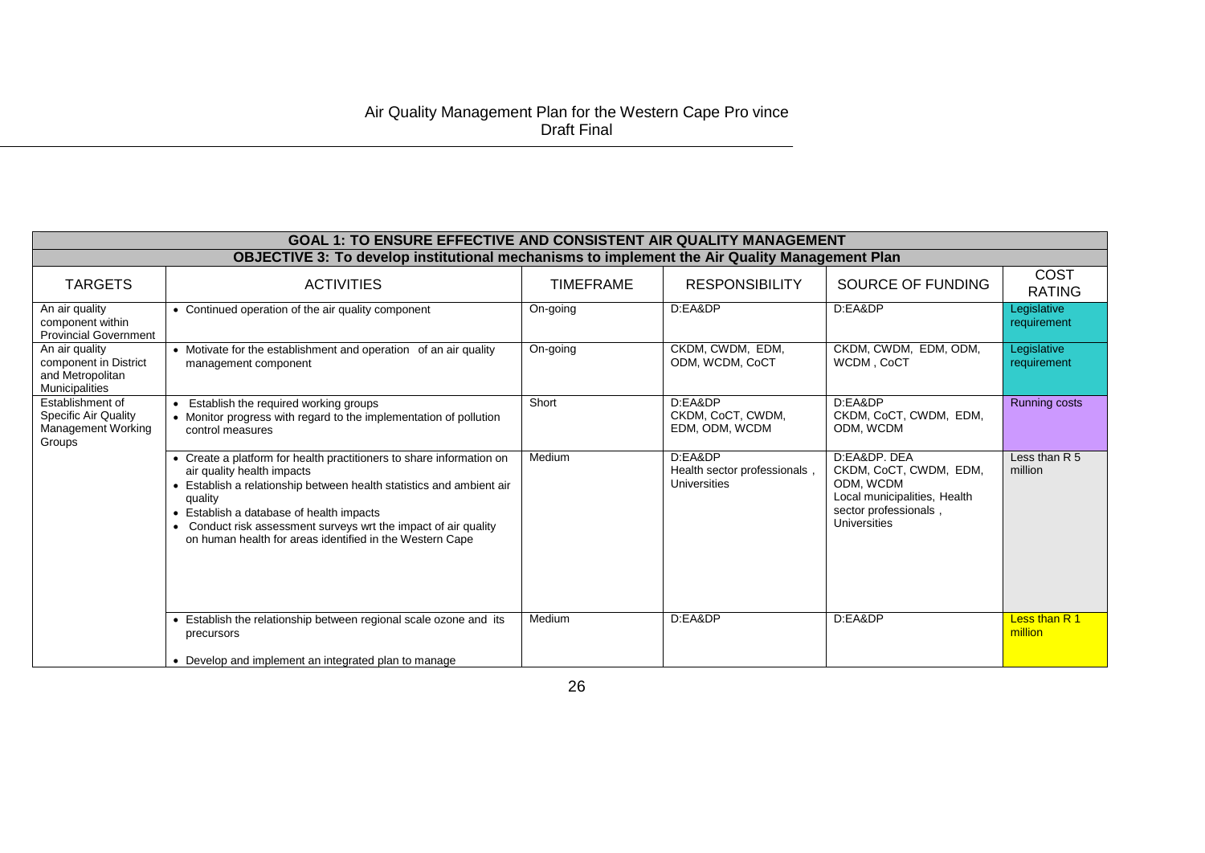| GOAL 1: TO ENSURE EFFECTIVE AND CONSISTENT AIR QUALITY MANAGEMENT | | | | | |
|---|---|---|---|---|---|
| OBJECTIVE 3: To develop institutional mechanisms to implement the Air Quality Management Plan | | | | | |
| TARGETS | ACTIVITIES | TIMEFRAME | RESPONSIBILITY | SOURCE OF FUNDING | COST RATING |
| An air quality component within Provincial Government | • Continued operation of the air quality component | On-going | D:EA&DP | D:EA&DP | Legislative requirement |
| An air quality component in District and Metropolitan Municipalities | • Motivate for the establishment and operation of an air quality management component | On-going | CKDM, CWDM, EDM, ODM, WCDM, CoCT | CKDM, CWDM, EDM, ODM, WCDM , CoCT | Legislative requirement |
| Establishment of Specific Air Quality Management Working Groups | • Establish the required working groups<br>• Monitor progress with regard to the implementation of pollution control measures | Short | D:EA&DP<br>CKDM, CoCT, CWDM, EDM, ODM, WCDM | D:EA&DP<br>CKDM, CoCT, CWDM, EDM, ODM, WCDM | Running costs |
| | • Create a platform for health practitioners to share information on air quality health impacts<br>• Establish a relationship between health statistics and ambient air quality<br>• Establish a database of health impacts<br>• Conduct risk assessment surveys wrt the impact of air quality on human health for areas identified in the Western Cape | Medium | D:EA&DP<br>Health sector professionals , Universities | D:EA&DP. DEA<br>CKDM, CoCT, CWDM, EDM, ODM, WCDM<br>Local municipalities, Health sector professionals , Universities | Less than R 5 million |
| | • Establish the relationship between regional scale ozone and its precursors<br>• Develop and implement an integrated plan to manage | Medium | D:EA&DP | D:EA&DP | Less than R 1 million |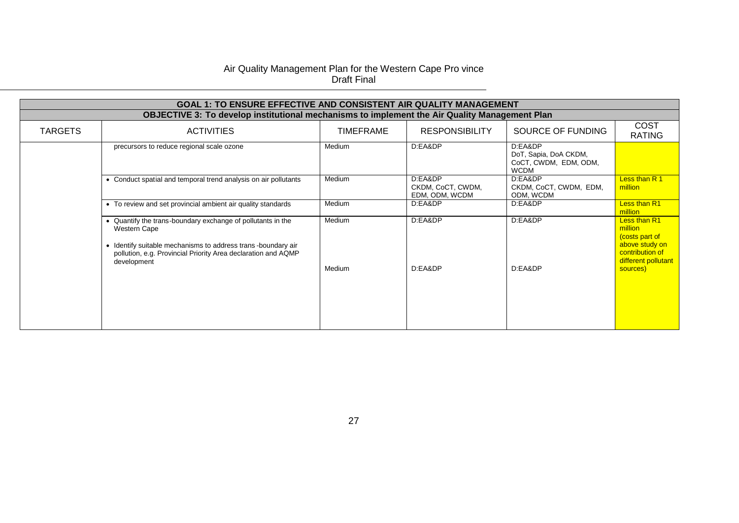| GOAL 1: TO ENSURE EFFECTIVE AND CONSISTENT AIR QUALITY MANAGEMENT | | | | | |
|---|---|---|---|---|---|
| OBJECTIVE 3: To develop institutional mechanisms to implement the Air Quality Management Plan | | | | | |
| TARGETS | ACTIVITIES | TIMEFRAME | RESPONSIBILITY | SOURCE OF FUNDING | COST RATING |
| | precursors to reduce regional scale ozone | Medium | D:EA&DP | D:EA&DP<br>DoT, Sapia, DoA CKDM, CoCT, CWDM, EDM, ODM, WCDM | |
| | • Conduct spatial and temporal trend analysis on air pollutants | Medium | D:EA&DP<br>CKDM, CoCT, CWDM, EDM, ODM, WCDM | D:EA&DP<br>CKDM, CoCT, CWDM, EDM, ODM, WCDM | Less than R 1 million |
| | • To review and set provincial ambient air quality standards | Medium | D:EA&DP | D:EA&DP | Less than R1 million |
| | • Quantify the trans-boundary exchange of pollutants in the Western Cape<br>• Identify suitable mechanisms to address trans-boundary air pollution, e.g. Provincial Priority Area declaration and AQMP development | Medium<br><br>Medium | D:EA&DP<br><br>D:EA&DP | D:EA&DP<br><br>D:EA&DP | Less than R1 million (costs part of above study on contribution of different pollutant sources) |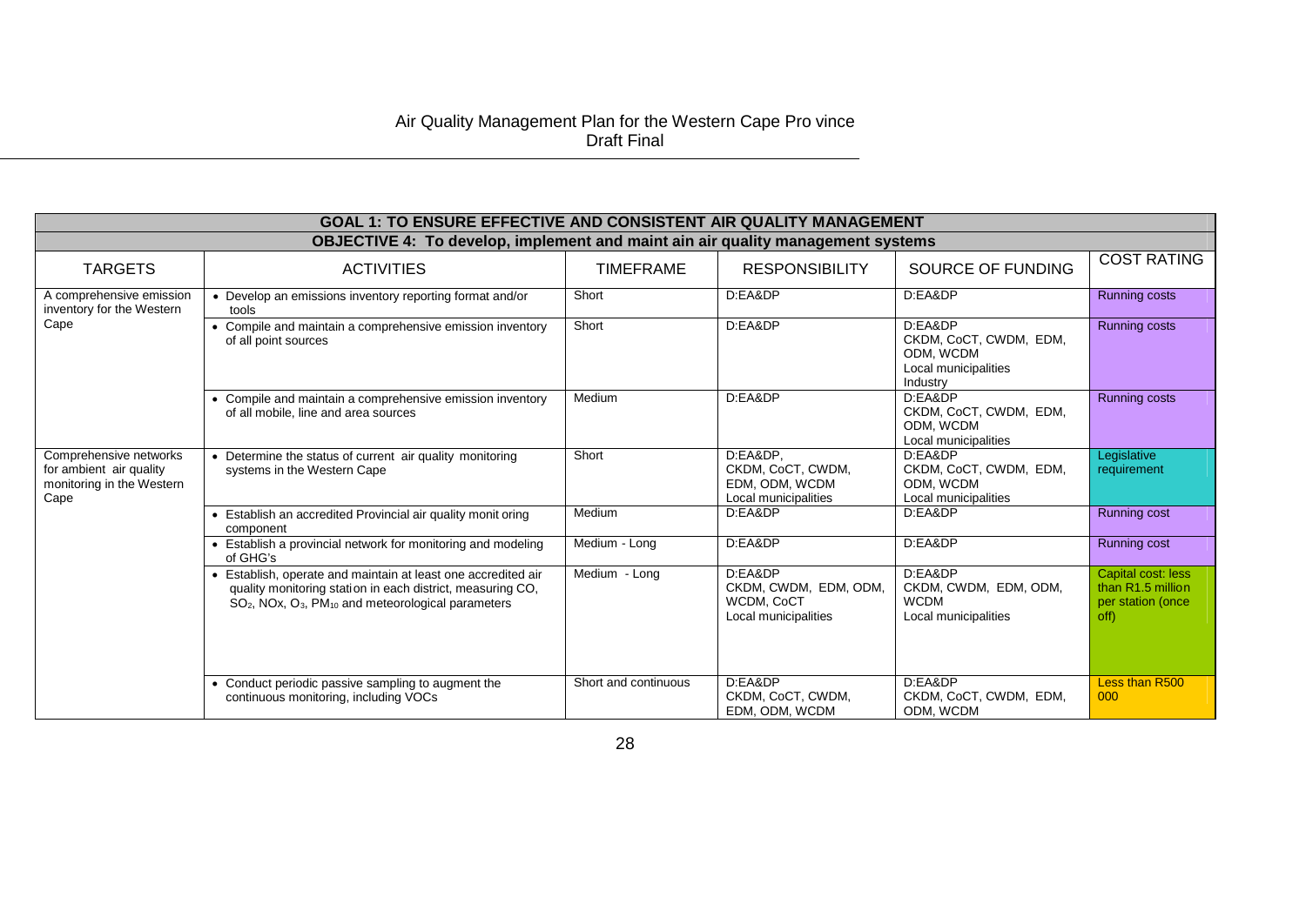| GOAL 1: TO ENSURE EFFECTIVE AND CONSISTENT AIR QUALITY MANAGEMENT | | | | | |
|---|---|---|---|---|---|
| OBJECTIVE 4: To develop, implement and maint ain air quality management systems | | | | | |
| TARGETS | ACTIVITIES | TIMEFRAME | RESPONSIBILITY | SOURCE OF FUNDING | COST RATING |
| A comprehensive emission inventory for the Western Cape | • Develop an emissions inventory reporting format and/or tools | Short | D:EA&DP | D:EA&DP | Running costs |
| | • Compile and maintain a comprehensive emission inventory of all point sources | Short | D:EA&DP | D:EA&DP<br>CKDM, CoCT, CWDM, EDM, ODM, WCDM<br>Local municipalities<br>Industry | Running costs |
| | • Compile and maintain a comprehensive emission inventory of all mobile, line and area sources | Medium | D:EA&DP | D:EA&DP<br>CKDM, CoCT, CWDM, EDM, ODM, WCDM<br>Local municipalities | Running costs |
| Comprehensive networks for ambient air quality monitoring in the Western Cape | • Determine the status of current air quality monitoring systems in the Western Cape | Short | D:EA&DP,<br>CKDM, CoCT, CWDM, EDM, ODM, WCDM<br>Local municipalities | D:EA&DP<br>CKDM, CoCT, CWDM, EDM, ODM, WCDM<br>Local municipalities | Legislative requirement |
| | • Establish an accredited Provincial air quality monit oring component | Medium | D:EA&DP | D:EA&DP | Running cost |
| | • Establish a provincial network for monitoring and modeling of GHG's | Medium - Long | D:EA&DP | D:EA&DP | Running cost |
| | • Establish, operate and maintain at least one accredited air quality monitoring station in each district, measuring CO, $SO_2$, NOx, $O_3$, $PM_{10}$ and meteorological parameters | Medium - Long | D:EA&DP<br>CKDM, CWDM, EDM, ODM, WCDM, CoCT<br>Local municipalities | D:EA&DP<br>CKDM, CWDM, EDM, ODM, WCDM<br>Local municipalities | Capital cost: less than R1.5 million per station (once off) |
| | • Conduct periodic passive sampling to augment the continuous monitoring, including VOCs | Short and continuous | D:EA&DP<br>CKDM, CoCT, CWDM, EDM, ODM, WCDM | D:EA&DP<br>CKDM, CoCT, CWDM, EDM, ODM, WCDM | Less than R500 000 |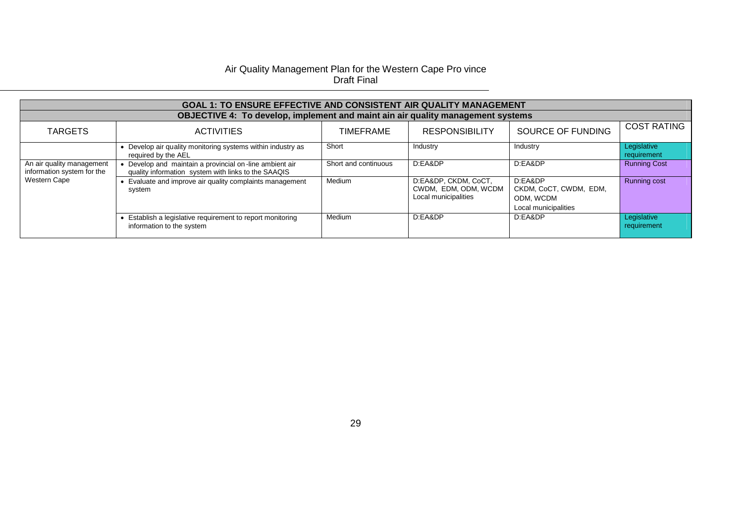| GOAL 1: TO ENSURE EFFECTIVE AND CONSISTENT AIR QUALITY MANAGEMENT | | | | | |
|---|---|---|---|---|---|
| OBJECTIVE 4: To develop, implement and maint ain air quality management systems | | | | | |
| TARGETS | ACTIVITIES | TIMEFRAME | RESPONSIBILITY | SOURCE OF FUNDING | COST RATING |
| | • Develop air quality monitoring systems within industry as required by the AEL | Short | Industry | Industry | Legislative requirement |
| An air quality management information system for the Western Cape | • Develop and maintain a provincial on-line ambient air quality information system with links to the SAAQIS | Short and continuous | D:EA&DP | D:EA&DP | Running Cost |
| | • Evaluate and improve air quality complaints management system | Medium | D:EA&DP, CKDM, CoCT, CWDM, EDM, ODM, WCDM Local municipalities | D:EA&DP CKDM, CoCT, CWDM, EDM, ODM, WCDM Local municipalities | Running cost |
| | • Establish a legislative requirement to report monitoring information to the system | Medium | D:EA&DP | D:EA&DP | Legislative requirement |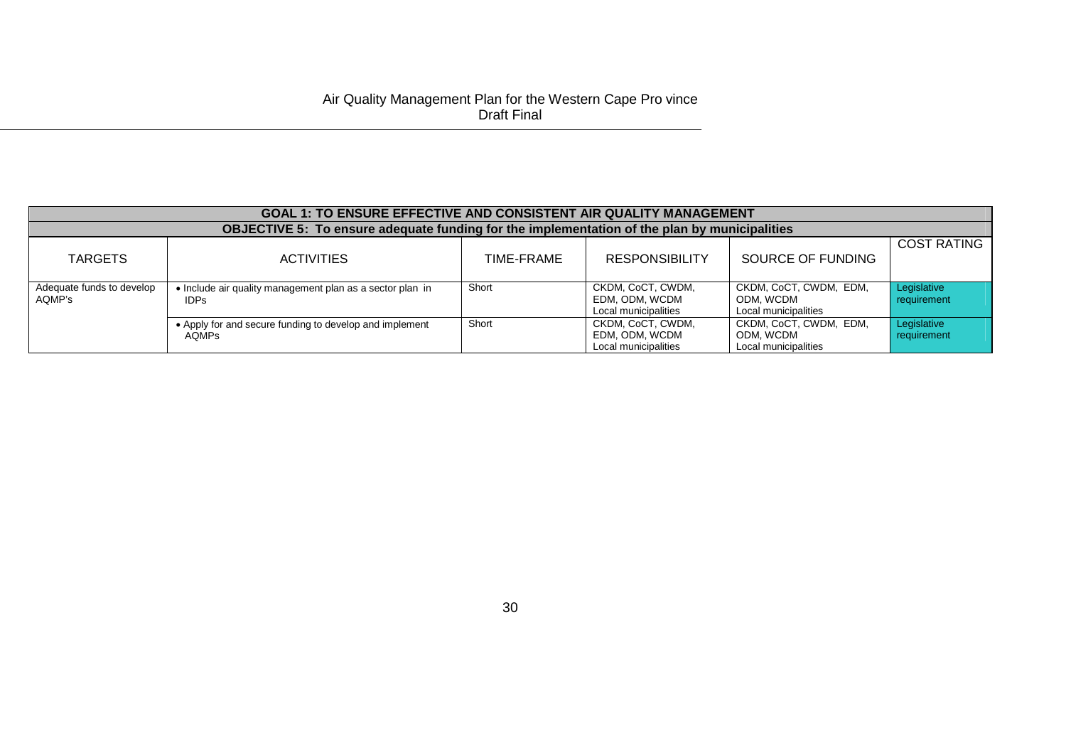| GOAL 1: TO ENSURE EFFECTIVE AND CONSISTENT AIR QUALITY MANAGEMENT | | | | | |
|---|---|---|---|---|---|
| **OBJECTIVE 5: To ensure adequate funding for the implementation of the plan by municipalities** | | | | | |
| TARGETS | ACTIVITIES | TIME-FRAME | RESPONSIBILITY | SOURCE OF FUNDING | COST RATING |
| Adequate funds to develop AQMP's | • Include air quality management plan as a sector plan in IDPs | Short | CKDM, CoCT, CWDM, EDM, ODM, WCDM Local municipalities | CKDM, CoCT, CWDM, EDM, ODM, WCDM Local municipalities | Legislative requirement |
| | • Apply for and secure funding to develop and implement AQMPs | Short | CKDM, CoCT, CWDM, EDM, ODM, WCDM Local municipalities | CKDM, CoCT, CWDM, EDM, ODM, WCDM Local municipalities | Legislative requirement |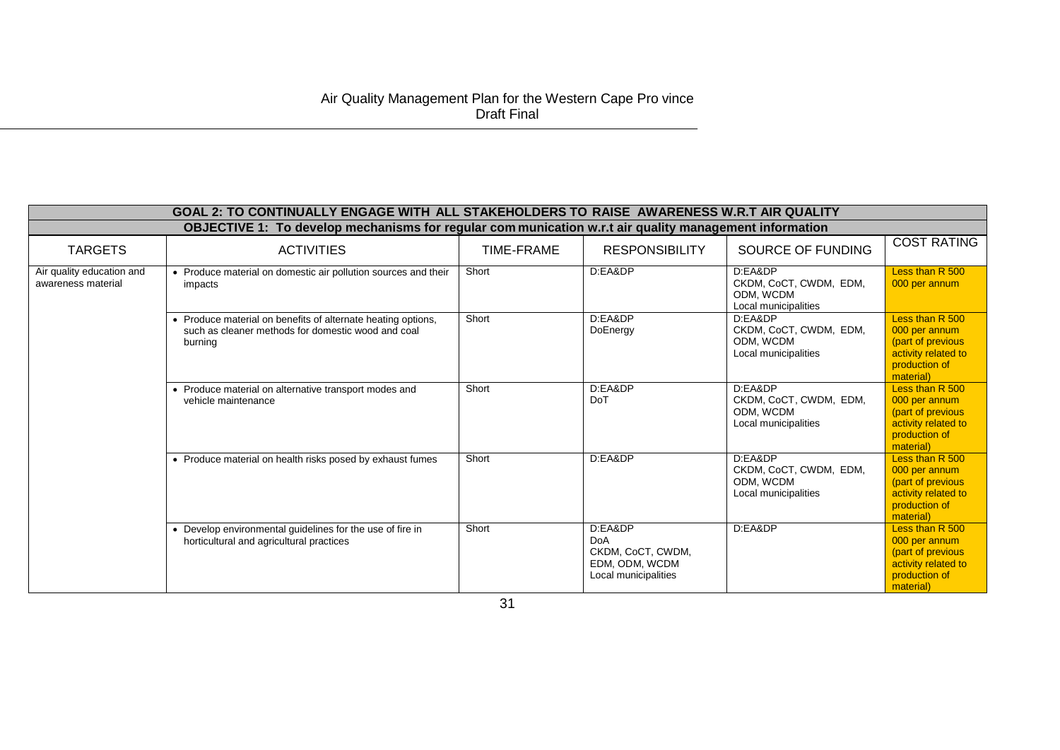| GOAL 2: TO CONTINUALLY ENGAGE WITH ALL STAKEHOLDERS TO RAISE AWARENESS W.R.T AIR QUALITY | | | | | |
|---|---|---|---|---|---|
| **OBJECTIVE 1: To develop mechanisms for regular com munication w.r.t air quality management information** | | | | | |
| **TARGETS** | **ACTIVITIES** | **TIME-FRAME** | **RESPONSIBILITY** | **SOURCE OF FUNDING** | **COST RATING** |
| Air quality education and awareness material | • Produce material on domestic air pollution sources and their impacts | Short | D:EA&DP | D:EA&DP<br>CKDM, CoCT, CWDM, EDM, ODM, WCDM<br>Local municipalities | Less than R 500 000 per annum |
| | • Produce material on benefits of alternate heating options, such as cleaner methods for domestic wood and coal burning | Short | D:EA&DP<br>DoEnergy | D:EA&DP<br>CKDM, CoCT, CWDM, EDM, ODM, WCDM<br>Local municipalities | Less than R 500 000 per annum (part of previous activity related to production of material) |
| | • Produce material on alternative transport modes and vehicle maintenance | Short | D:EA&DP<br>DoT | D:EA&DP<br>CKDM, CoCT, CWDM, EDM, ODM, WCDM<br>Local municipalities | Less than R 500 000 per annum (part of previous activity related to production of material) |
| | • Produce material on health risks posed by exhaust fumes | Short | D:EA&DP | D:EA&DP<br>CKDM, CoCT, CWDM, EDM, ODM, WCDM<br>Local municipalities | Less than R 500 000 per annum (part of previous activity related to production of material) |
| | • Develop environmental guidelines for the use of fire in horticultural and agricultural practices | Short | D:EA&DP<br>DoA<br>CKDM, CoCT, CWDM, EDM, ODM, WCDM<br>Local municipalities | D:EA&DP | Less than R 500 000 per annum (part of previous activity related to production of material) |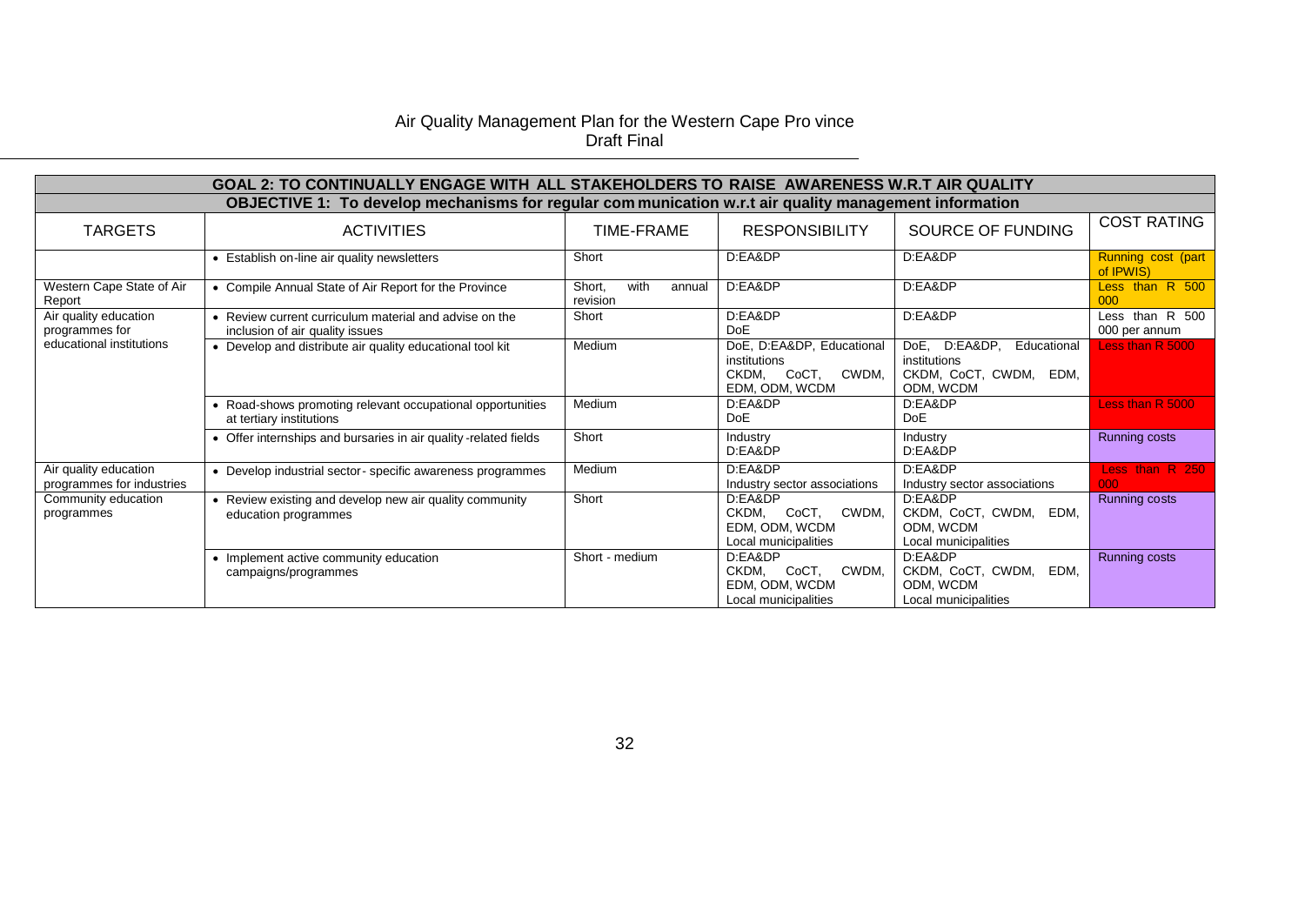| GOAL 2: TO CONTINUALLY ENGAGE WITH ALL STAKEHOLDERS TO RAISE AWARENESS W.R.T AIR QUALITY | | | | | |
|---|---|---|---|---|---|
| **OBJECTIVE 1: To develop mechanisms for regular communication w.r.t air quality management information** | | | | | |
| TARGETS | ACTIVITIES | TIME-FRAME | RESPONSIBILITY | SOURCE OF FUNDING | COST RATING |
| | • Establish on-line air quality newsletters | Short | D:EA&DP | D:EA&DP | Running cost (part of IPWIS) |
| Western Cape State of Air Report | • Compile Annual State of Air Report for the Province | Short, with annual revision | D:EA&DP | D:EA&DP | Less than R 500 000 |
| Air quality education programmes for educational institutions | • Review current curriculum material and advise on the inclusion of air quality issues | Short | D:EA&DP<br>DoE | D:EA&DP | Less than R 500 000 per annum |
| | • Develop and distribute air quality educational tool kit | Medium | DoE, D:EA&DP, Educational institutions<br>CKDM, CoCT, CWDM, EDM, ODM, WCDM | DoE, D:EA&DP, Educational institutions<br>CKDM, CoCT, CWDM, EDM, ODM, WCDM | Less than R 5000 |
| | • Road-shows promoting relevant occupational opportunities at tertiary institutions | Medium | D:EA&DP<br>DoE | D:EA&DP<br>DoE | Less than R 5000 |
| | • Offer internships and bursaries in air quality-related fields | Short | Industry<br>D:EA&DP | Industry<br>D:EA&DP | Running costs |
| Air quality education programmes for industries | • Develop industrial sector-specific awareness programmes | Medium | D:EA&DP<br>Industry sector associations | D:EA&DP<br>Industry sector associations | Less than R 250 000 |
| Community education programmes | • Review existing and develop new air quality community education programmes | Short | D:EA&DP<br>CKDM, CoCT, CWDM, EDM, ODM, WCDM<br>Local municipalities | D:EA&DP<br>CKDM, CoCT, CWDM, EDM, ODM, WCDM<br>Local municipalities | Running costs |
| | • Implement active community education campaigns/programmes | Short - medium | D:EA&DP<br>CKDM, CoCT, CWDM, EDM, ODM, WCDM<br>Local municipalities | D:EA&DP<br>CKDM, CoCT, CWDM, EDM, ODM, WCDM<br>Local municipalities | Running costs |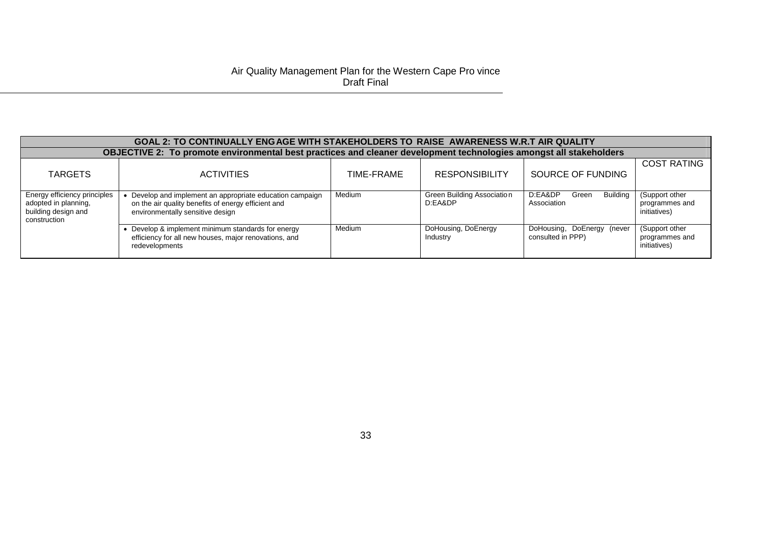| GOAL 2: TO CONTINUALLY ENGAGE WITH STAKEHOLDERS TO RAISE AWARENESS W.R.T AIR QUALITY | | | | | |
|---|---|---|---|---|---|
| **OBJECTIVE 2: To promote environmental best practices and cleaner development technologies amongst all stakeholders** | | | | | |
| TARGETS | ACTIVITIES | TIME-FRAME | RESPONSIBILITY | SOURCE OF FUNDING | COST RATING |
| Energy efficiency principles adopted in planning, building design and construction | • Develop and implement an appropriate education campaign on the air quality benefits of energy efficient and environmentally sensitive design | Medium | Green Building Association D:EA&DP | D:EA&DP Green Building Association | (Support other programmes and initiatives) |
| | • Develop & implement minimum standards for energy efficiency for all new houses, major renovations, and redevelopments | Medium | DoHousing, DoEnergy Industry | DoHousing, DoEnergy (never consulted in PPP) | (Support other programmes and initiatives) |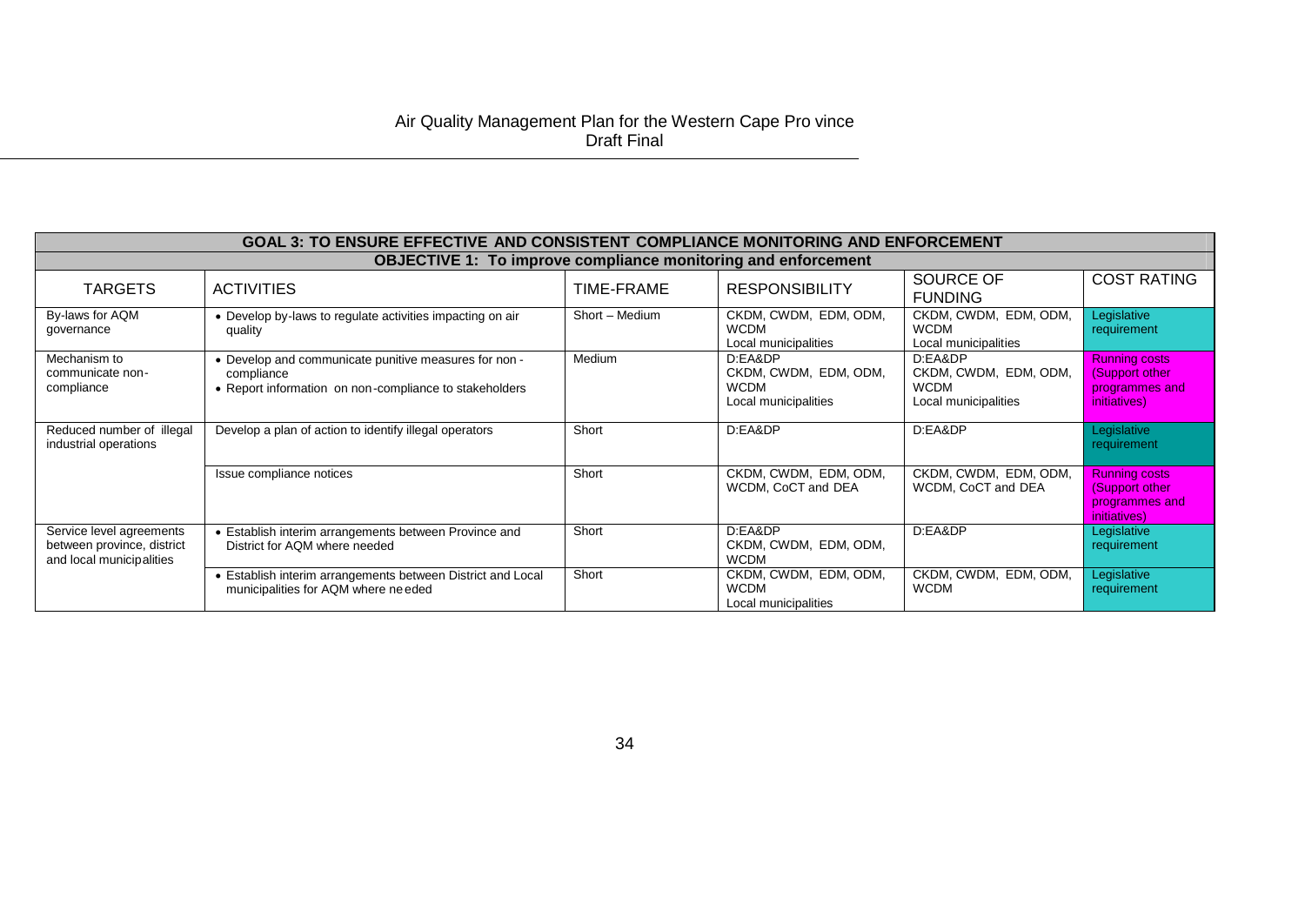| GOAL 3: TO ENSURE EFFECTIVE AND CONSISTENT COMPLIANCE MONITORING AND ENFORCEMENT | | | | | |
|---|---|---|---|---|---|
| **OBJECTIVE 1: To improve compliance monitoring and enforcement** | | | | | |
| TARGETS | ACTIVITIES | TIME-FRAME | RESPONSIBILITY | SOURCE OF FUNDING | COST RATING |
| By-laws for AQM governance | • Develop by-laws to regulate activities impacting on air quality | Short – Medium | CKDM, CWDM, EDM, ODM, WCDM Local municipalities | CKDM, CWDM, EDM, ODM, WCDM Local municipalities | Legislative requirement |
| Mechanism to communicate non-compliance | • Develop and communicate punitive measures for non-compliance<br>• Report information on non-compliance to stakeholders | Medium | D:EA&DP CKDM, CWDM, EDM, ODM, WCDM Local municipalities | D:EA&DP CKDM, CWDM, EDM, ODM, WCDM Local municipalities | Running costs (Support other programmes and initiatives) |
| Reduced number of illegal industrial operations | Develop a plan of action to identify illegal operators | Short | D:EA&DP | D:EA&DP | Legislative requirement |
| | Issue compliance notices | Short | CKDM, CWDM, EDM, ODM, WCDM, CoCT and DEA | CKDM, CWDM, EDM, ODM, WCDM, CoCT and DEA | Running costs (Support other programmes and initiatives) |
| Service level agreements between province, district and local municipalities | • Establish interim arrangements between Province and District for AQM where needed | Short | D:EA&DP CKDM, CWDM, EDM, ODM, WCDM | D:EA&DP | Legislative requirement |
| | • Establish interim arrangements between District and Local municipalities for AQM where needed | Short | CKDM, CWDM, EDM, ODM, WCDM Local municipalities | CKDM, CWDM, EDM, ODM, WCDM | Legislative requirement |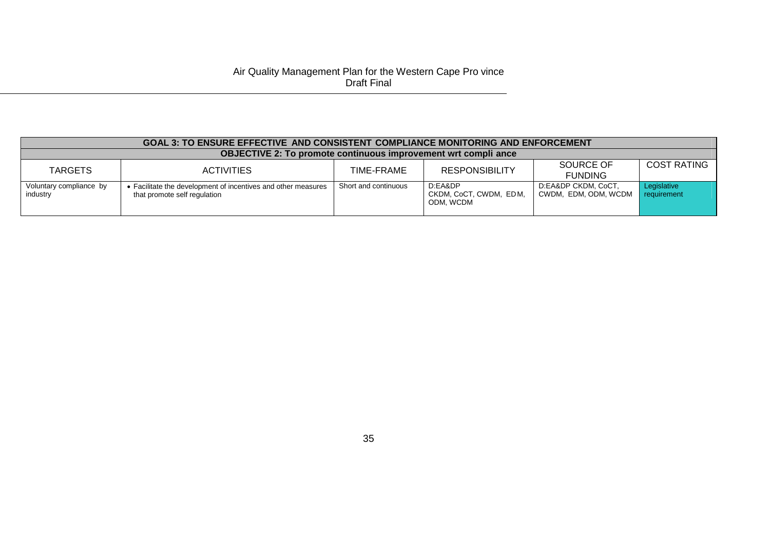| GOAL 3: TO ENSURE EFFECTIVE AND CONSISTENT COMPLIANCE MONITORING AND ENFORCEMENT | | | | | |
|---|---|---|---|---|---|
| **OBJECTIVE 2: To promote continuous improvement wrt compli ance** | | | | | |
| TARGETS | ACTIVITIES | TIME-FRAME | RESPONSIBILITY | SOURCE OF FUNDING | COST RATING |
| Voluntary compliance by industry | • Facilitate the development of incentives and other measures that promote self regulation | Short and continuous | D:EA&DP CKDM, CoCT, CWDM, EDM, ODM, WCDM | D:EA&DP CKDM, CoCT, CWDM, EDM, ODM, WCDM | Legislative requirement |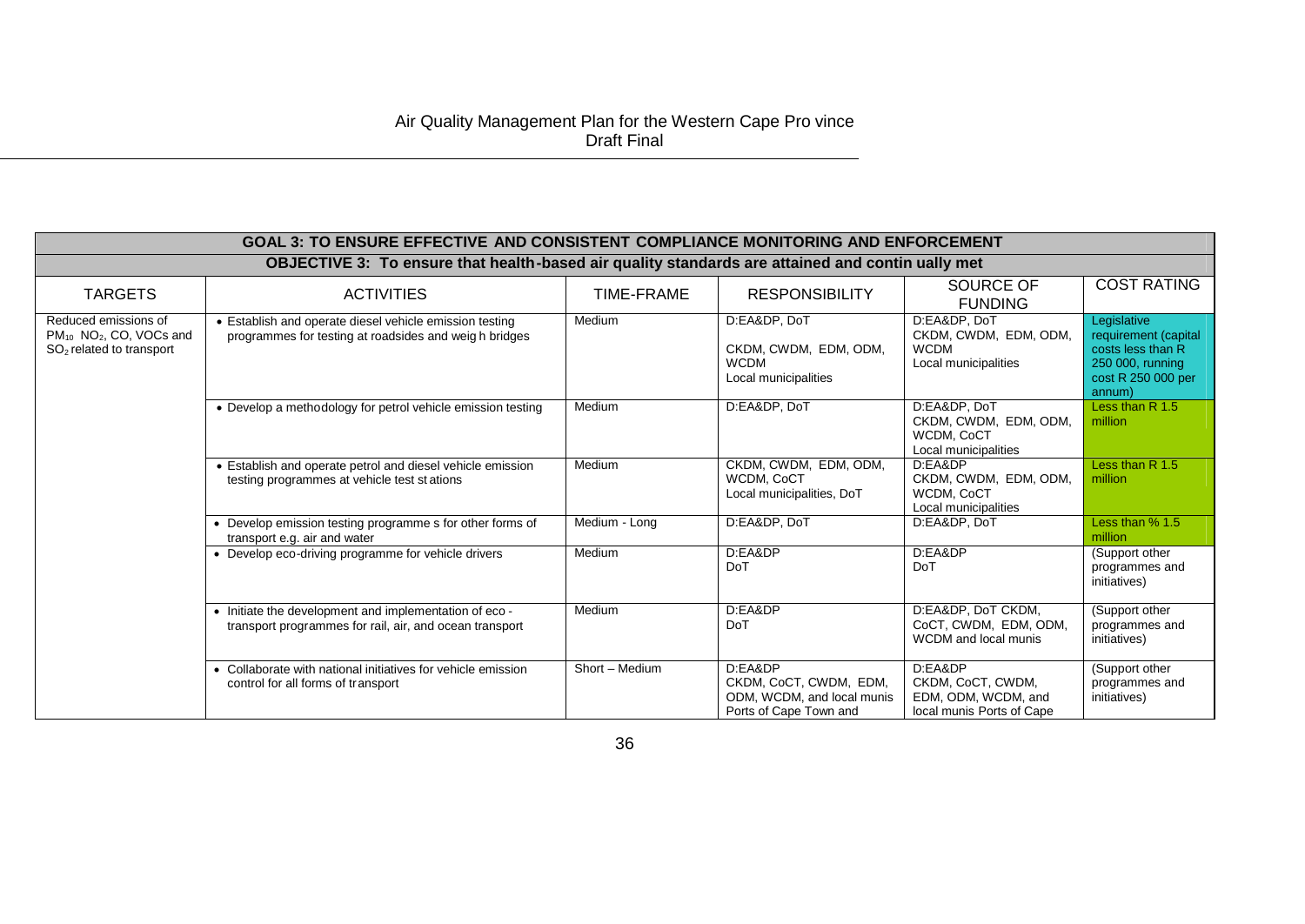| GOAL 3: TO ENSURE EFFECTIVE AND CONSISTENT COMPLIANCE MONITORING AND ENFORCEMENT | | | | | |
|---|---|---|---|---|---|
| OBJECTIVE 3: To ensure that health-based air quality standards are attained and contin ually met | | | | | |
| TARGETS | ACTIVITIES | TIME-FRAME | RESPONSIBILITY | SOURCE OF FUNDING | COST RATING |
| Reduced emissions of $PM_{10}$ $NO_2$, CO, VOCs and $SO_2$ related to transport | • Establish and operate diesel vehicle emission testing programmes for testing at roadsides and weig h bridges | Medium | D:EA&DP, DoT CKDM, CWDM, EDM, ODM, WCDM Local municipalities | D:EA&DP, DoT CKDM, CWDM, EDM, ODM, WCDM Local municipalities | Legislative requirement (capital costs less than R 250 000, running cost R 250 000 per annum) |
| | • Develop a methodology for petrol vehicle emission testing | Medium | D:EA&DP, DoT | D:EA&DP, DoT CKDM, CWDM, EDM, ODM, WCDM, CoCT Local municipalities | Less than R 1.5 million |
| | • Establish and operate petrol and diesel vehicle emission testing programmes at vehicle test st ations | Medium | CKDM, CWDM, EDM, ODM, WCDM, CoCT Local municipalities, DoT | D:EA&DP CKDM, CWDM, EDM, ODM, WCDM, CoCT Local municipalities | Less than R 1.5 million |
| | • Develop emission testing programme s for other forms of transport e.g. air and water | Medium - Long | D:EA&DP, DoT | D:EA&DP, DoT | Less than % 1.5 million |
| | • Develop eco-driving programme for vehicle drivers | Medium | D:EA&DP DoT | D:EA&DP DoT | (Support other programmes and initiatives) |
| | • Initiate the development and implementation of eco - transport programmes for rail, air, and ocean transport | Medium | D:EA&DP DoT | D:EA&DP, DoT CKDM, CoCT, CWDM, EDM, ODM, WCDM and local munis | (Support other programmes and initiatives) |
| | • Collaborate with national initiatives for vehicle emission control for all forms of transport | Short – Medium | D:EA&DP CKDM, CoCT, CWDM, EDM, ODM, WCDM, and local munis Ports of Cape Town and | D:EA&DP CKDM, CoCT, CWDM, EDM, ODM, WCDM, and local munis Ports of Cape | (Support other programmes and initiatives) |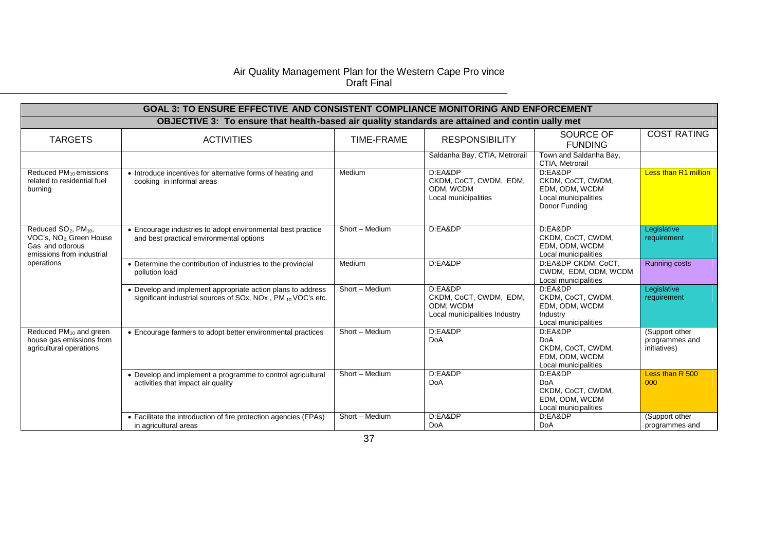| GOAL 3: TO ENSURE EFFECTIVE AND CONSISTENT COMPLIANCE MONITORING AND ENFORCEMENT | | | | | |
|---|---|---|---|---|---|
| OBJECTIVE 3: To ensure that health-based air quality standards are attained and contin ually met | | | | | |
| TARGETS | ACTIVITIES | TIME-FRAME | RESPONSIBILITY | SOURCE OF FUNDING | COST RATING |
| | | | Saldanha Bay, CTIA, Metrorail | Town and Saldanha Bay, CTIA, Metrorail | |
| Reduced $PM_{10}$ emissions related to residential fuel burning | • Introduce incentives for alternative forms of heating and cooking in informal areas | Medium | D:EA&DP CKDM, CoCT, CWDM, EDM, ODM, WCDM Local municipalities | D:EA&DP CKDM, CoCT, CWDM, EDM, ODM, WCDM Local municipalities Donor Funding | Less than R1 million |
| Reduced $SO_2$, $PM_{10}$, VOC's, $NO_2$, Green House Gas and odorous emissions from industrial operations | • Encourage industries to adopt environmental best practice and best practical environmental options | Short – Medium | D:EA&DP | D:EA&DP CKDM, CoCT, CWDM, EDM, ODM, WCDM Local municipalities | Legislative requirement |
| | • Determine the contribution of industries to the provincial pollution load | Medium | D:EA&DP | D:EA&DP CKDM, CoCT, CWDM, EDM, ODM, WCDM Local municipalities | Running costs |
| | • Develop and implement appropriate action plans to address significant industrial sources of SOx, NOx , $PM_{10}$ VOC's etc. | Short – Medium | D:EA&DP CKDM, CoCT, CWDM, EDM, ODM, WCDM Local municipalities Industry | D:EA&DP CKDM, CoCT, CWDM, EDM, ODM, WCDM Industry Local municipalities | Legislative requirement |
| Reduced $PM_{10}$ and green house gas emissions from agricultural operations | • Encourage farmers to adopt better environmental practices | Short – Medium | D:EA&DP DoA | D:EA&DP DoA CKDM, CoCT, CWDM, EDM, ODM, WCDM Local municipalities | (Support other programmes and initiatives) |
| | • Develop and implement a programme to control agricultural activities that impact air quality | Short – Medium | D:EA&DP DoA | D:EA&DP DoA CKDM, CoCT, CWDM, EDM, ODM, WCDM Local municipalities | Less than R 500 000 |
| | • Facilitate the introduction of fire protection agencies (FPAs) in agricultural areas | Short – Medium | D:EA&DP DoA | D:EA&DP DoA | (Support other programmes and |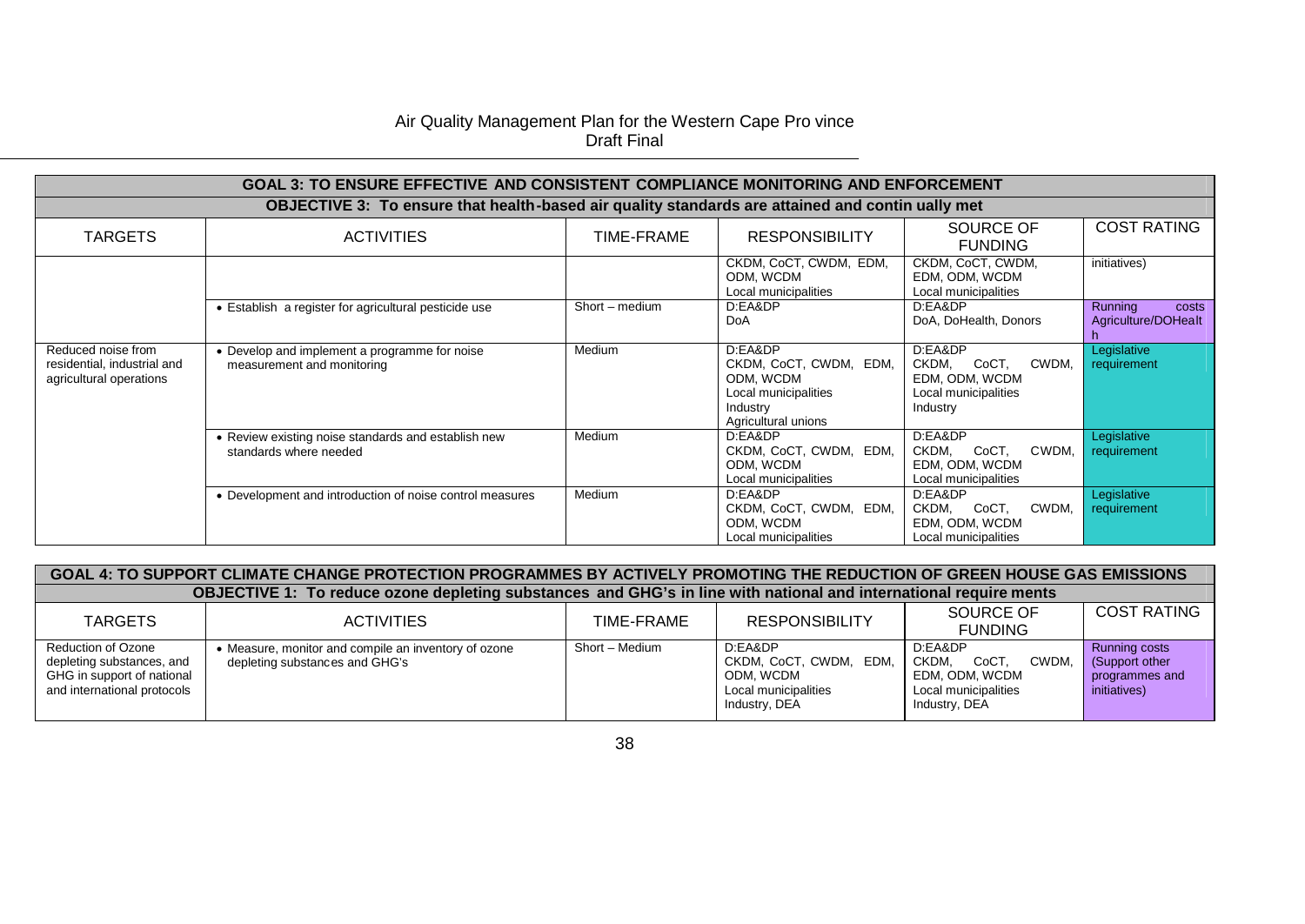| GOAL 3: TO ENSURE EFFECTIVE AND CONSISTENT COMPLIANCE MONITORING AND ENFORCEMENT | | | | | |
|---|---|---|---|---|---|
| OBJECTIVE 3: To ensure that health-based air quality standards are attained and contin ually met | | | | | |
| TARGETS | ACTIVITIES | TIME-FRAME | RESPONSIBILITY | SOURCE OF FUNDING | COST RATING |
| | | | CKDM, CoCT, CWDM, EDM, ODM, WCDM Local municipalities | CKDM, CoCT, CWDM, EDM, ODM, WCDM Local municipalities | initiatives) |
| | • Establish a register for agricultural pesticide use | Short – medium | D:EA&DP DoA | D:EA&DP DoA, DoHealth, Donors | Running costs Agriculture/DOHealt h |
| Reduced noise from residential, industrial and agricultural operations | • Develop and implement a programme for noise measurement and monitoring | Medium | D:EA&DP CKDM, CoCT, CWDM, EDM, ODM, WCDM Local municipalities Industry Agricultural unions | D:EA&DP CKDM, CoCT, CWDM, EDM, ODM, WCDM Local municipalities Industry | Legislative requirement |
| | • Review existing noise standards and establish new standards where needed | Medium | D:EA&DP CKDM, CoCT, CWDM, EDM, ODM, WCDM Local municipalities | D:EA&DP CKDM, CoCT, CWDM, EDM, ODM, WCDM Local municipalities | Legislative requirement |
| | • Development and introduction of noise control measures | Medium | D:EA&DP CKDM, CoCT, CWDM, EDM, ODM, WCDM Local municipalities | D:EA&DP CKDM, CoCT, CWDM, EDM, ODM, WCDM Local municipalities | Legislative requirement |

| GOAL 4: TO SUPPORT CLIMATE CHANGE PROTECTION PROGRAMMES BY ACTIVELY PROMOTING THE REDUCTION OF GREEN HOUSE GAS EMISSIONS | | | | | |
|---|---|---|---|---|---|
| OBJECTIVE 1: To reduce ozone depleting substances and GHG's in line with national and international require ments | | | | | |
| TARGETS | ACTIVITIES | TIME-FRAME | RESPONSIBILITY | SOURCE OF FUNDING | COST RATING |
| Reduction of Ozone depleting substances, and GHG in support of national and international protocols | • Measure, monitor and compile an inventory of ozone depleting substances and GHG's | Short – Medium | D:EA&DP CKDM, CoCT, CWDM, EDM, ODM, WCDM Local municipalities Industry, DEA | D:EA&DP CKDM, CoCT, CWDM, EDM, ODM, WCDM Local municipalities Industry, DEA | Running costs (Support other programmes and initiatives) |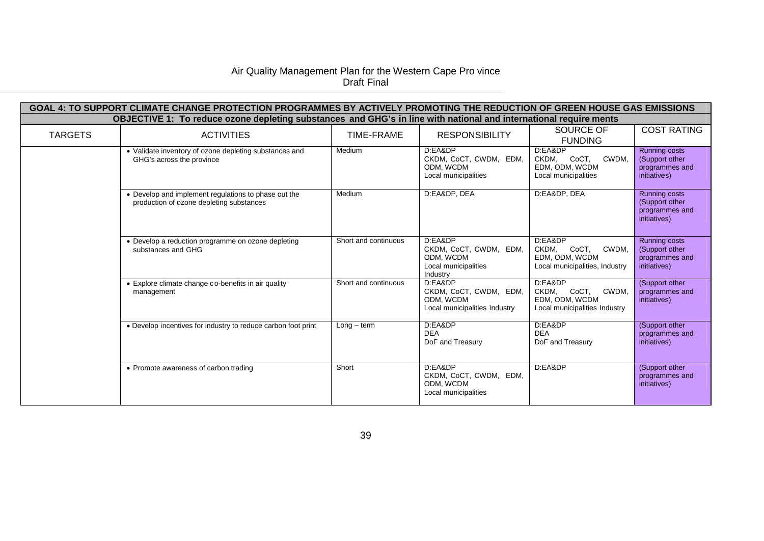| GOAL 4: TO SUPPORT CLIMATE CHANGE PROTECTION PROGRAMMES BY ACTIVELY PROMOTING THE REDUCTION OF GREEN HOUSE GAS EMISSIONS | | | | | |
|---|---|---|---|---|---|
| OBJECTIVE 1: To reduce ozone depleting substances and GHG's in line with national and international require ments | | | | | |
| TARGETS | ACTIVITIES | TIME-FRAME | RESPONSIBILITY | SOURCE OF FUNDING | COST RATING |
| | • Validate inventory of ozone depleting substances and GHG's across the province | Medium | D:EA&DP CKDM, CoCT, CWDM, EDM, ODM, WCDM Local municipalities | D:EA&DP CKDM, CoCT, CWDM, EDM, ODM, WCDM Local municipalities | Running costs (Support other programmes and initiatives) |
| | • Develop and implement regulations to phase out the production of ozone depleting substances | Medium | D:EA&DP, DEA | D:EA&DP, DEA | Running costs (Support other programmes and initiatives) |
| | • Develop a reduction programme on ozone depleting substances and GHG | Short and continuous | D:EA&DP CKDM, CoCT, CWDM, EDM, ODM, WCDM Local municipalities Industry | D:EA&DP CKDM, CoCT, CWDM, EDM, ODM, WCDM Local municipalities, Industry | Running costs (Support other programmes and initiatives) |
| | • Explore climate change co-benefits in air quality management | Short and continuous | D:EA&DP CKDM, CoCT, CWDM, EDM, ODM, WCDM Local municipalities Industry | D:EA&DP CKDM, CoCT, CWDM, EDM, ODM, WCDM Local municipalities Industry | (Support other programmes and initiatives) |
| | • Develop incentives for industry to reduce carbon foot print | Long – term | D:EA&DP DEA DoF and Treasury | D:EA&DP DEA DoF and Treasury | (Support other programmes and initiatives) |
| | • Promote awareness of carbon trading | Short | D:EA&DP CKDM, CoCT, CWDM, EDM, ODM, WCDM Local municipalities | D:EA&DP | (Support other programmes and initiatives) |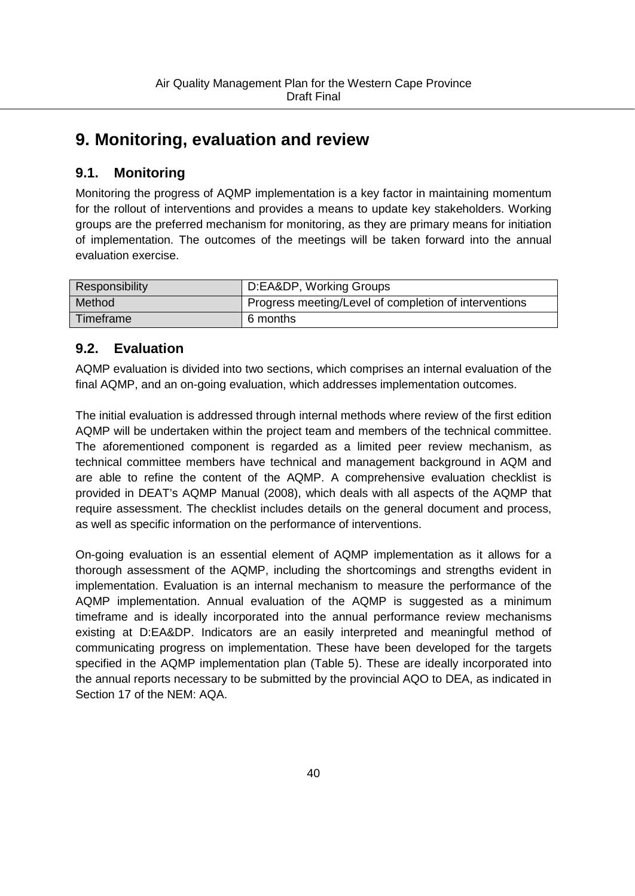# 9. Monitoring, evaluation and review

## 9.1. Monitoring

Monitoring the progress of AQMP implementation is a key factor in maintaining momentum for the rollout of interventions and provides a means to update key stakeholders. Working groups are the preferred mechanism for monitoring, as they are primary means for initiation of implementation. The outcomes of the meetings will be taken forward into the annual evaluation exercise.

| | |
|---|---|
| Responsibility | D:EA&DP, Working Groups |
| Method | Progress meeting/Level of completion of interventions |
| Timeframe | 6 months |

## 9.2. Evaluation

AQMP evaluation is divided into two sections, which comprises an internal evaluation of the final AQMP, and an on-going evaluation, which addresses implementation outcomes.

The initial evaluation is addressed through internal methods where review of the first edition AQMP will be undertaken within the project team and members of the technical committee. The aforementioned component is regarded as a limited peer review mechanism, as technical committee members have technical and management background in AQM and are able to refine the content of the AQMP. A comprehensive evaluation checklist is provided in DEAT's AQMP Manual (2008), which deals with all aspects of the AQMP that require assessment. The checklist includes details on the general document and process, as well as specific information on the performance of interventions.

On-going evaluation is an essential element of AQMP implementation as it allows for a thorough assessment of the AQMP, including the shortcomings and strengths evident in implementation. Evaluation is an internal mechanism to measure the performance of the AQMP implementation. Annual evaluation of the AQMP is suggested as a minimum timeframe and is ideally incorporated into the annual performance review mechanisms existing at D:EA&DP. Indicators are an easily interpreted and meaningful method of communicating progress on implementation. These have been developed for the targets specified in the AQMP implementation plan (Table 5). These are ideally incorporated into the annual reports necessary to be submitted by the provincial AQO to DEA, as indicated in Section 17 of the NEM: AQA.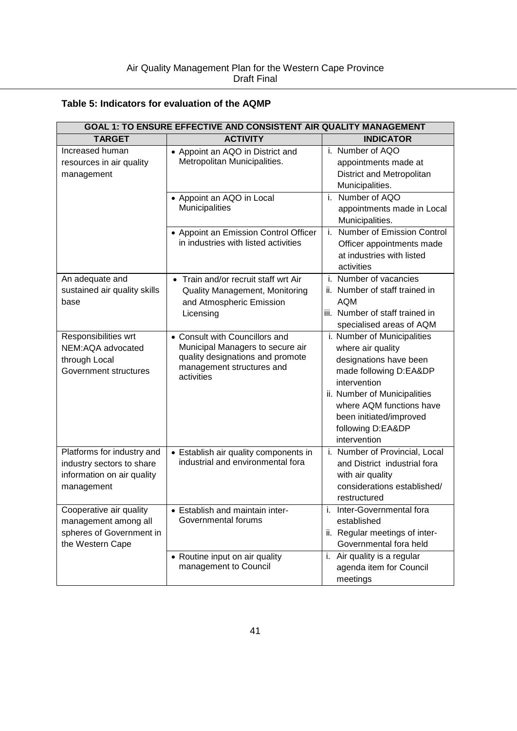**Table 5: Indicators for evaluation of the AQMP**

| GOAL 1: TO ENSURE EFFECTIVE AND CONSISTENT AIR QUALITY MANAGEMENT | | |
|---|---|---|
| **TARGET** | **ACTIVITY** | **INDICATOR** |
| Increased human resources in air quality management | • Appoint an AQO in District and Metropolitan Municipalities. | i. Number of AQO appointments made at District and Metropolitan Municipalities. |
| | • Appoint an AQO in Local Municipalities | i. Number of AQO appointments made in Local Municipalities. |
| | • Appoint an Emission Control Officer in industries with listed activities | i. Number of Emission Control Officer appointments made at industries with listed activities |
| An adequate and sustained air quality skills base | • Train and/or recruit staff wrt Air Quality Management, Monitoring and Atmospheric Emission Licensing | i. Number of vacancies<br>ii. Number of staff trained in AQM<br>iii. Number of staff trained in specialised areas of AQM |
| Responsibilities wrt NEM:AQA advocated through Local Government structures | • Consult with Councillors and Municipal Managers to secure air quality designations and promote management structures and activities | i. Number of Municipalities where air quality designations have been made following D:EA&DP intervention<br>ii. Number of Municipalities where AQM functions have been initiated/improved following D:EA&DP intervention |
| Platforms for industry and industry sectors to share information on air quality management | • Establish air quality components in industrial and environmental fora | i. Number of Provincial, Local and District industrial fora with air quality considerations established/ restructured |
| Cooperative air quality management among all spheres of Government in the Western Cape | • Establish and maintain inter-Governmental forums | i. Inter-Governmental fora established<br>ii. Regular meetings of inter-Governmental fora held |
| | • Routine input on air quality management to Council | i. Air quality is a regular agenda item for Council meetings |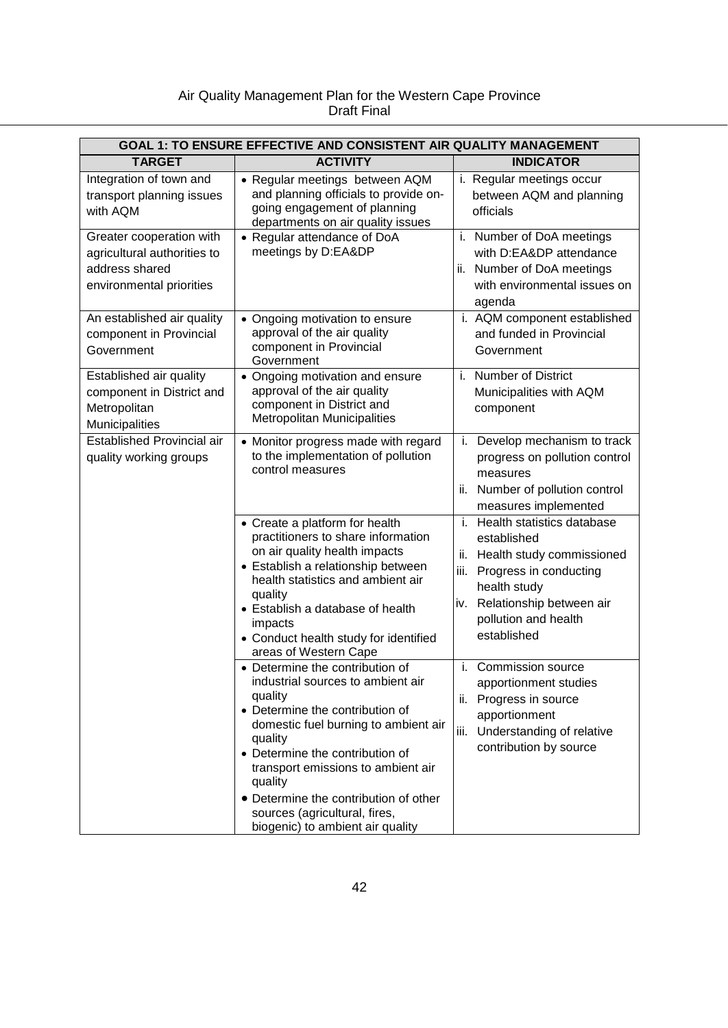| GOAL 1: TO ENSURE EFFECTIVE AND CONSISTENT AIR QUALITY MANAGEMENT | | |
|---|---|---|
| **TARGET** | **ACTIVITY** | **INDICATOR** |
| Integration of town and transport planning issues with AQM | • Regular meetings between AQM and planning officials to provide on-going engagement of planning departments on air quality issues | i. Regular meetings occur between AQM and planning officials |
| Greater cooperation with agricultural authorities to address shared environmental priorities | • Regular attendance of DoA meetings by D:EA&DP | i. Number of DoA meetings with D:EA&DP attendance<br>ii. Number of DoA meetings with environmental issues on agenda |
| An established air quality component in Provincial Government | • Ongoing motivation to ensure approval of the air quality component in Provincial Government | i. AQM component established and funded in Provincial Government |
| Established air quality component in District and Metropolitan Municipalities | • Ongoing motivation and ensure approval of the air quality component in District and Metropolitan Municipalities | i. Number of District Municipalities with AQM component |
| Established Provincial air quality working groups | • Monitor progress made with regard to the implementation of pollution control measures | i. Develop mechanism to track progress on pollution control measures<br>ii. Number of pollution control measures implemented |
| | • Create a platform for health practitioners to share information on air quality health impacts<br>• Establish a relationship between health statistics and ambient air quality<br>• Establish a database of health impacts<br>• Conduct health study for identified areas of Western Cape | i. Health statistics database established<br>ii. Health study commissioned<br>iii. Progress in conducting health study<br>iv. Relationship between air pollution and health established |
| | • Determine the contribution of industrial sources to ambient air quality<br>• Determine the contribution of domestic fuel burning to ambient air quality<br>• Determine the contribution of transport emissions to ambient air quality<br>• Determine the contribution of other sources (agricultural, fires, biogenic) to ambient air quality | i. Commission source apportionment studies<br>ii. Progress in source apportionment<br>iii. Understanding of relative contribution by source |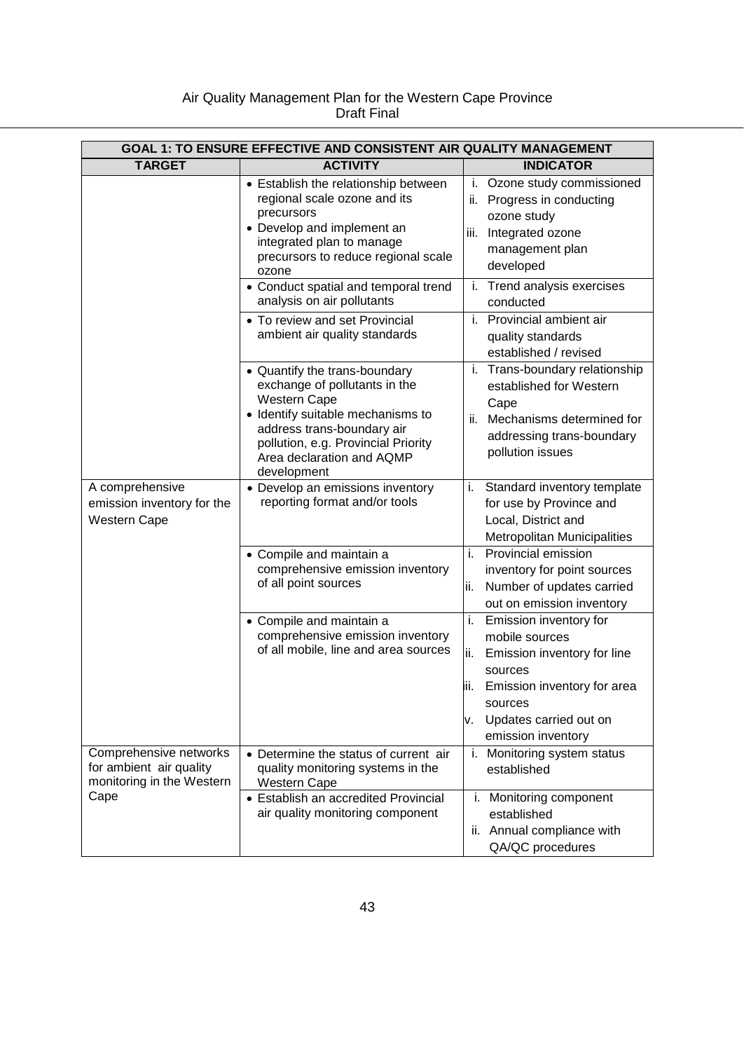| GOAL 1: TO ENSURE EFFECTIVE AND CONSISTENT AIR QUALITY MANAGEMENT | | |
|---|---|---|
| **TARGET** | **ACTIVITY** | **INDICATOR** |
| | • Establish the relationship between regional scale ozone and its precursors<br>• Develop and implement an integrated plan to manage precursors to reduce regional scale ozone | i. Ozone study commissioned<br>ii. Progress in conducting ozone study<br>iii. Integrated ozone management plan developed |
| | • Conduct spatial and temporal trend analysis on air pollutants | i. Trend analysis exercises conducted |
| | • To review and set Provincial ambient air quality standards | i. Provincial ambient air quality standards established / revised |
| | • Quantify the trans-boundary exchange of pollutants in the Western Cape<br>• Identify suitable mechanisms to address trans-boundary air pollution, e.g. Provincial Priority Area declaration and AQMP development | i. Trans-boundary relationship established for Western Cape<br>ii. Mechanisms determined for addressing trans-boundary pollution issues |
| A comprehensive emission inventory for the Western Cape | • Develop an emissions inventory reporting format and/or tools | i. Standard inventory template for use by Province and Local, District and Metropolitan Municipalities |
| | • Compile and maintain a comprehensive emission inventory of all point sources | i. Provincial emission inventory for point sources<br>ii. Number of updates carried out on emission inventory |
| | • Compile and maintain a comprehensive emission inventory of all mobile, line and area sources | i. Emission inventory for mobile sources<br>ii. Emission inventory for line sources<br>iii. Emission inventory for area sources<br>v. Updates carried out on emission inventory |
| Comprehensive networks for ambient air quality monitoring in the Western Cape | • Determine the status of current air quality monitoring systems in the Western Cape | i. Monitoring system status established |
| | • Establish an accredited Provincial air quality monitoring component | i. Monitoring component established<br>ii. Annual compliance with QA/QC procedures |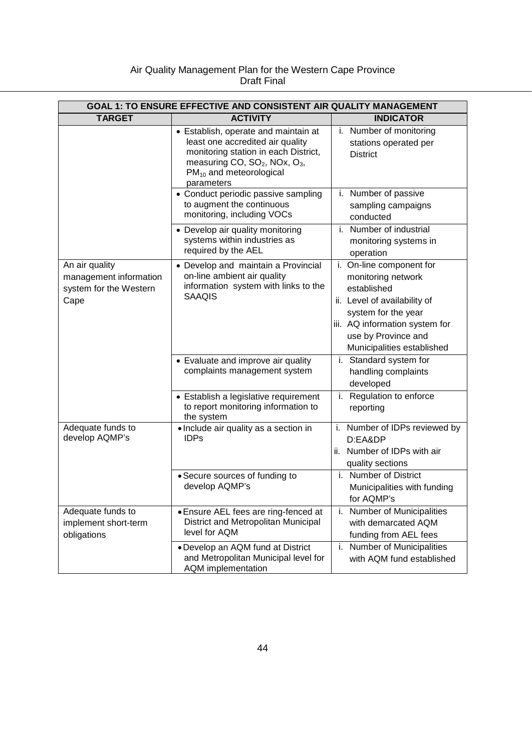| GOAL 1: TO ENSURE EFFECTIVE AND CONSISTENT AIR QUALITY MANAGEMENT | | |
|---|---|---|
| **TARGET** | **ACTIVITY** | **INDICATOR** |
| | • Establish, operate and maintain at least one accredited air quality monitoring station in each District, measuring CO, $SO_2$, NOx, $O_3$, $PM_{10}$ and meteorological parameters | i. Number of monitoring stations operated per District |
| | • Conduct periodic passive sampling to augment the continuous monitoring, including VOCs | i. Number of passive sampling campaigns conducted |
| | • Develop air quality monitoring systems within industries as required by the AEL | i. Number of industrial monitoring systems in operation |
| An air quality management information system for the Western Cape | • Develop and maintain a Provincial on-line ambient air quality information system with links to the SAAQIS | i. On-line component for monitoring network established<br>ii. Level of availability of system for the year<br>iii. AQ information system for use by Province and Municipalities established |
| | • Evaluate and improve air quality complaints management system | i. Standard system for handling complaints developed |
| | • Establish a legislative requirement to report monitoring information to the system | i. Regulation to enforce reporting |
| Adequate funds to develop AQMP's | • Include air quality as a section in IDPs | i. Number of IDPs reviewed by D:EA&DP<br>ii. Number of IDPs with air quality sections |
| | • Secure sources of funding to develop AQMP's | i. Number of District Municipalities with funding for AQMP's |
| Adequate funds to implement short-term obligations | • Ensure AEL fees are ring-fenced at District and Metropolitan Municipal level for AQM | i. Number of Municipalities with demarcated AQM funding from AEL fees |
| | • Develop an AQM fund at District and Metropolitan Municipal level for AQM implementation | i. Number of Municipalities with AQM fund established |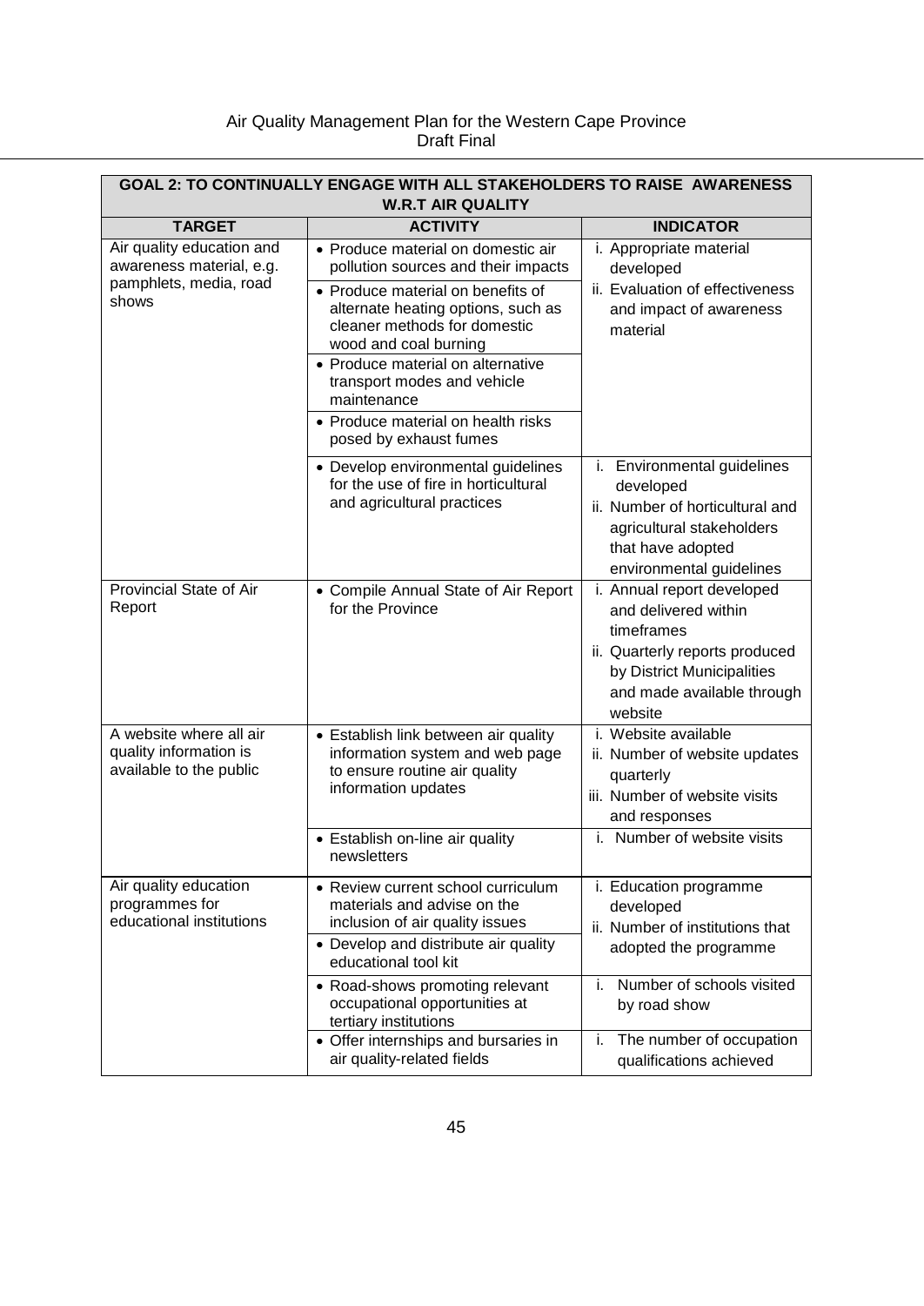| GOAL 2: TO CONTINUALLY ENGAGE WITH ALL STAKEHOLDERS TO RAISE AWARENESS W.R.T AIR QUALITY | | |
|---|---|---|
| **TARGET** | **ACTIVITY** | **INDICATOR** |
| Air quality education and awareness material, e.g. pamphlets, media, road shows | • Produce material on domestic air pollution sources and their impacts | i. Appropriate material developed<br>ii. Evaluation of effectiveness and impact of awareness material |
| | • Produce material on benefits of alternate heating options, such as cleaner methods for domestic wood and coal burning | |
| | • Produce material on alternative transport modes and vehicle maintenance | |
| | • Produce material on health risks posed by exhaust fumes | |
| | • Develop environmental guidelines for the use of fire in horticultural and agricultural practices | i. Environmental guidelines developed<br>ii. Number of horticultural and agricultural stakeholders that have adopted environmental guidelines |
| Provincial State of Air Report | • Compile Annual State of Air Report for the Province | i. Annual report developed and delivered within timeframes<br>ii. Quarterly reports produced by District Municipalities and made available through website |
| A website where all air quality information is available to the public | • Establish link between air quality information system and web page to ensure routine air quality information updates | i. Website available<br>ii. Number of website updates quarterly<br>iii. Number of website visits and responses |
| | • Establish on-line air quality newsletters | i. Number of website visits |
| Air quality education programmes for educational institutions | • Review current school curriculum materials and advise on the inclusion of air quality issues | i. Education programme developed<br>ii. Number of institutions that adopted the programme |
| | • Develop and distribute air quality educational tool kit | |
| | • Road-shows promoting relevant occupational opportunities at tertiary institutions | i. Number of schools visited by road show |
| | • Offer internships and bursaries in air quality-related fields | i. The number of occupation qualifications achieved |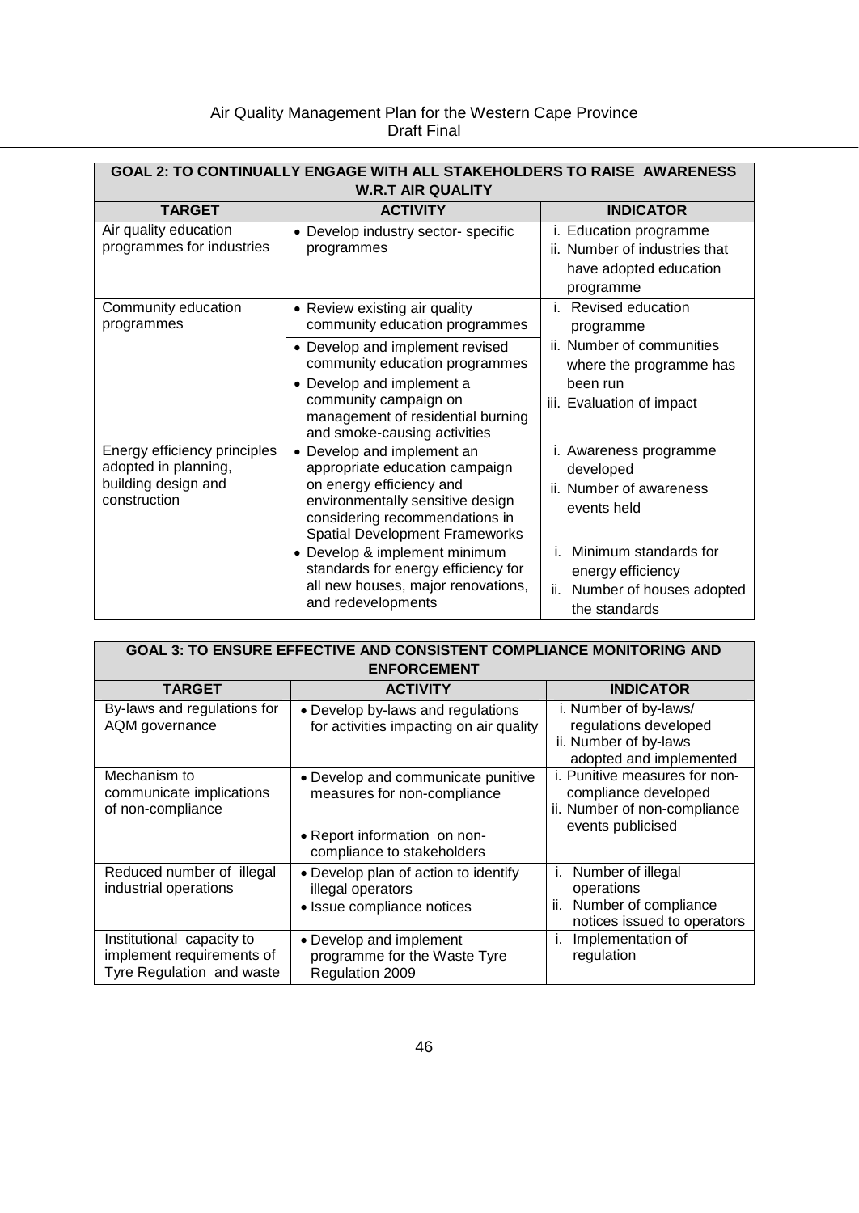| GOAL 2: TO CONTINUALLY ENGAGE WITH ALL STAKEHOLDERS TO RAISE AWARENESS W.R.T AIR QUALITY | | |
|---|---|---|
| **TARGET** | **ACTIVITY** | **INDICATOR** |
| Air quality education programmes for industries | • Develop industry sector- specific programmes | i. Education programme<br>ii. Number of industries that have adopted education programme |
| Community education programmes | • Review existing air quality community education programmes<br>• Develop and implement revised community education programmes<br>• Develop and implement a community campaign on management of residential burning and smoke-causing activities | i. Revised education programme<br>ii. Number of communities where the programme has been run<br>iii. Evaluation of impact |
| Energy efficiency principles adopted in planning, building design and construction | • Develop and implement an appropriate education campaign on energy efficiency and environmentally sensitive design considering recommendations in Spatial Development Frameworks | i. Awareness programme developed<br>ii. Number of awareness events held |
| | • Develop & implement minimum standards for energy efficiency for all new houses, major renovations, and redevelopments | i. Minimum standards for energy efficiency<br>ii. Number of houses adopted the standards |

| GOAL 3: TO ENSURE EFFECTIVE AND CONSISTENT COMPLIANCE MONITORING AND ENFORCEMENT | | |
|---|---|---|
| **TARGET** | **ACTIVITY** | **INDICATOR** |
| By-laws and regulations for AQM governance | • Develop by-laws and regulations for activities impacting on air quality | i. Number of by-laws/ regulations developed<br>ii. Number of by-laws adopted and implemented |
| Mechanism to communicate implications of non-compliance | • Develop and communicate punitive measures for non-compliance<br>• Report information on non-compliance to stakeholders | i. Punitive measures for non-compliance developed<br>ii. Number of non-compliance events publicised |
| Reduced number of illegal industrial operations | • Develop plan of action to identify illegal operators<br>• Issue compliance notices | i. Number of illegal operations<br>ii. Number of compliance notices issued to operators |
| Institutional capacity to implement requirements of Tyre Regulation and waste | • Develop and implement programme for the Waste Tyre Regulation 2009 | i. Implementation of regulation |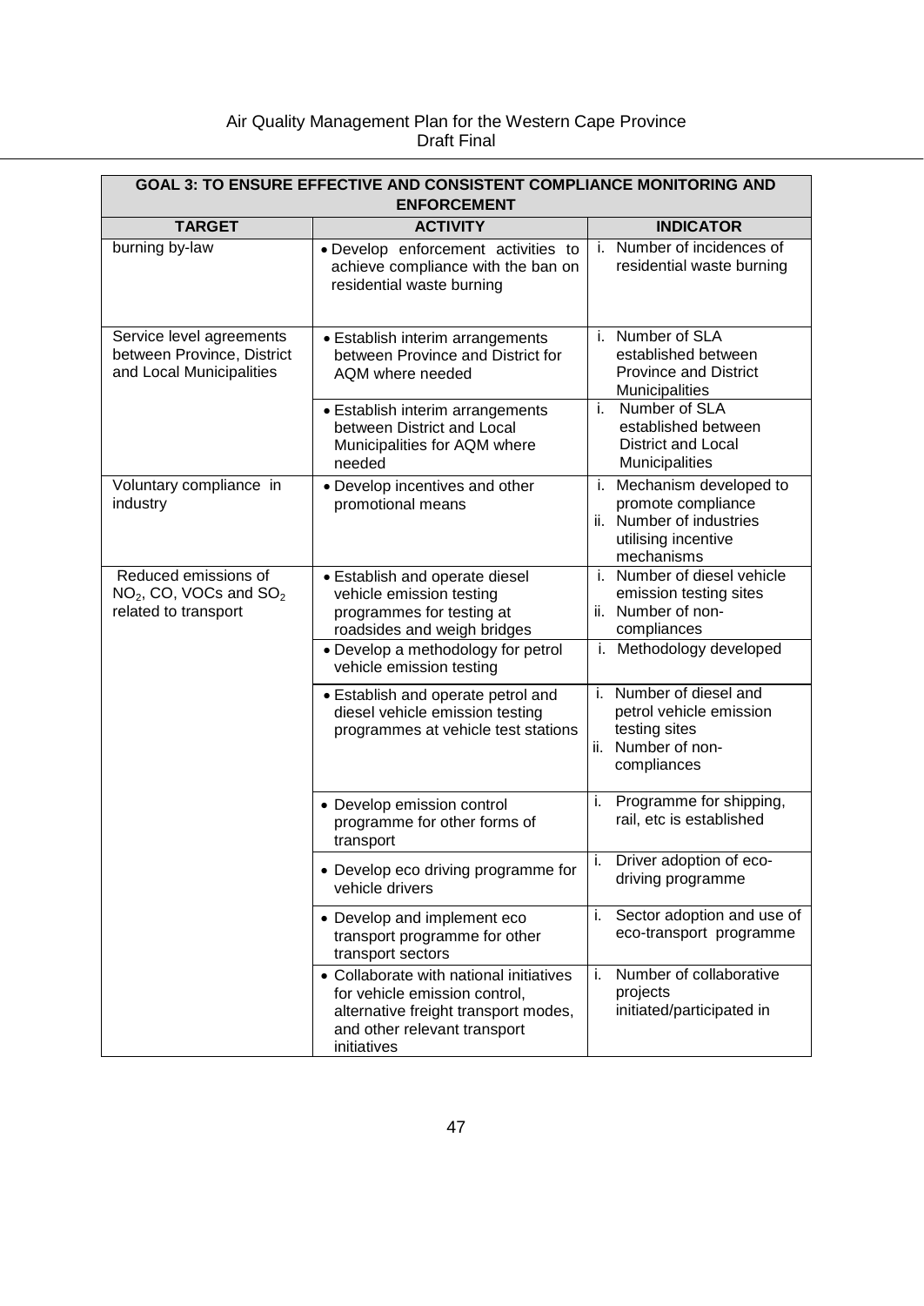| GOAL 3: TO ENSURE EFFECTIVE AND CONSISTENT COMPLIANCE MONITORING AND ENFORCEMENT | | |
|---|---|---|
| **TARGET** | **ACTIVITY** | **INDICATOR** |
| burning by-law | • Develop enforcement activities to achieve compliance with the ban on residential waste burning | i. Number of incidences of residential waste burning |
| Service level agreements between Province, District and Local Municipalities | • Establish interim arrangements between Province and District for AQM where needed | i. Number of SLA established between Province and District Municipalities |
| | • Establish interim arrangements between District and Local Municipalities for AQM where needed | i. Number of SLA established between District and Local Municipalities |
| Voluntary compliance in industry | • Develop incentives and other promotional means | i. Mechanism developed to promote compliance<br>ii. Number of industries utilising incentive mechanisms |
| Reduced emissions of $NO_2$, CO, VOCs and $SO_2$ related to transport | • Establish and operate diesel vehicle emission testing programmes for testing at roadsides and weigh bridges | i. Number of diesel vehicle emission testing sites<br>ii. Number of non-compliances |
| | • Develop a methodology for petrol vehicle emission testing | i. Methodology developed |
| | • Establish and operate petrol and diesel vehicle emission testing programmes at vehicle test stations | i. Number of diesel and petrol vehicle emission testing sites<br>ii. Number of non-compliances |
| | • Develop emission control programme for other forms of transport | i. Programme for shipping, rail, etc is established |
| | • Develop eco driving programme for vehicle drivers | i. Driver adoption of eco-driving programme |
| | • Develop and implement eco transport programme for other transport sectors | i. Sector adoption and use of eco-transport programme |
| | • Collaborate with national initiatives for vehicle emission control, alternative freight transport modes, and other relevant transport initiatives | i. Number of collaborative projects initiated/participated in |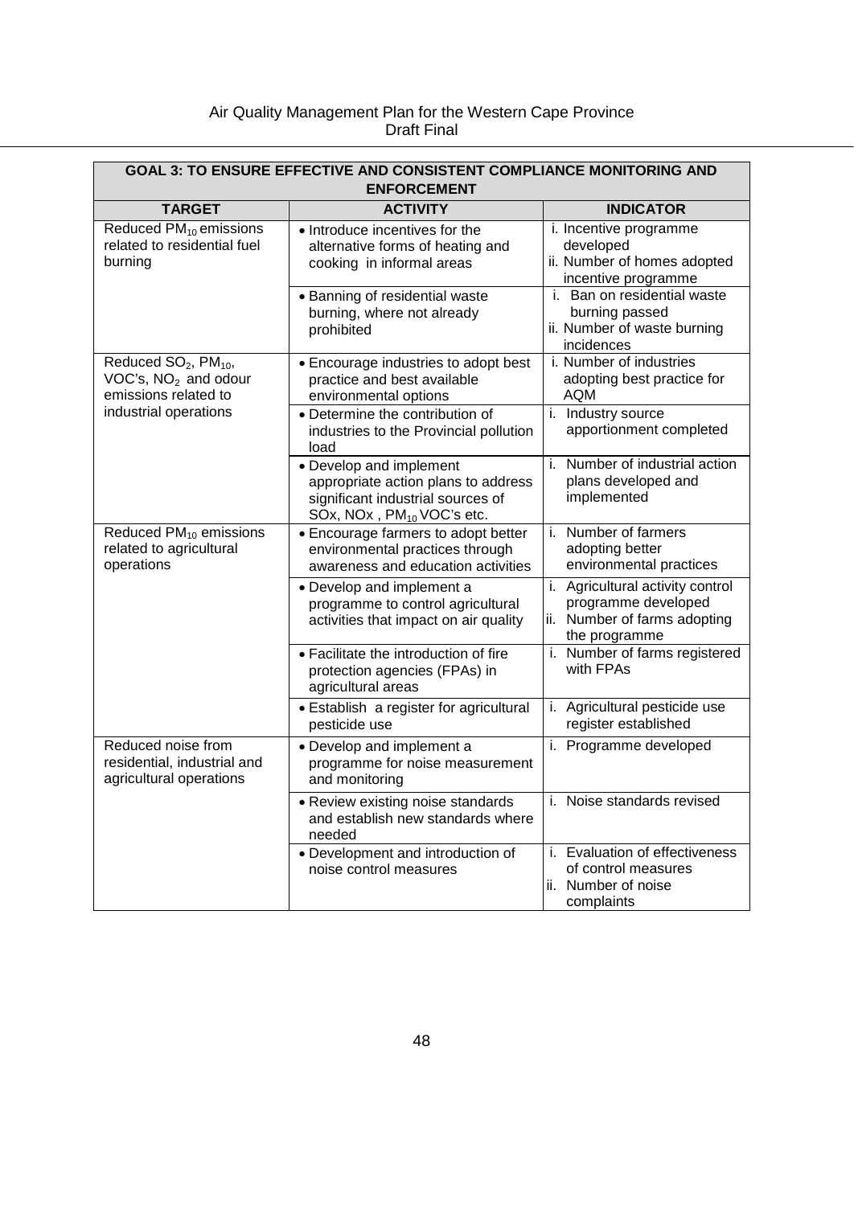| GOAL 3: TO ENSURE EFFECTIVE AND CONSISTENT COMPLIANCE MONITORING AND ENFORCEMENT | | |
|---|---|---|
| **TARGET** | **ACTIVITY** | **INDICATOR** |
| Reduced $PM_{10}$ emissions related to residential fuel burning | • Introduce incentives for the alternative forms of heating and cooking in informal areas | i. Incentive programme developed<br>ii. Number of homes adopted incentive programme |
| | • Banning of residential waste burning, where not already prohibited | i. Ban on residential waste burning passed<br>ii. Number of waste burning incidences |
| Reduced $SO_2$, $PM_{10}$, VOC's, $NO_2$ and odour emissions related to industrial operations | • Encourage industries to adopt best practice and best available environmental options | i. Number of industries adopting best practice for AQM |
| | • Determine the contribution of industries to the Provincial pollution load | i. Industry source apportionment completed |
| | • Develop and implement appropriate action plans to address significant industrial sources of SOx, NOx , $PM_{10}$ VOC's etc. | i. Number of industrial action plans developed and implemented |
| Reduced $PM_{10}$ emissions related to agricultural operations | • Encourage farmers to adopt better environmental practices through awareness and education activities | i. Number of farmers adopting better environmental practices |
| | • Develop and implement a programme to control agricultural activities that impact on air quality | i. Agricultural activity control programme developed<br>ii. Number of farms adopting the programme |
| | • Facilitate the introduction of fire protection agencies (FPAs) in agricultural areas | i. Number of farms registered with FPAs |
| | • Establish a register for agricultural pesticide use | i. Agricultural pesticide use register established |
| Reduced noise from residential, industrial and agricultural operations | • Develop and implement a programme for noise measurement and monitoring | i. Programme developed |
| | • Review existing noise standards and establish new standards where needed | i. Noise standards revised |
| | • Development and introduction of noise control measures | i. Evaluation of effectiveness of control measures<br>ii. Number of noise complaints |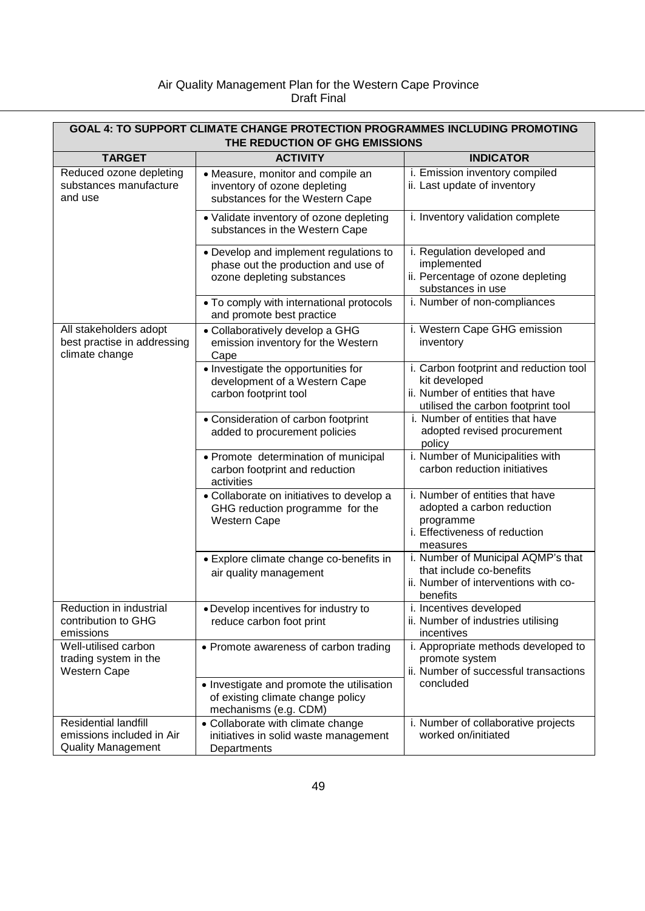| GOAL 4: TO SUPPORT CLIMATE CHANGE PROTECTION PROGRAMMES INCLUDING PROMOTING THE REDUCTION OF GHG EMISSIONS | | |
|---|---|---|
| **TARGET** | **ACTIVITY** | **INDICATOR** |
| Reduced ozone depleting substances manufacture and use | • Measure, monitor and compile an inventory of ozone depleting substances for the Western Cape | i. Emission inventory compiled<br>ii. Last update of inventory |
| | • Validate inventory of ozone depleting substances in the Western Cape | i. Inventory validation complete |
| | • Develop and implement regulations to phase out the production and use of ozone depleting substances | i. Regulation developed and implemented<br>ii. Percentage of ozone depleting substances in use |
| | • To comply with international protocols and promote best practice | i. Number of non-compliances |
| All stakeholders adopt best practise in addressing climate change | • Collaboratively develop a GHG emission inventory for the Western Cape | i. Western Cape GHG emission inventory |
| | • Investigate the opportunities for development of a Western Cape carbon footprint tool | i. Carbon footprint and reduction tool kit developed<br>ii. Number of entities that have utilised the carbon footprint tool |
| | • Consideration of carbon footprint added to procurement policies | i. Number of entities that have adopted revised procurement policy |
| | • Promote determination of municipal carbon footprint and reduction activities | i. Number of Municipalities with carbon reduction initiatives |
| | • Collaborate on initiatives to develop a GHG reduction programme for the Western Cape | i. Number of entities that have adopted a carbon reduction programme<br>i. Effectiveness of reduction measures |
| | • Explore climate change co-benefits in air quality management | i. Number of Municipal AQMP's that that include co-benefits<br>ii. Number of interventions with co-benefits |
| Reduction in industrial contribution to GHG emissions | • Develop incentives for industry to reduce carbon foot print | i. Incentives developed<br>ii. Number of industries utilising incentives |
| Well-utilised carbon trading system in the Western Cape | • Promote awareness of carbon trading | i. Appropriate methods developed to promote system<br>ii. Number of successful transactions concluded |
| | • Investigate and promote the utilisation of existing climate change policy mechanisms (e.g. CDM) | |
| Residential landfill emissions included in Air Quality Management | • Collaborate with climate change initiatives in solid waste management Departments | i. Number of collaborative projects worked on/initiated |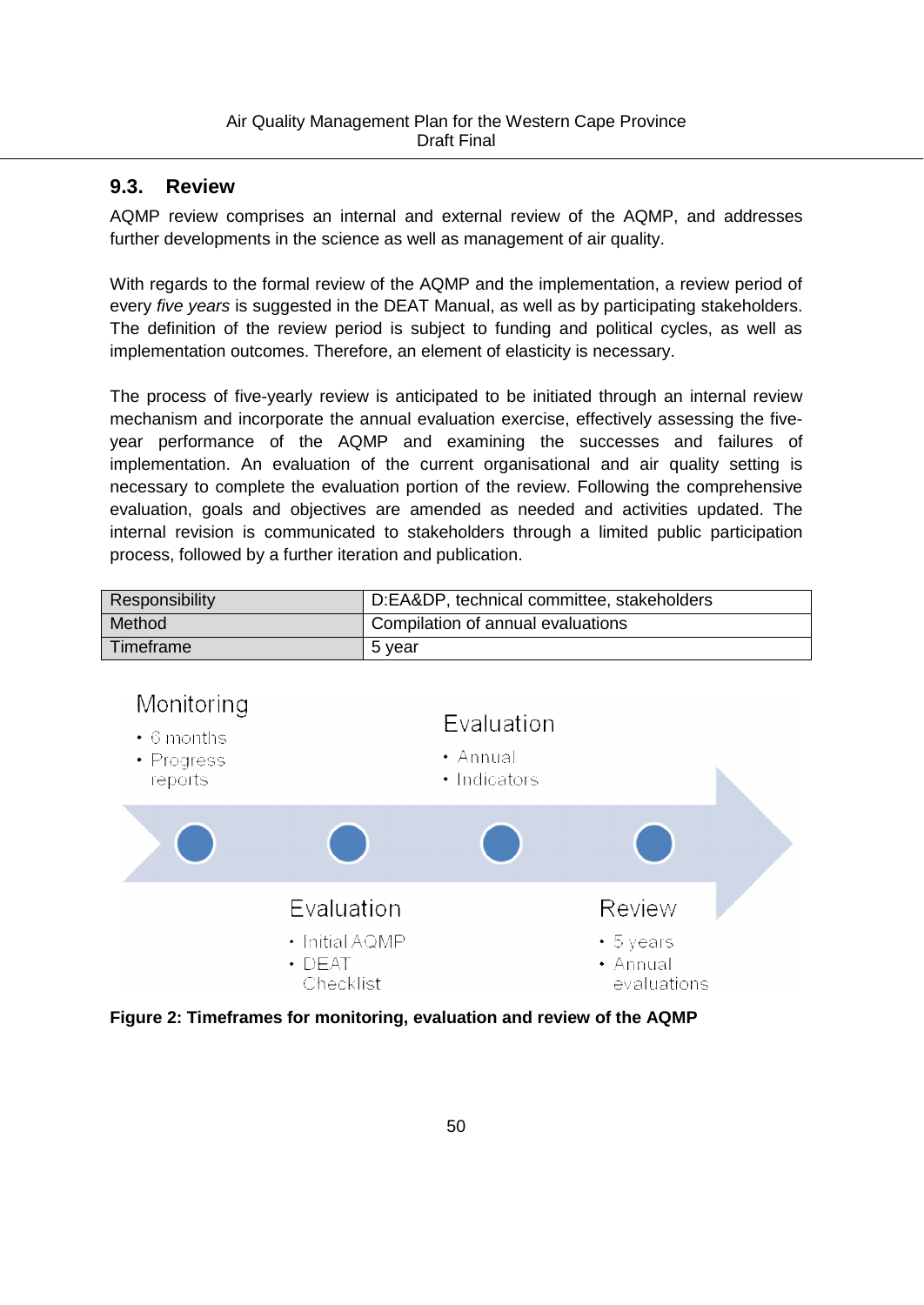## 9.3. Review

AQMP review comprises an internal and external review of the AQMP, and addresses further developments in the science as well as management of air quality.

With regards to the formal review of the AQMP and the implementation, a review period of every *five years* is suggested in the DEAT Manual, as well as by participating stakeholders. The definition of the review period is subject to funding and political cycles, as well as implementation outcomes. Therefore, an element of elasticity is necessary.

The process of five-yearly review is anticipated to be initiated through an internal review mechanism and incorporate the annual evaluation exercise, effectively assessing the five-year performance of the AQMP and examining the successes and failures of implementation. An evaluation of the current organisational and air quality setting is necessary to complete the evaluation portion of the review. Following the comprehensive evaluation, goals and objectives are amended as needed and activities updated. The internal revision is communicated to stakeholders through a limited public participation process, followed by a further iteration and publication.

| | |
|---|---|
| Responsibility | D:EA&DP, technical committee, stakeholders |
| Method | Compilation of annual evaluations |
| Timeframe | 5 year |

Monitoring
- 6 months
- Progress reports

Evaluation
- Initial AQMP
- DEAT Checklist

Evaluation
- Annual
- Indicators

Review
- 5 years
- Annual evaluations

**Figure 2: Timeframes for monitoring, evaluation and review of the AQMP**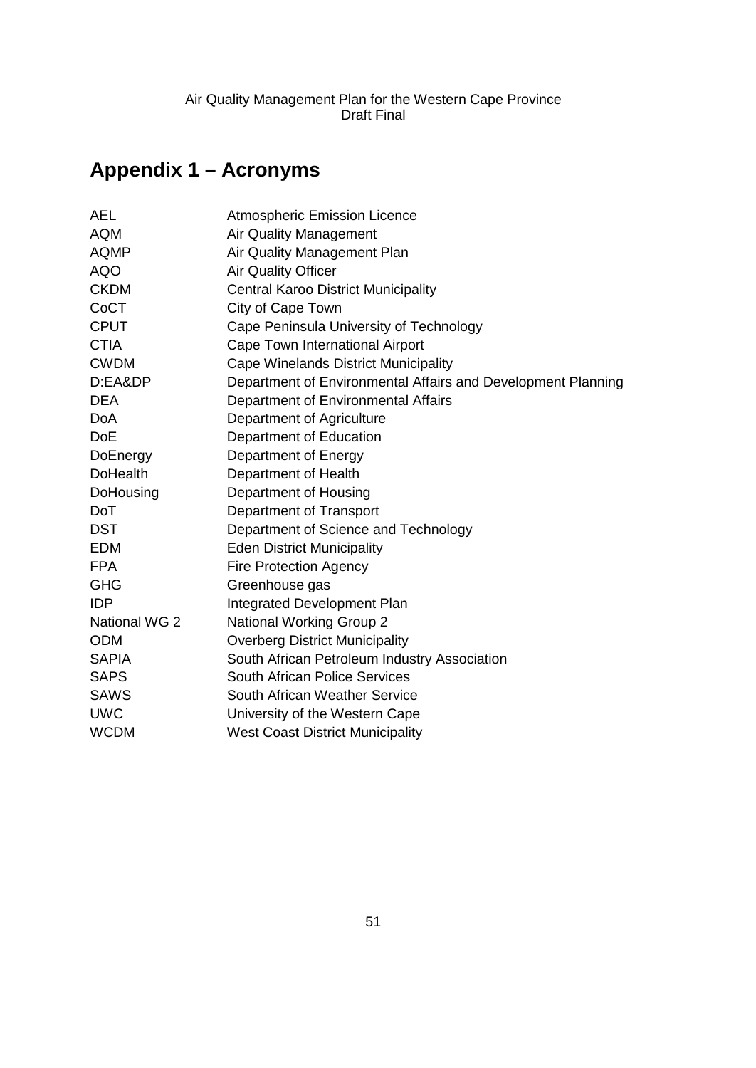# Appendix 1 – Acronyms

| | |
|---|---|
| AEL | Atmospheric Emission Licence |
| AQM | Air Quality Management |
| AQMP | Air Quality Management Plan |
| AQO | Air Quality Officer |
| CKDM | Central Karoo District Municipality |
| CoCT | City of Cape Town |
| CPUT | Cape Peninsula University of Technology |
| CTIA | Cape Town International Airport |
| CWDM | Cape Winelands District Municipality |
| D:EA&DP | Department of Environmental Affairs and Development Planning |
| DEA | Department of Environmental Affairs |
| DoA | Department of Agriculture |
| DoE | Department of Education |
| DoEnergy | Department of Energy |
| DoHealth | Department of Health |
| DoHousing | Department of Housing |
| DoT | Department of Transport |
| DST | Department of Science and Technology |
| EDM | Eden District Municipality |
| FPA | Fire Protection Agency |
| GHG | Greenhouse gas |
| IDP | Integrated Development Plan |
| National WG 2 | National Working Group 2 |
| ODM | Overberg District Municipality |
| SAPIA | South African Petroleum Industry Association |
| SAPS | South African Police Services |
| SAWS | South African Weather Service |
| UWC | University of the Western Cape |
| WCDM | West Coast District Municipality |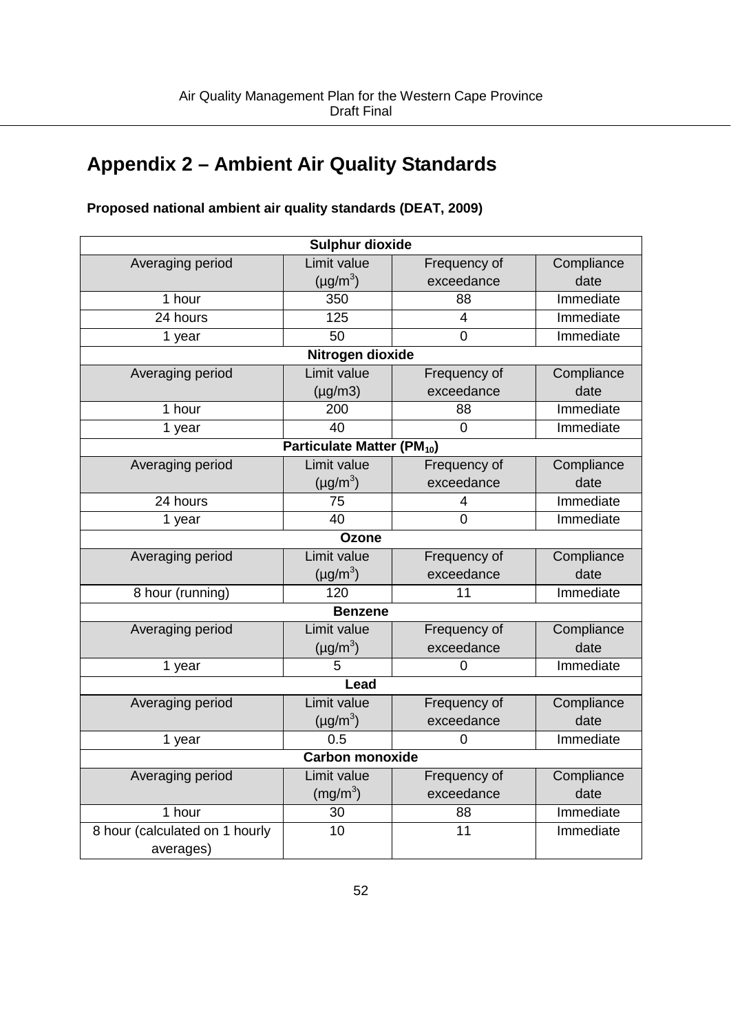# Appendix 2 – Ambient Air Quality Standards

**Proposed national ambient air quality standards (DEAT, 2009)**

| Sulphur dioxide | | | |
|---|---|---|---|
| Averaging period | Limit value ($\mu g/m^3$) | Frequency of exceedance | Compliance date |
| 1 hour | 350 | 88 | Immediate |
| 24 hours | 125 | 4 | Immediate |
| 1 year | 50 | 0 | Immediate |
| **Nitrogen dioxide** | | | |
| Averaging period | Limit value (µg/m3) | Frequency of exceedance | Compliance date |
| 1 hour | 200 | 88 | Immediate |
| 1 year | 40 | 0 | Immediate |
| **Particulate Matter ($PM_{10}$)** | | | |
| Averaging period | Limit value ($\mu g/m^3$) | Frequency of exceedance | Compliance date |
| 24 hours | 75 | 4 | Immediate |
| 1 year | 40 | 0 | Immediate |
| **Ozone** | | | |
| Averaging period | Limit value ($\mu g/m^3$) | Frequency of exceedance | Compliance date |
| 8 hour (running) | 120 | 11 | Immediate |
| **Benzene** | | | |
| Averaging period | Limit value ($\mu g/m^3$) | Frequency of exceedance | Compliance date |
| 1 year | 5 | 0 | Immediate |
| **Lead** | | | |
| Averaging period | Limit value ($\mu g/m^3$) | Frequency of exceedance | Compliance date |
| 1 year | 0.5 | 0 | Immediate |
| **Carbon monoxide** | | | |
| Averaging period | Limit value ($mg/m^3$) | Frequency of exceedance | Compliance date |
| 1 hour | 30 | 88 | Immediate |
| 8 hour (calculated on 1 hourly averages) | 10 | 11 | Immediate |